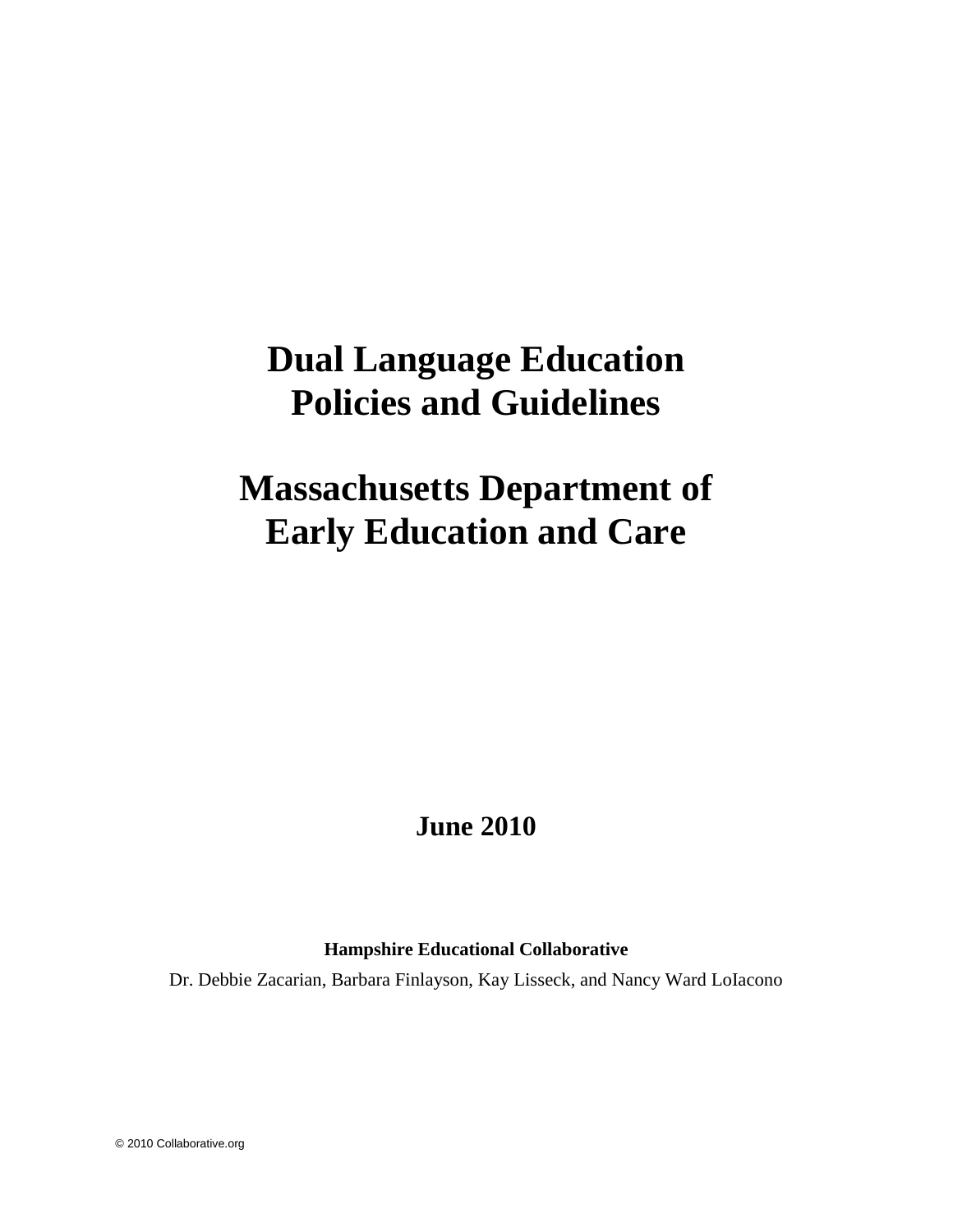# Dual Language Education Policies and Guidelines

# Massachusetts Department of Early Education and Care

**June 2010**

**Hampshire Educational Collaborative**

Dr. Debbie Zacarian, Barbara Finlayson, Kay Lisseck, and Nancy Ward LoIacono

© 2010 Collaborative.org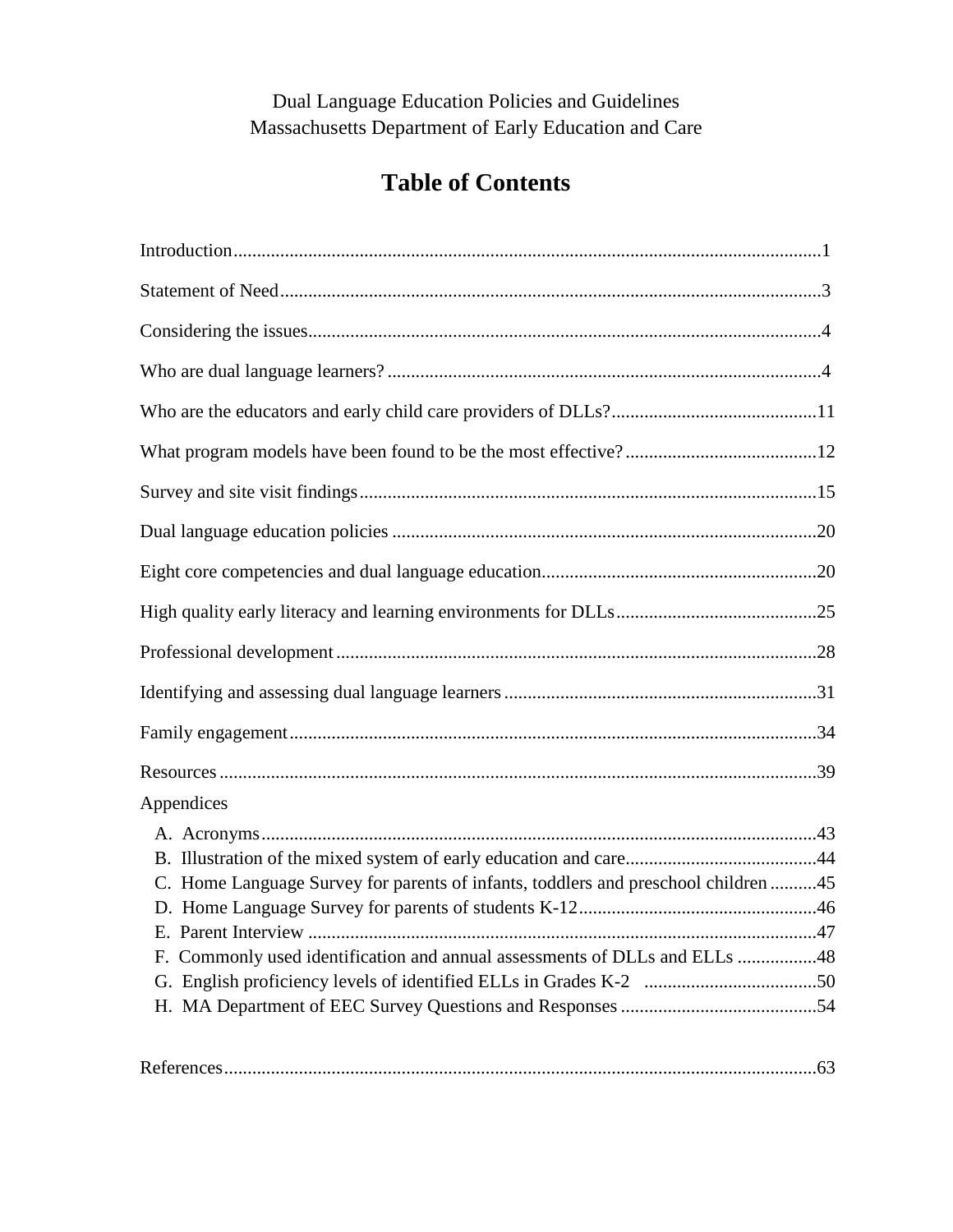Dual Language Education Policies and Guidelines
Massachusetts Department of Early Education and Care

# Table of Contents

Introduction....................................................................................................................1

Statement of Need..........................................................................................................3

Considering the issues....................................................................................................4

Who are dual language learners?....................................................................................4

Who are the educators and early child care providers of DLLs?...................................11

What program models have been found to be the most effective?................................12

Survey and site visit findings........................................................................................15

Dual language education policies..................................................................................20

Eight core competencies and dual language education..................................................20

High quality early literacy and learning environments for DLLs..................................25

Professional development..............................................................................................28

Identifying and assessing dual language learners..........................................................31

Family engagement........................................................................................................34

Resources.......................................................................................................................39

Appendices

- A. Acronyms..................................................................................................................43
- B. Illustration of the mixed system of early education and care....................................44
- C. Home Language Survey for parents of infants, toddlers and preschool children..........45
- D. Home Language Survey for parents of students K-12..................................................46
- E. Parent Interview..........................................................................................................47
- F. Commonly used identification and annual assessments of DLLs and ELLs.................48
- G. English proficiency levels of identified ELLs in Grades K-2.....................................50
- H. MA Department of EEC Survey Questions and Responses..........................................54

References.....................................................................................................................63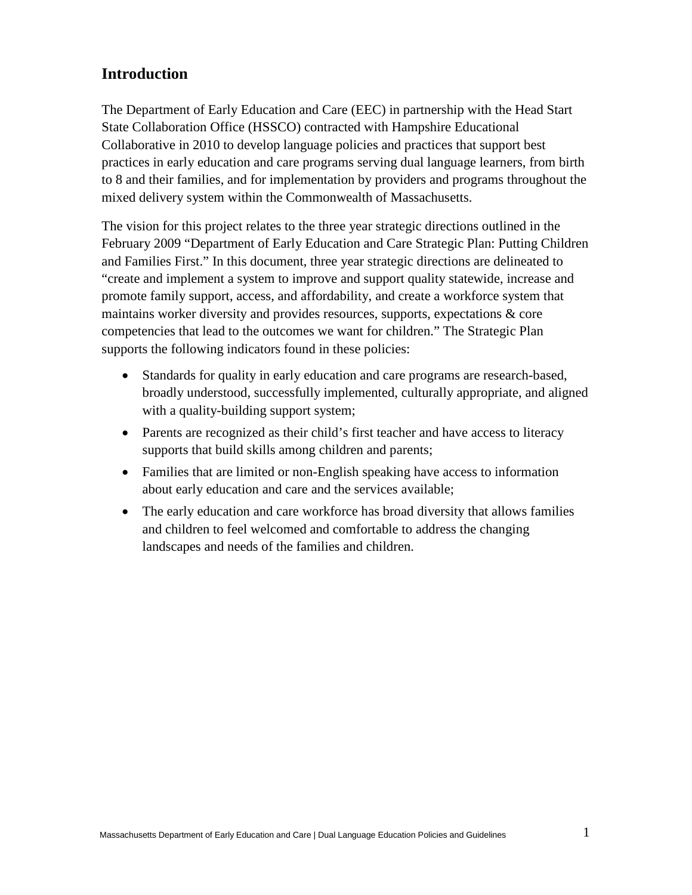## Introduction

The Department of Early Education and Care (EEC) in partnership with the Head Start State Collaboration Office (HSSCO) contracted with Hampshire Educational Collaborative in 2010 to develop language policies and practices that support best practices in early education and care programs serving dual language learners, from birth to 8 and their families, and for implementation by providers and programs throughout the mixed delivery system within the Commonwealth of Massachusetts.

The vision for this project relates to the three year strategic directions outlined in the February 2009 "Department of Early Education and Care Strategic Plan: Putting Children and Families First." In this document, three year strategic directions are delineated to "create and implement a system to improve and support quality statewide, increase and promote family support, access, and affordability, and create a workforce system that maintains worker diversity and provides resources, supports, expectations & core competencies that lead to the outcomes we want for children." The Strategic Plan supports the following indicators found in these policies:

- Standards for quality in early education and care programs are research-based, broadly understood, successfully implemented, culturally appropriate, and aligned with a quality-building support system;
- Parents are recognized as their child's first teacher and have access to literacy supports that build skills among children and parents;
- Families that are limited or non-English speaking have access to information about early education and care and the services available;
- The early education and care workforce has broad diversity that allows families and children to feel welcomed and comfortable to address the changing landscapes and needs of the families and children.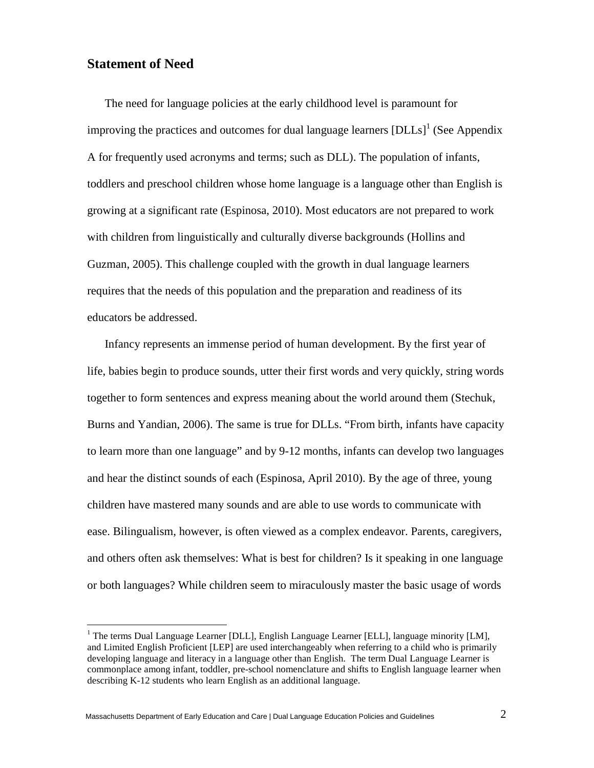## Statement of Need

The need for language policies at the early childhood level is paramount for improving the practices and outcomes for dual language learners [DLLs][1] (See Appendix A for frequently used acronyms and terms; such as DLL). The population of infants, toddlers and preschool children whose home language is a language other than English is growing at a significant rate (Espinosa, 2010). Most educators are not prepared to work with children from linguistically and culturally diverse backgrounds (Hollins and Guzman, 2005). This challenge coupled with the growth in dual language learners requires that the needs of this population and the preparation and readiness of its educators be addressed.

Infancy represents an immense period of human development. By the first year of life, babies begin to produce sounds, utter their first words and very quickly, string words together to form sentences and express meaning about the world around them (Stechuk, Burns and Yandian, 2006). The same is true for DLLs. "From birth, infants have capacity to learn more than one language" and by 9-12 months, infants can develop two languages and hear the distinct sounds of each (Espinosa, April 2010). By the age of three, young children have mastered many sounds and are able to use words to communicate with ease. Bilingualism, however, is often viewed as a complex endeavor. Parents, caregivers, and others often ask themselves: What is best for children? Is it speaking in one language or both languages? While children seem to miraculously master the basic usage of words

[1] The terms Dual Language Learner [DLL], English Language Learner [ELL], language minority [LM], and Limited English Proficient [LEP] are used interchangeably when referring to a child who is primarily developing language and literacy in a language other than English. The term Dual Language Learner is commonplace among infant, toddler, pre-school nomenclature and shifts to English language learner when describing K-12 students who learn English as an additional language.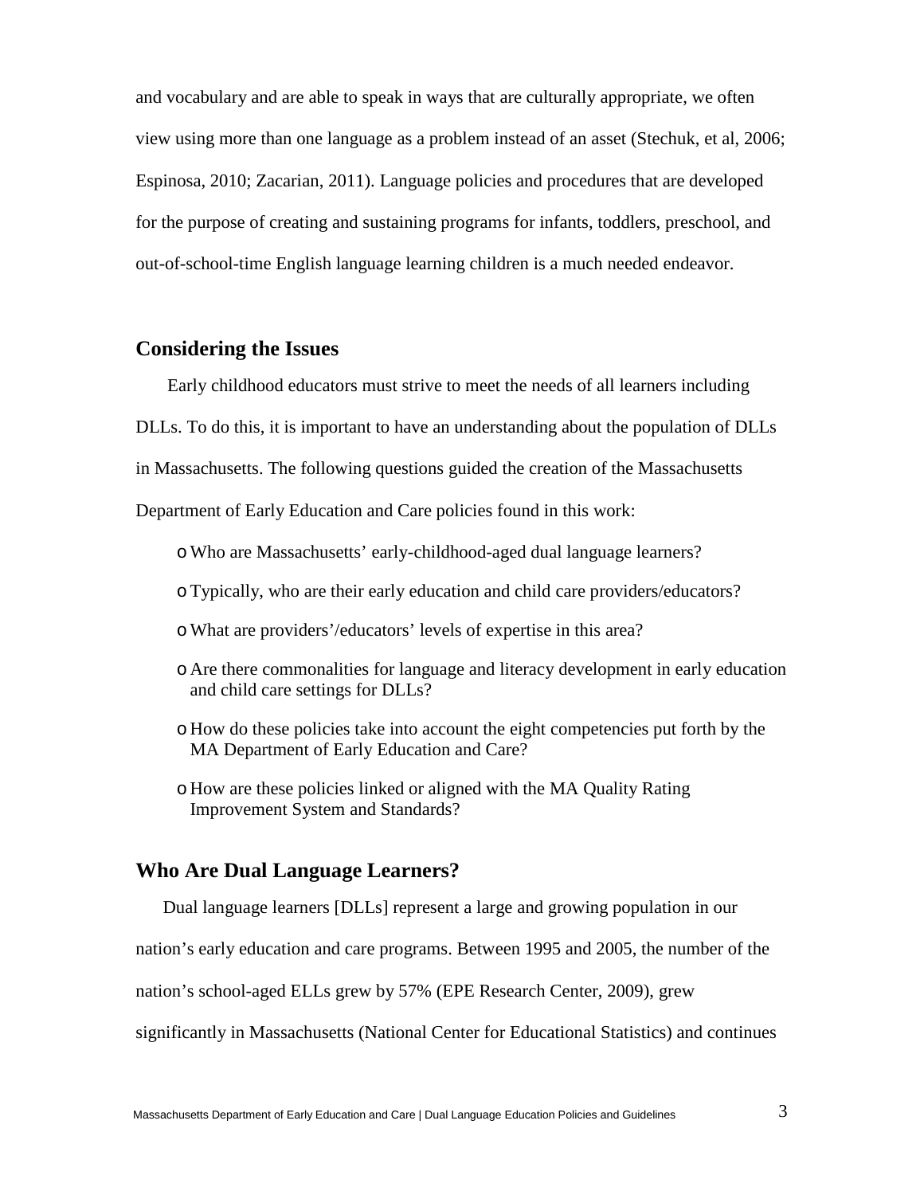and vocabulary and are able to speak in ways that are culturally appropriate, we often view using more than one language as a problem instead of an asset (Stechuk, et al, 2006; Espinosa, 2010; Zacarian, 2011). Language policies and procedures that are developed for the purpose of creating and sustaining programs for infants, toddlers, preschool, and out-of-school-time English language learning children is a much needed endeavor.

## Considering the Issues

Early childhood educators must strive to meet the needs of all learners including DLLs. To do this, it is important to have an understanding about the population of DLLs in Massachusetts. The following questions guided the creation of the Massachusetts Department of Early Education and Care policies found in this work:

- Who are Massachusetts' early-childhood-aged dual language learners?
- Typically, who are their early education and child care providers/educators?
- What are providers'/educators' levels of expertise in this area?
- Are there commonalities for language and literacy development in early education and child care settings for DLLs?
- How do these policies take into account the eight competencies put forth by the MA Department of Early Education and Care?
- How are these policies linked or aligned with the MA Quality Rating Improvement System and Standards?

## Who Are Dual Language Learners?

Dual language learners [DLLs] represent a large and growing population in our nation's early education and care programs. Between 1995 and 2005, the number of the nation's school-aged ELLs grew by 57% (EPE Research Center, 2009), grew significantly in Massachusetts (National Center for Educational Statistics) and continues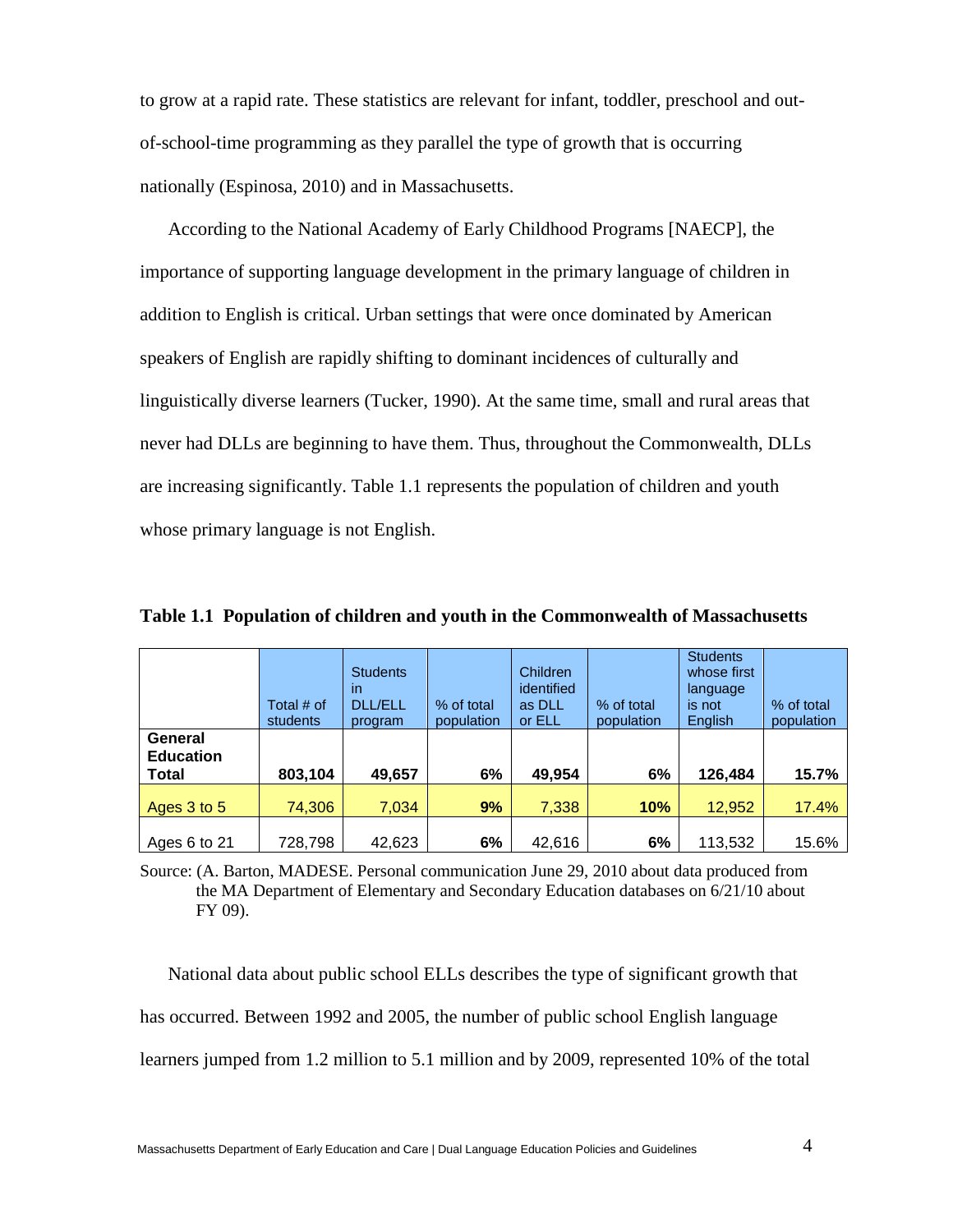to grow at a rapid rate. These statistics are relevant for infant, toddler, preschool and out-of-school-time programming as they parallel the type of growth that is occurring nationally (Espinosa, 2010) and in Massachusetts.

According to the National Academy of Early Childhood Programs [NAECP], the importance of supporting language development in the primary language of children in addition to English is critical. Urban settings that were once dominated by American speakers of English are rapidly shifting to dominant incidences of culturally and linguistically diverse learners (Tucker, 1990). At the same time, small and rural areas that never had DLLs are beginning to have them. Thus, throughout the Commonwealth, DLLs are increasing significantly. Table 1.1 represents the population of children and youth whose primary language is not English.

**Table 1.1 Population of children and youth in the Commonwealth of Massachusetts**

| | Total # of students | Students in DLL/ELL program | % of total population | Children identified as DLL or ELL | % of total population | Students whose first language is not English | % of total population |
|---|---|---|---|---|---|---|---|
| **General Education Total** | **803,104** | **49,657** | **6%** | **49,954** | **6%** | **126,484** | **15.7%** |
| Ages 3 to 5 | 74,306 | 7,034 | **9%** | 7,338 | **10%** | 12,952 | 17.4% |
| Ages 6 to 21 | 728,798 | 42,623 | **6%** | 42,616 | **6%** | 113,532 | 15.6% |

Source: (A. Barton, MADESE. Personal communication June 29, 2010 about data produced from the MA Department of Elementary and Secondary Education databases on 6/21/10 about FY 09).

National data about public school ELLs describes the type of significant growth that has occurred. Between 1992 and 2005, the number of public school English language learners jumped from 1.2 million to 5.1 million and by 2009, represented 10% of the total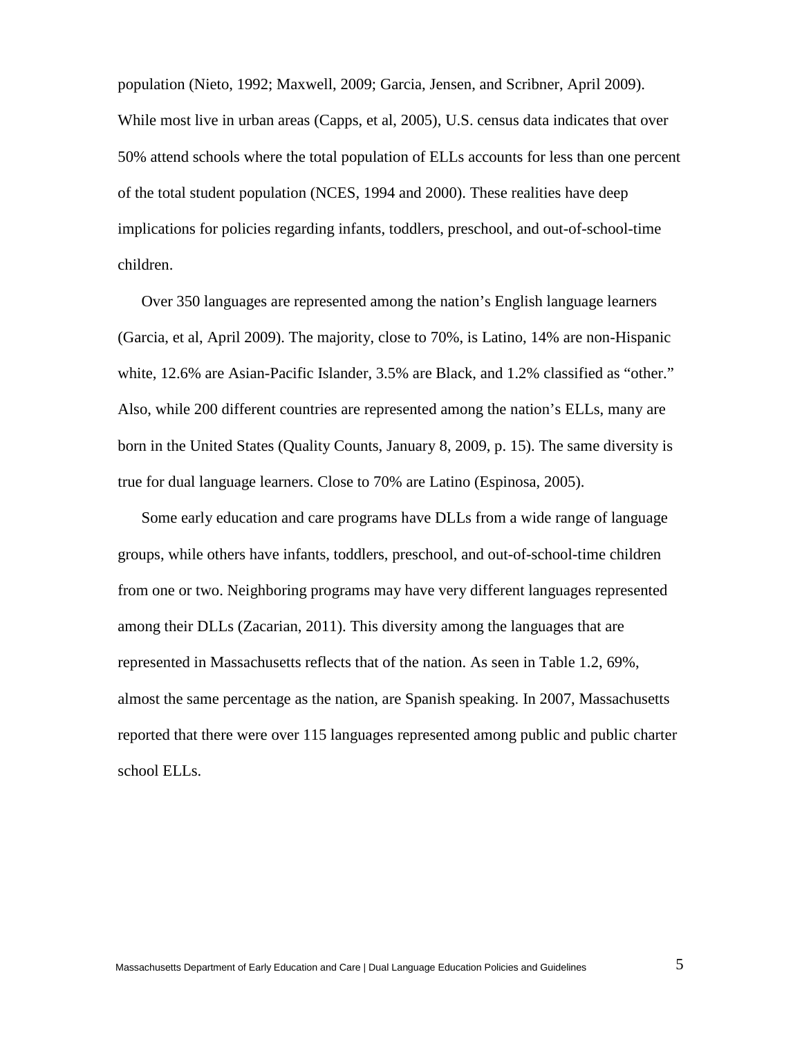population (Nieto, 1992; Maxwell, 2009; Garcia, Jensen, and Scribner, April 2009). While most live in urban areas (Capps, et al, 2005), U.S. census data indicates that over 50% attend schools where the total population of ELLs accounts for less than one percent of the total student population (NCES, 1994 and 2000). These realities have deep implications for policies regarding infants, toddlers, preschool, and out-of-school-time children.

Over 350 languages are represented among the nation's English language learners (Garcia, et al, April 2009). The majority, close to 70%, is Latino, 14% are non-Hispanic white, 12.6% are Asian-Pacific Islander, 3.5% are Black, and 1.2% classified as "other." Also, while 200 different countries are represented among the nation's ELLs, many are born in the United States (Quality Counts, January 8, 2009, p. 15). The same diversity is true for dual language learners. Close to 70% are Latino (Espinosa, 2005).

Some early education and care programs have DLLs from a wide range of language groups, while others have infants, toddlers, preschool, and out-of-school-time children from one or two. Neighboring programs may have very different languages represented among their DLLs (Zacarian, 2011). This diversity among the languages that are represented in Massachusetts reflects that of the nation. As seen in Table 1.2, 69%, almost the same percentage as the nation, are Spanish speaking. In 2007, Massachusetts reported that there were over 115 languages represented among public and public charter school ELLs.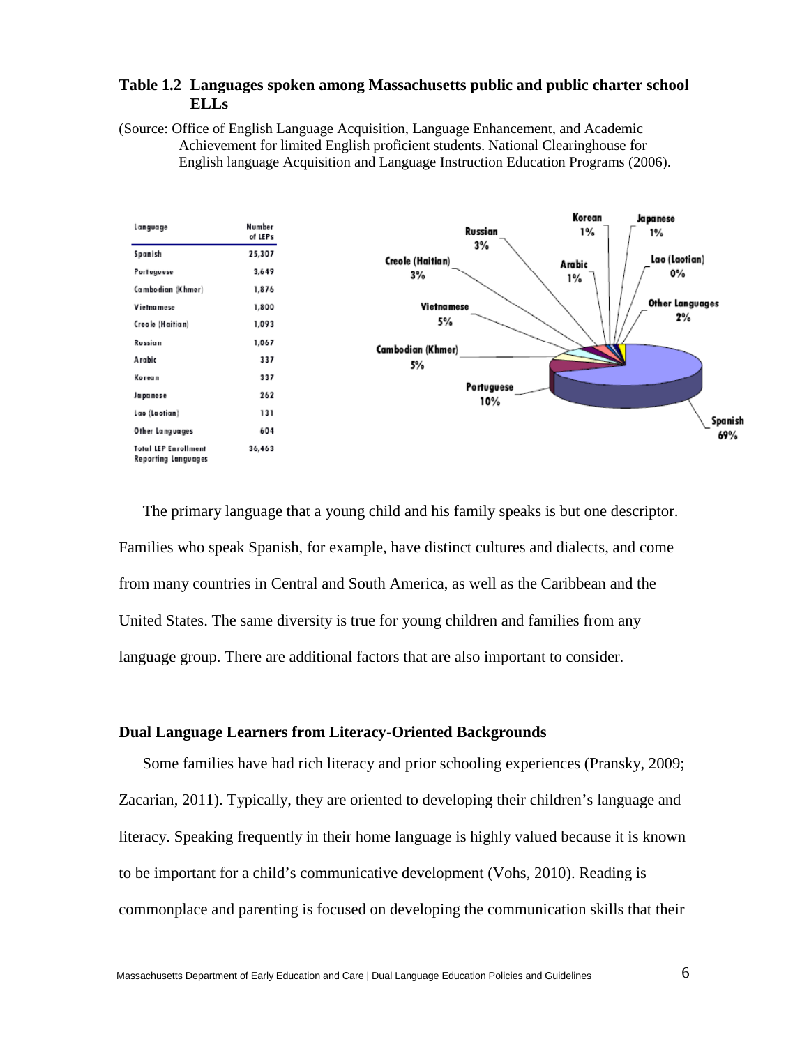**Table 1.2 Languages spoken among Massachusetts public and public charter school ELLs**

(Source: Office of English Language Acquisition, Language Enhancement, and Academic Achievement for limited English proficient students. National Clearinghouse for English language Acquisition and Language Instruction Education Programs (2006).

| Language | Number of LEPs |
|---|---|
| Spanish | 25,307 |
| Portuguese | 3,649 |
| Cambodian (Khmer) | 1,876 |
| Vietnamese | 1,800 |
| Creole (Haitian) | 1,093 |
| Russian | 1,067 |
| Arabic | 337 |
| Korean | 337 |
| Japanese | 262 |
| Lao (Laotian) | 131 |
| Other Languages | 604 |
| Total LEP Enrollment Reporting Languages | 36,463 |

The primary language that a young child and his family speaks is but one descriptor. Families who speak Spanish, for example, have distinct cultures and dialects, and come from many countries in Central and South America, as well as the Caribbean and the United States. The same diversity is true for young children and families from any language group. There are additional factors that are also important to consider.

### Dual Language Learners from Literacy-Oriented Backgrounds

Some families have had rich literacy and prior schooling experiences (Pransky, 2009; Zacarian, 2011). Typically, they are oriented to developing their children's language and literacy. Speaking frequently in their home language is highly valued because it is known to be important for a child's communicative development (Vohs, 2010). Reading is commonplace and parenting is focused on developing the communication skills that their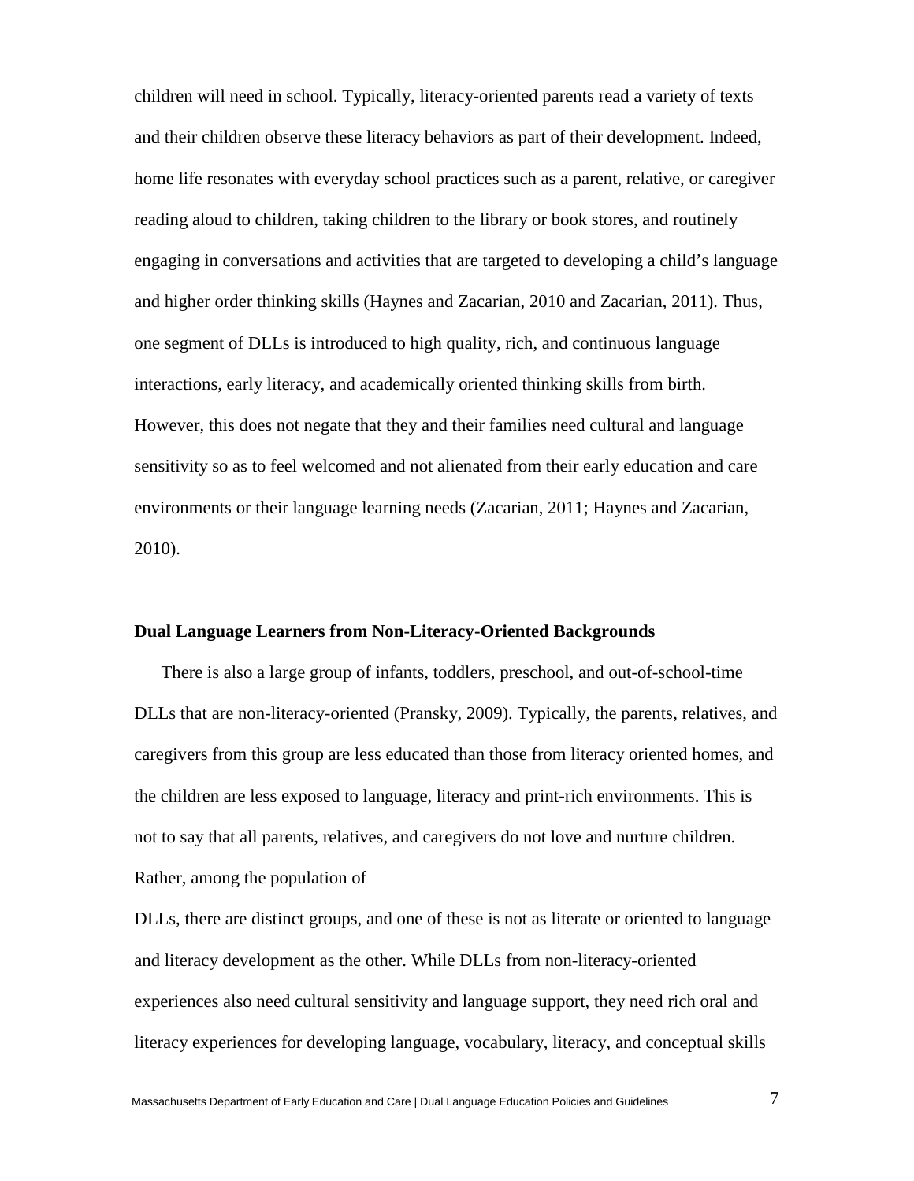children will need in school. Typically, literacy-oriented parents read a variety of texts and their children observe these literacy behaviors as part of their development. Indeed, home life resonates with everyday school practices such as a parent, relative, or caregiver reading aloud to children, taking children to the library or book stores, and routinely engaging in conversations and activities that are targeted to developing a child's language and higher order thinking skills (Haynes and Zacarian, 2010 and Zacarian, 2011). Thus, one segment of DLLs is introduced to high quality, rich, and continuous language interactions, early literacy, and academically oriented thinking skills from birth. However, this does not negate that they and their families need cultural and language sensitivity so as to feel welcomed and not alienated from their early education and care environments or their language learning needs (Zacarian, 2011; Haynes and Zacarian, 2010).

**Dual Language Learners from Non-Literacy-Oriented Backgrounds**

There is also a large group of infants, toddlers, preschool, and out-of-school-time DLLs that are non-literacy-oriented (Pransky, 2009). Typically, the parents, relatives, and caregivers from this group are less educated than those from literacy oriented homes, and the children are less exposed to language, literacy and print-rich environments. This is not to say that all parents, relatives, and caregivers do not love and nurture children. Rather, among the population of DLLs, there are distinct groups, and one of these is not as literate or oriented to language and literacy development as the other. While DLLs from non-literacy-oriented experiences also need cultural sensitivity and language support, they need rich oral and literacy experiences for developing language, vocabulary, literacy, and conceptual skills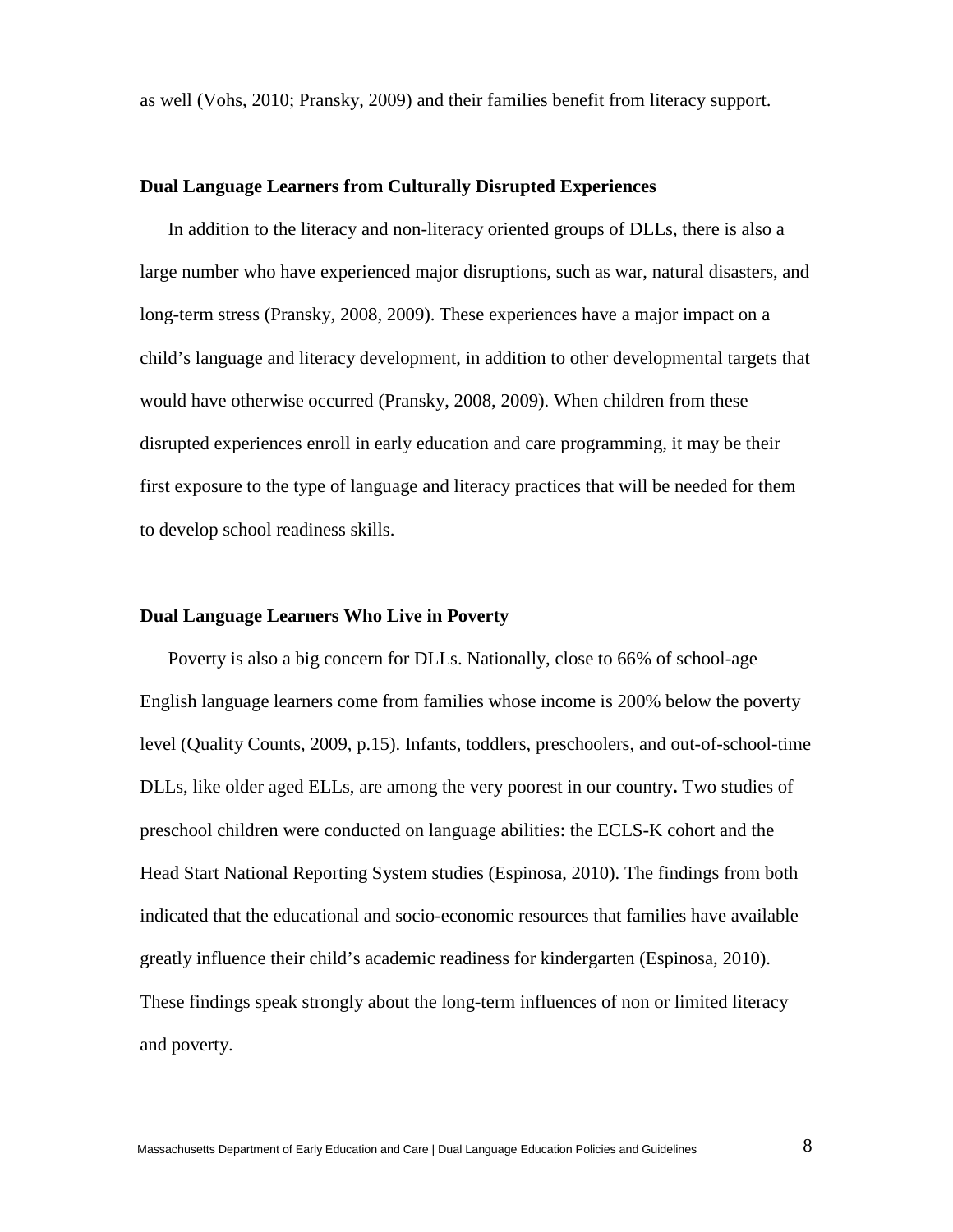as well (Vohs, 2010; Pransky, 2009) and their families benefit from literacy support.

### Dual Language Learners from Culturally Disrupted Experiences

In addition to the literacy and non-literacy oriented groups of DLLs, there is also a large number who have experienced major disruptions, such as war, natural disasters, and long-term stress (Pransky, 2008, 2009). These experiences have a major impact on a child's language and literacy development, in addition to other developmental targets that would have otherwise occurred (Pransky, 2008, 2009). When children from these disrupted experiences enroll in early education and care programming, it may be their first exposure to the type of language and literacy practices that will be needed for them to develop school readiness skills.

### Dual Language Learners Who Live in Poverty

Poverty is also a big concern for DLLs. Nationally, close to 66% of school-age English language learners come from families whose income is 200% below the poverty level (Quality Counts, 2009, p.15). Infants, toddlers, preschoolers, and out-of-school-time DLLs, like older aged ELLs, are among the very poorest in our country**.** Two studies of preschool children were conducted on language abilities: the ECLS-K cohort and the Head Start National Reporting System studies (Espinosa, 2010). The findings from both indicated that the educational and socio-economic resources that families have available greatly influence their child's academic readiness for kindergarten (Espinosa, 2010). These findings speak strongly about the long-term influences of non or limited literacy and poverty.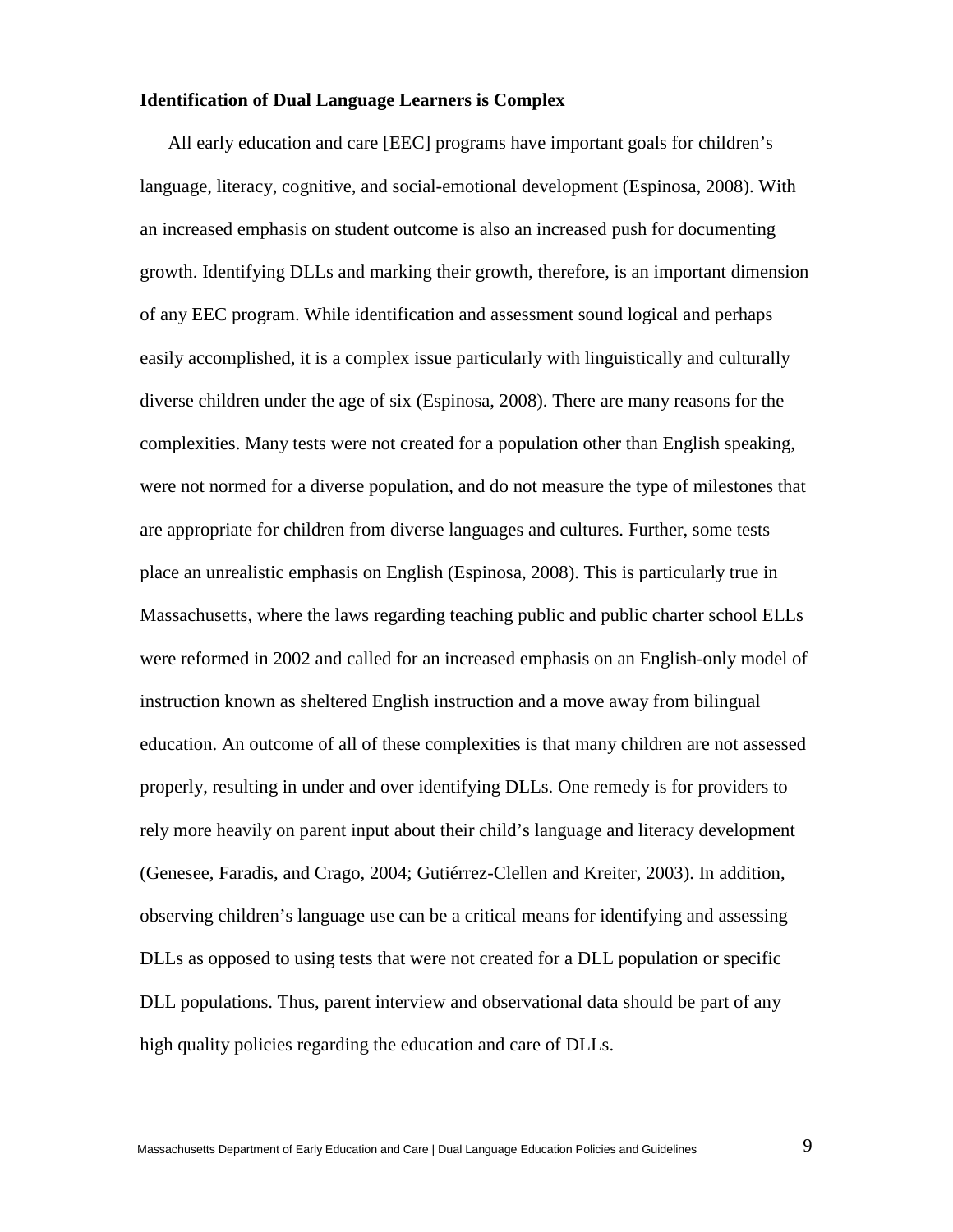**Identification of Dual Language Learners is Complex**

All early education and care [EEC] programs have important goals for children's language, literacy, cognitive, and social-emotional development (Espinosa, 2008). With an increased emphasis on student outcome is also an increased push for documenting growth. Identifying DLLs and marking their growth, therefore, is an important dimension of any EEC program. While identification and assessment sound logical and perhaps easily accomplished, it is a complex issue particularly with linguistically and culturally diverse children under the age of six (Espinosa, 2008). There are many reasons for the complexities. Many tests were not created for a population other than English speaking, were not normed for a diverse population, and do not measure the type of milestones that are appropriate for children from diverse languages and cultures. Further, some tests place an unrealistic emphasis on English (Espinosa, 2008). This is particularly true in Massachusetts, where the laws regarding teaching public and public charter school ELLs were reformed in 2002 and called for an increased emphasis on an English-only model of instruction known as sheltered English instruction and a move away from bilingual education. An outcome of all of these complexities is that many children are not assessed properly, resulting in under and over identifying DLLs. One remedy is for providers to rely more heavily on parent input about their child's language and literacy development (Genesee, Faradis, and Crago, 2004; Gutiérrez-Clellen and Kreiter, 2003). In addition, observing children's language use can be a critical means for identifying and assessing DLLs as opposed to using tests that were not created for a DLL population or specific DLL populations. Thus, parent interview and observational data should be part of any high quality policies regarding the education and care of DLLs.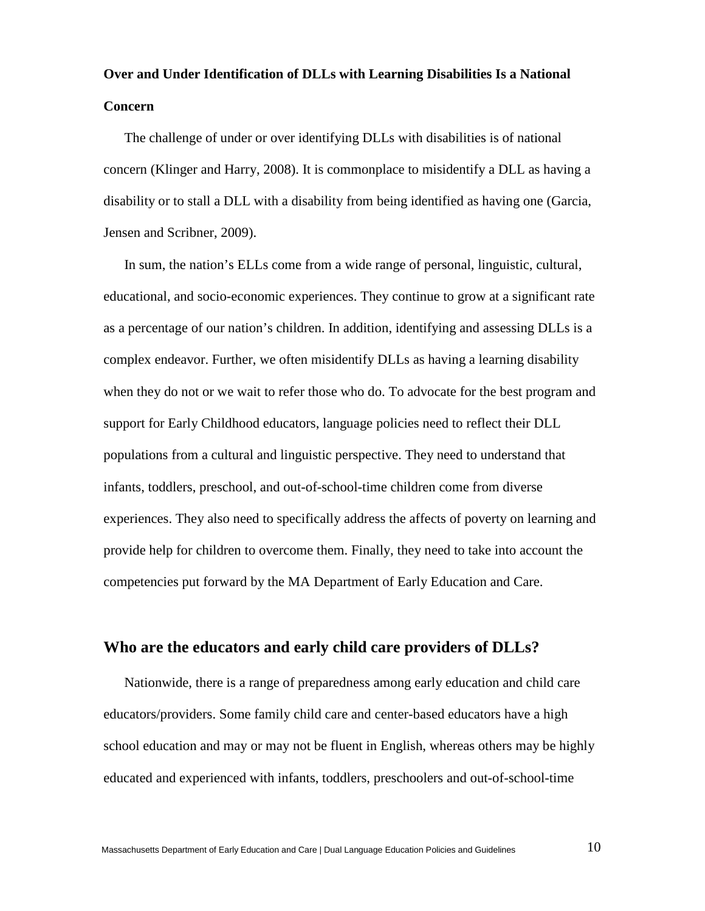**Over and Under Identification of DLLs with Learning Disabilities Is a National Concern**

The challenge of under or over identifying DLLs with disabilities is of national concern (Klinger and Harry, 2008). It is commonplace to misidentify a DLL as having a disability or to stall a DLL with a disability from being identified as having one (Garcia, Jensen and Scribner, 2009).

In sum, the nation's ELLs come from a wide range of personal, linguistic, cultural, educational, and socio-economic experiences. They continue to grow at a significant rate as a percentage of our nation's children. In addition, identifying and assessing DLLs is a complex endeavor. Further, we often misidentify DLLs as having a learning disability when they do not or we wait to refer those who do. To advocate for the best program and support for Early Childhood educators, language policies need to reflect their DLL populations from a cultural and linguistic perspective. They need to understand that infants, toddlers, preschool, and out-of-school-time children come from diverse experiences. They also need to specifically address the affects of poverty on learning and provide help for children to overcome them. Finally, they need to take into account the competencies put forward by the MA Department of Early Education and Care.

## Who are the educators and early child care providers of DLLs?

Nationwide, there is a range of preparedness among early education and child care educators/providers. Some family child care and center-based educators have a high school education and may or may not be fluent in English, whereas others may be highly educated and experienced with infants, toddlers, preschoolers and out-of-school-time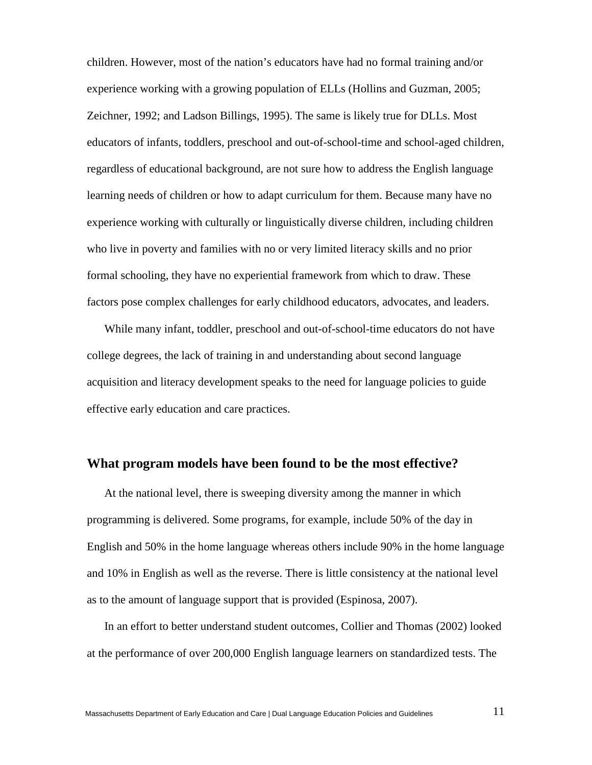children. However, most of the nation's educators have had no formal training and/or experience working with a growing population of ELLs (Hollins and Guzman, 2005; Zeichner, 1992; and Ladson Billings, 1995). The same is likely true for DLLs. Most educators of infants, toddlers, preschool and out-of-school-time and school-aged children, regardless of educational background, are not sure how to address the English language learning needs of children or how to adapt curriculum for them. Because many have no experience working with culturally or linguistically diverse children, including children who live in poverty and families with no or very limited literacy skills and no prior formal schooling, they have no experiential framework from which to draw. These factors pose complex challenges for early childhood educators, advocates, and leaders.

While many infant, toddler, preschool and out-of-school-time educators do not have college degrees, the lack of training in and understanding about second language acquisition and literacy development speaks to the need for language policies to guide effective early education and care practices.

## What program models have been found to be the most effective?

At the national level, there is sweeping diversity among the manner in which programming is delivered. Some programs, for example, include 50% of the day in English and 50% in the home language whereas others include 90% in the home language and 10% in English as well as the reverse. There is little consistency at the national level as to the amount of language support that is provided (Espinosa, 2007).

In an effort to better understand student outcomes, Collier and Thomas (2002) looked at the performance of over 200,000 English language learners on standardized tests. The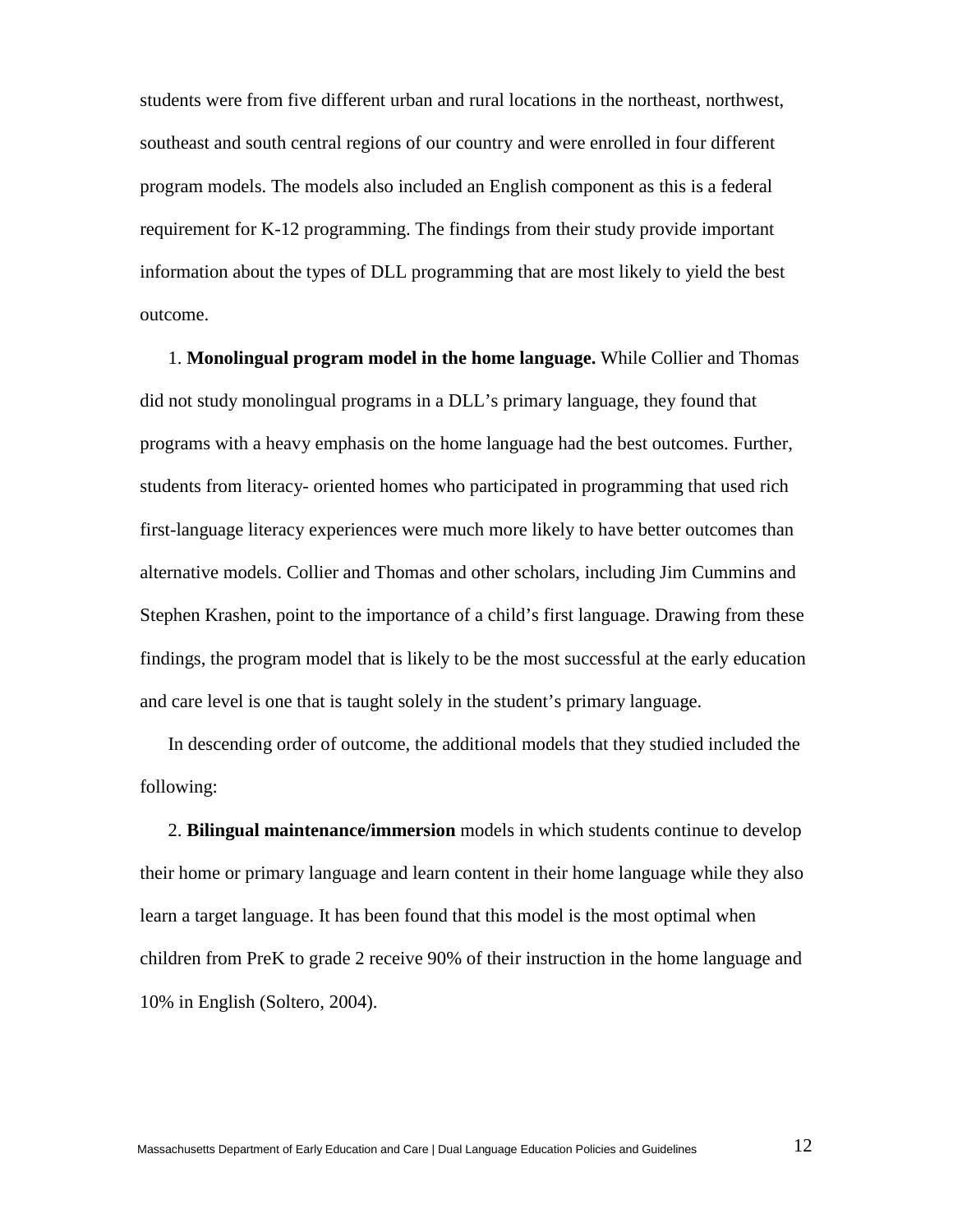students were from five different urban and rural locations in the northeast, northwest, southeast and south central regions of our country and were enrolled in four different program models. The models also included an English component as this is a federal requirement for K-12 programming. The findings from their study provide important information about the types of DLL programming that are most likely to yield the best outcome.

1. **Monolingual program model in the home language.** While Collier and Thomas did not study monolingual programs in a DLL's primary language, they found that programs with a heavy emphasis on the home language had the best outcomes. Further, students from literacy- oriented homes who participated in programming that used rich first-language literacy experiences were much more likely to have better outcomes than alternative models. Collier and Thomas and other scholars, including Jim Cummins and Stephen Krashen, point to the importance of a child's first language. Drawing from these findings, the program model that is likely to be the most successful at the early education and care level is one that is taught solely in the student's primary language.

In descending order of outcome, the additional models that they studied included the following:

2. **Bilingual maintenance/immersion** models in which students continue to develop their home or primary language and learn content in their home language while they also learn a target language. It has been found that this model is the most optimal when children from PreK to grade 2 receive 90% of their instruction in the home language and 10% in English (Soltero, 2004).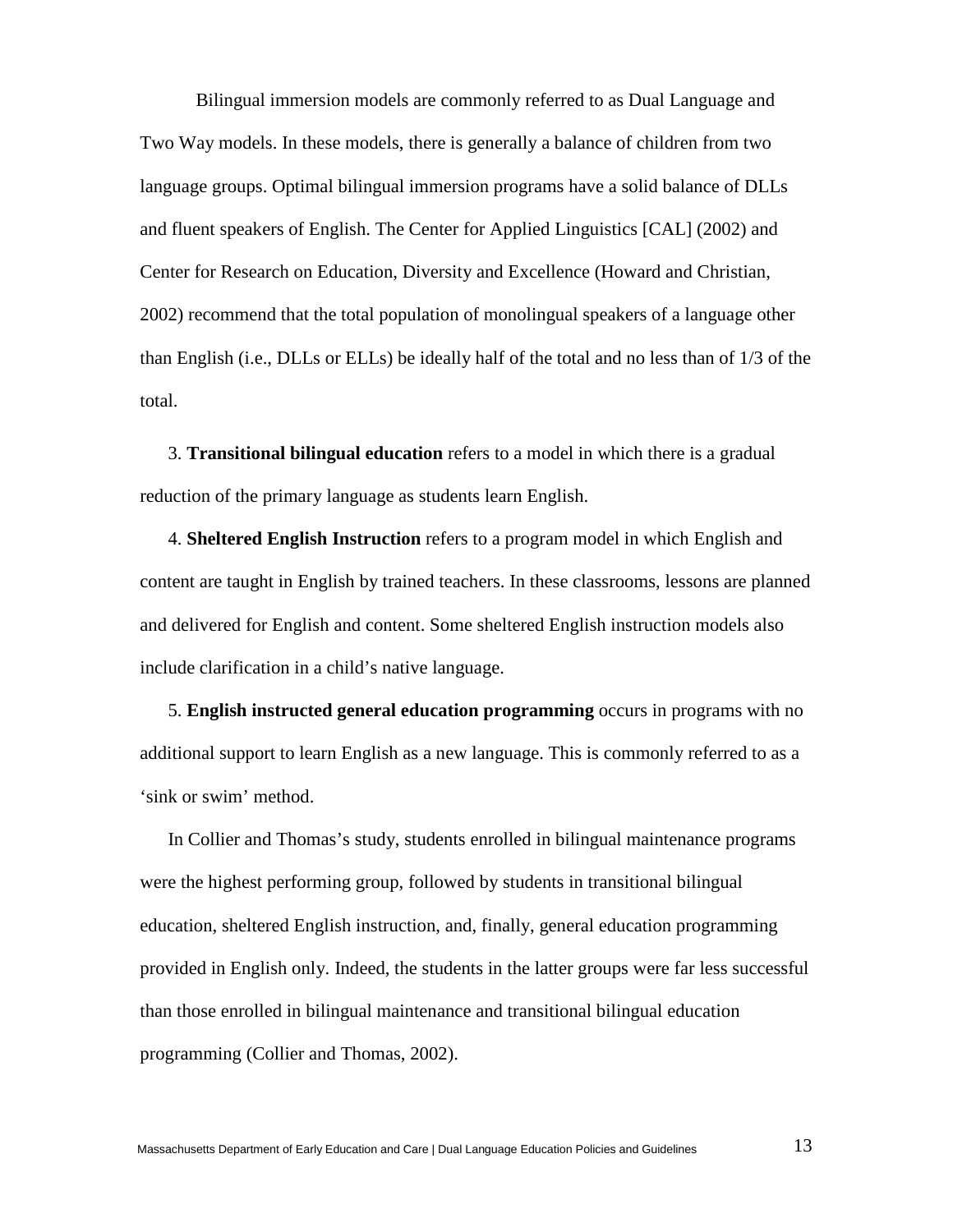Bilingual immersion models are commonly referred to as Dual Language and Two Way models. In these models, there is generally a balance of children from two language groups. Optimal bilingual immersion programs have a solid balance of DLLs and fluent speakers of English. The Center for Applied Linguistics [CAL] (2002) and Center for Research on Education, Diversity and Excellence (Howard and Christian, 2002) recommend that the total population of monolingual speakers of a language other than English (i.e., DLLs or ELLs) be ideally half of the total and no less than of 1/3 of the total.

3. **Transitional bilingual education** refers to a model in which there is a gradual reduction of the primary language as students learn English.

4. **Sheltered English Instruction** refers to a program model in which English and content are taught in English by trained teachers. In these classrooms, lessons are planned and delivered for English and content. Some sheltered English instruction models also include clarification in a child's native language.

5. **English instructed general education programming** occurs in programs with no additional support to learn English as a new language. This is commonly referred to as a 'sink or swim' method.

In Collier and Thomas's study, students enrolled in bilingual maintenance programs were the highest performing group, followed by students in transitional bilingual education, sheltered English instruction, and, finally, general education programming provided in English only. Indeed, the students in the latter groups were far less successful than those enrolled in bilingual maintenance and transitional bilingual education programming (Collier and Thomas, 2002).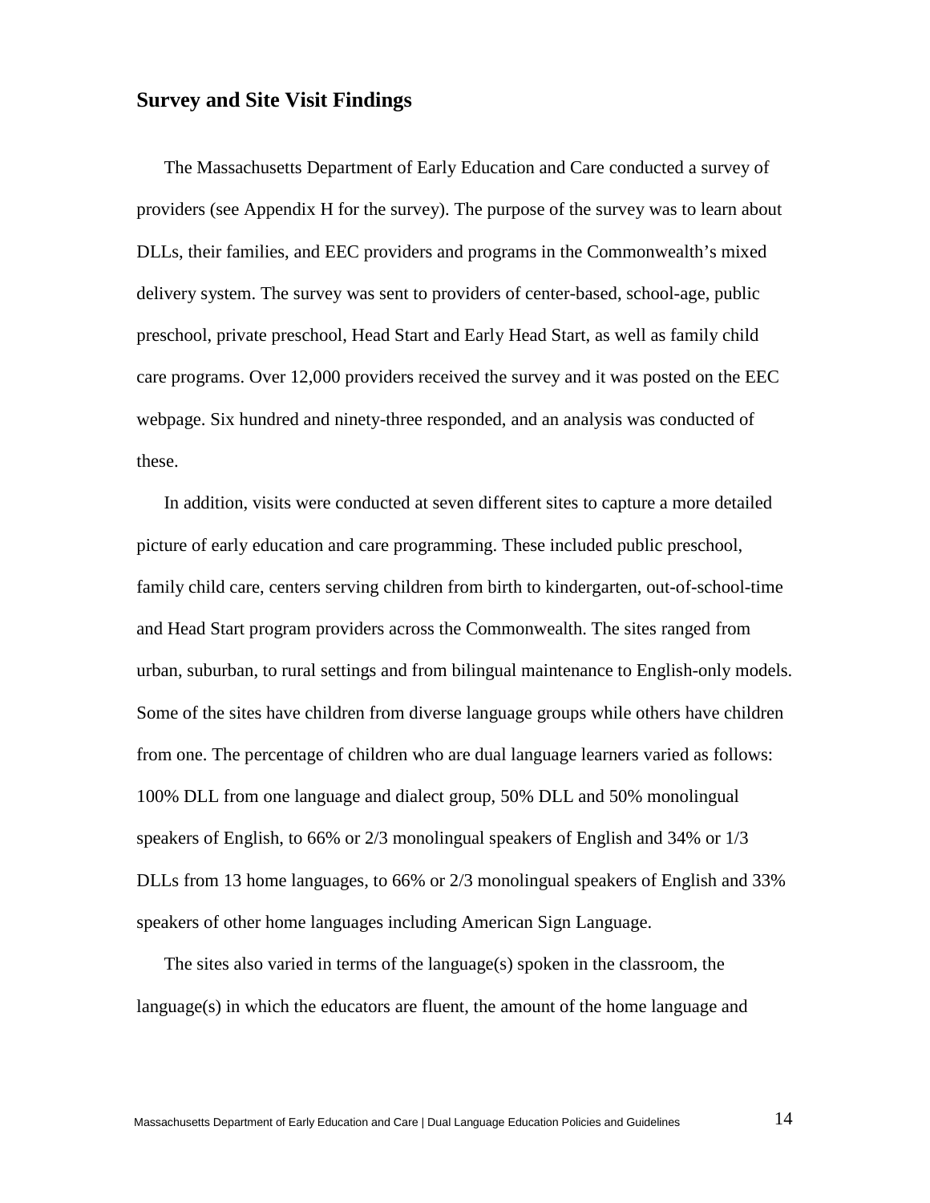## Survey and Site Visit Findings

The Massachusetts Department of Early Education and Care conducted a survey of providers (see Appendix H for the survey). The purpose of the survey was to learn about DLLs, their families, and EEC providers and programs in the Commonwealth's mixed delivery system. The survey was sent to providers of center-based, school-age, public preschool, private preschool, Head Start and Early Head Start, as well as family child care programs. Over 12,000 providers received the survey and it was posted on the EEC webpage. Six hundred and ninety-three responded, and an analysis was conducted of these.

In addition, visits were conducted at seven different sites to capture a more detailed picture of early education and care programming. These included public preschool, family child care, centers serving children from birth to kindergarten, out-of-school-time and Head Start program providers across the Commonwealth. The sites ranged from urban, suburban, to rural settings and from bilingual maintenance to English-only models. Some of the sites have children from diverse language groups while others have children from one. The percentage of children who are dual language learners varied as follows: 100% DLL from one language and dialect group, 50% DLL and 50% monolingual speakers of English, to 66% or 2/3 monolingual speakers of English and 34% or 1/3 DLLs from 13 home languages, to 66% or 2/3 monolingual speakers of English and 33% speakers of other home languages including American Sign Language.

The sites also varied in terms of the language(s) spoken in the classroom, the language(s) in which the educators are fluent, the amount of the home language and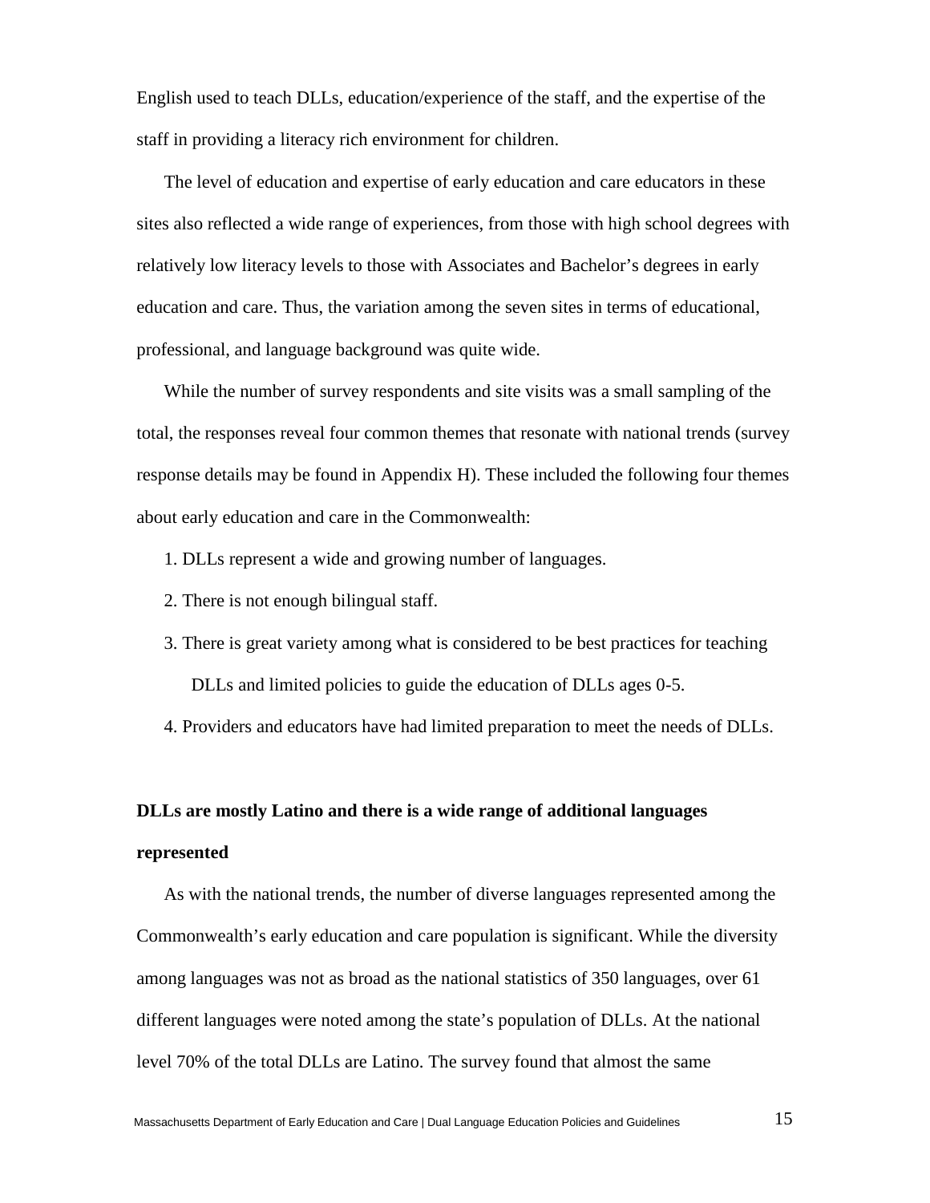English used to teach DLLs, education/experience of the staff, and the expertise of the staff in providing a literacy rich environment for children.

The level of education and expertise of early education and care educators in these sites also reflected a wide range of experiences, from those with high school degrees with relatively low literacy levels to those with Associates and Bachelor's degrees in early education and care. Thus, the variation among the seven sites in terms of educational, professional, and language background was quite wide.

While the number of survey respondents and site visits was a small sampling of the total, the responses reveal four common themes that resonate with national trends (survey response details may be found in Appendix H). These included the following four themes about early education and care in the Commonwealth:

1. DLLs represent a wide and growing number of languages.
2. There is not enough bilingual staff.
3. There is great variety among what is considered to be best practices for teaching DLLs and limited policies to guide the education of DLLs ages 0-5.
4. Providers and educators have had limited preparation to meet the needs of DLLs.

**DLLs are mostly Latino and there is a wide range of additional languages represented**

As with the national trends, the number of diverse languages represented among the Commonwealth's early education and care population is significant. While the diversity among languages was not as broad as the national statistics of 350 languages, over 61 different languages were noted among the state's population of DLLs. At the national level 70% of the total DLLs are Latino. The survey found that almost the same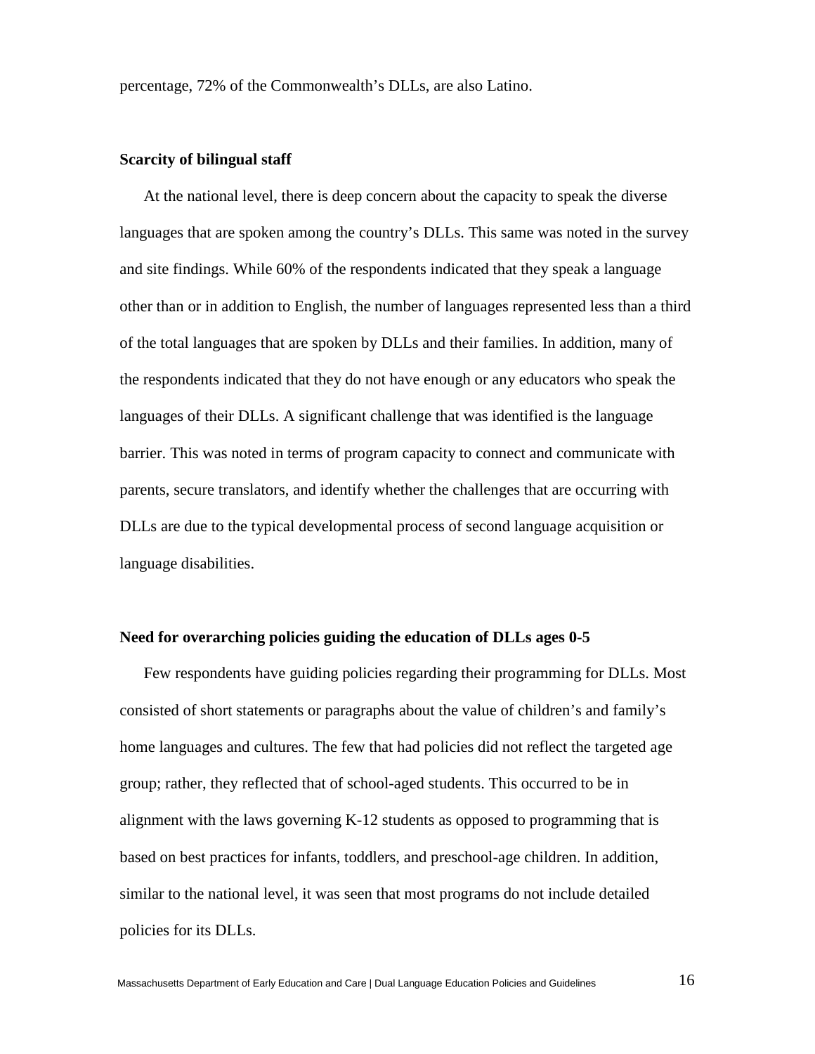percentage, 72% of the Commonwealth's DLLs, are also Latino.

**Scarcity of bilingual staff**

At the national level, there is deep concern about the capacity to speak the diverse languages that are spoken among the country's DLLs. This same was noted in the survey and site findings. While 60% of the respondents indicated that they speak a language other than or in addition to English, the number of languages represented less than a third of the total languages that are spoken by DLLs and their families. In addition, many of the respondents indicated that they do not have enough or any educators who speak the languages of their DLLs. A significant challenge that was identified is the language barrier. This was noted in terms of program capacity to connect and communicate with parents, secure translators, and identify whether the challenges that are occurring with DLLs are due to the typical developmental process of second language acquisition or language disabilities.

**Need for overarching policies guiding the education of DLLs ages 0-5**

Few respondents have guiding policies regarding their programming for DLLs. Most consisted of short statements or paragraphs about the value of children's and family's home languages and cultures. The few that had policies did not reflect the targeted age group; rather, they reflected that of school-aged students. This occurred to be in alignment with the laws governing K-12 students as opposed to programming that is based on best practices for infants, toddlers, and preschool-age children. In addition, similar to the national level, it was seen that most programs do not include detailed policies for its DLLs.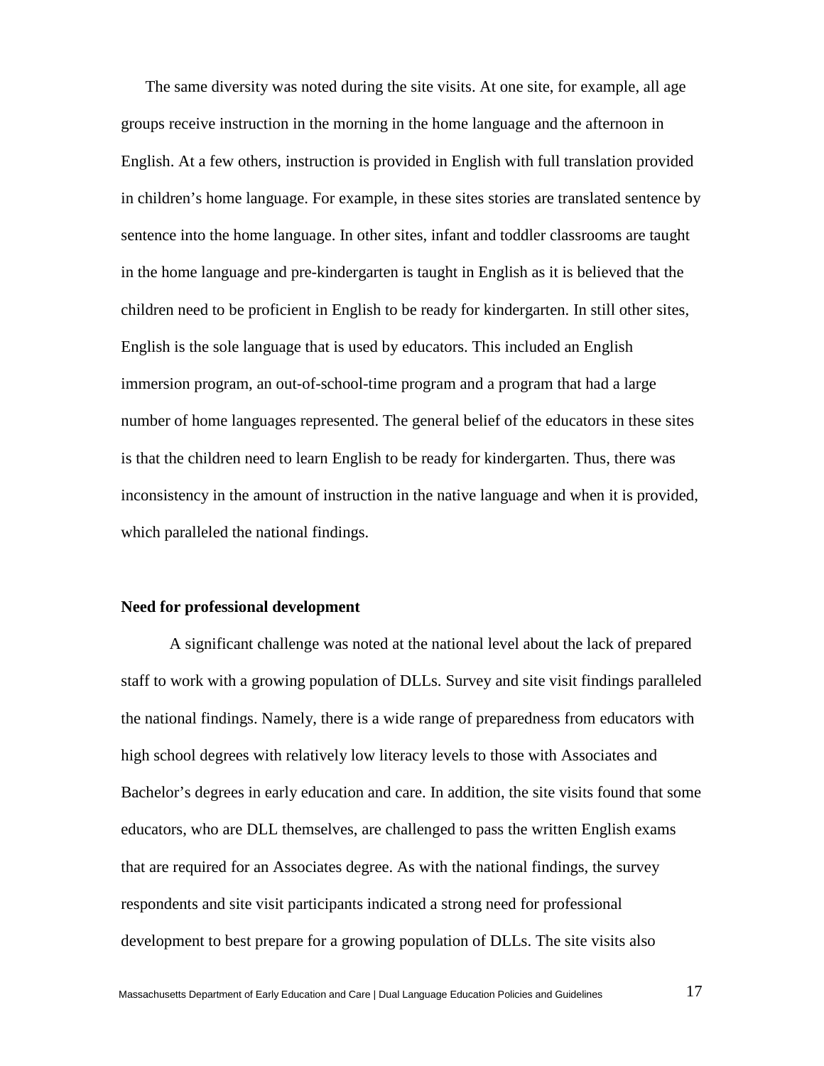The same diversity was noted during the site visits. At one site, for example, all age groups receive instruction in the morning in the home language and the afternoon in English. At a few others, instruction is provided in English with full translation provided in children's home language. For example, in these sites stories are translated sentence by sentence into the home language. In other sites, infant and toddler classrooms are taught in the home language and pre-kindergarten is taught in English as it is believed that the children need to be proficient in English to be ready for kindergarten. In still other sites, English is the sole language that is used by educators. This included an English immersion program, an out-of-school-time program and a program that had a large number of home languages represented. The general belief of the educators in these sites is that the children need to learn English to be ready for kindergarten. Thus, there was inconsistency in the amount of instruction in the native language and when it is provided, which paralleled the national findings.

**Need for professional development**

A significant challenge was noted at the national level about the lack of prepared staff to work with a growing population of DLLs. Survey and site visit findings paralleled the national findings. Namely, there is a wide range of preparedness from educators with high school degrees with relatively low literacy levels to those with Associates and Bachelor's degrees in early education and care. In addition, the site visits found that some educators, who are DLL themselves, are challenged to pass the written English exams that are required for an Associates degree. As with the national findings, the survey respondents and site visit participants indicated a strong need for professional development to best prepare for a growing population of DLLs. The site visits also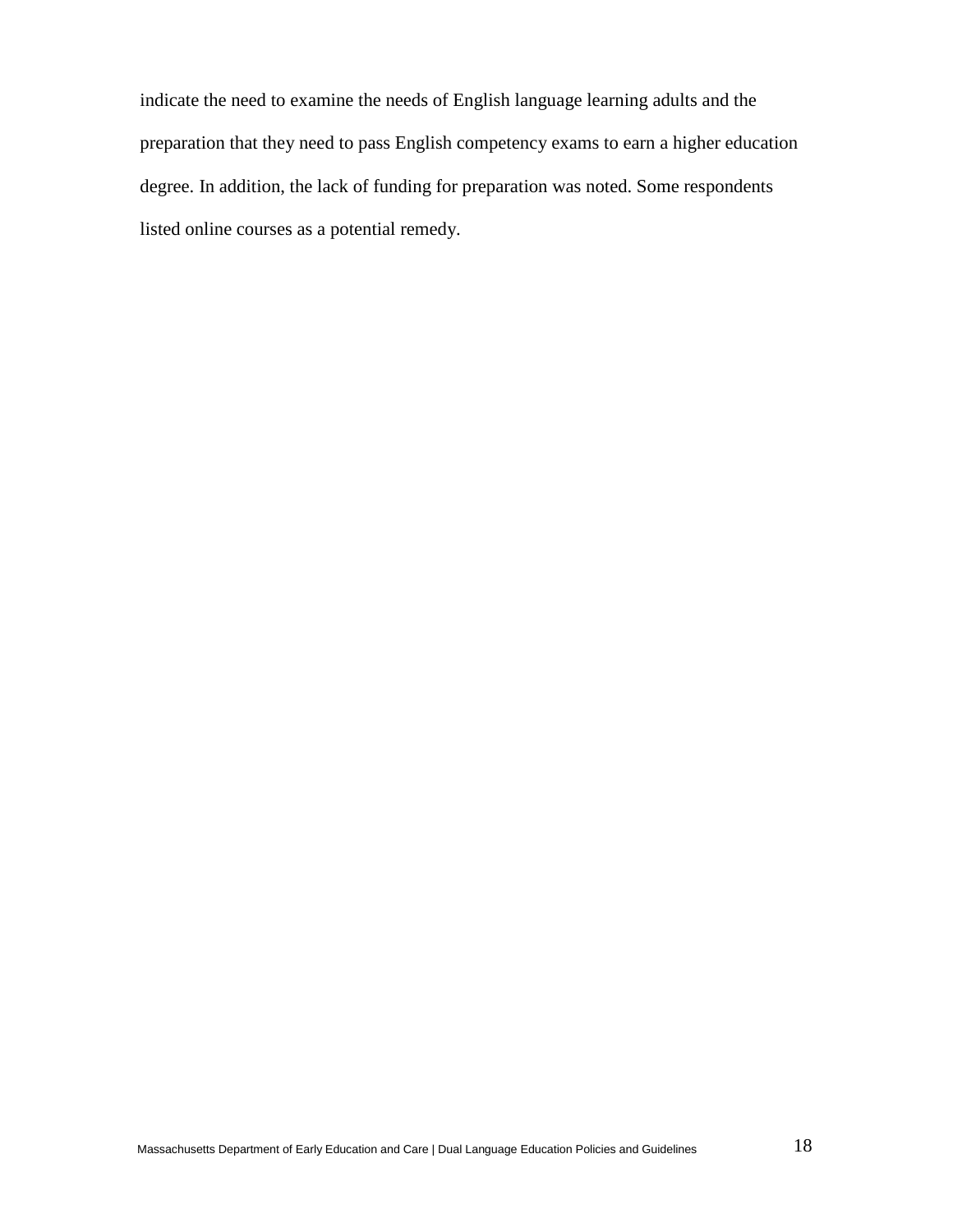indicate the need to examine the needs of English language learning adults and the preparation that they need to pass English competency exams to earn a higher education degree. In addition, the lack of funding for preparation was noted. Some respondents listed online courses as a potential remedy.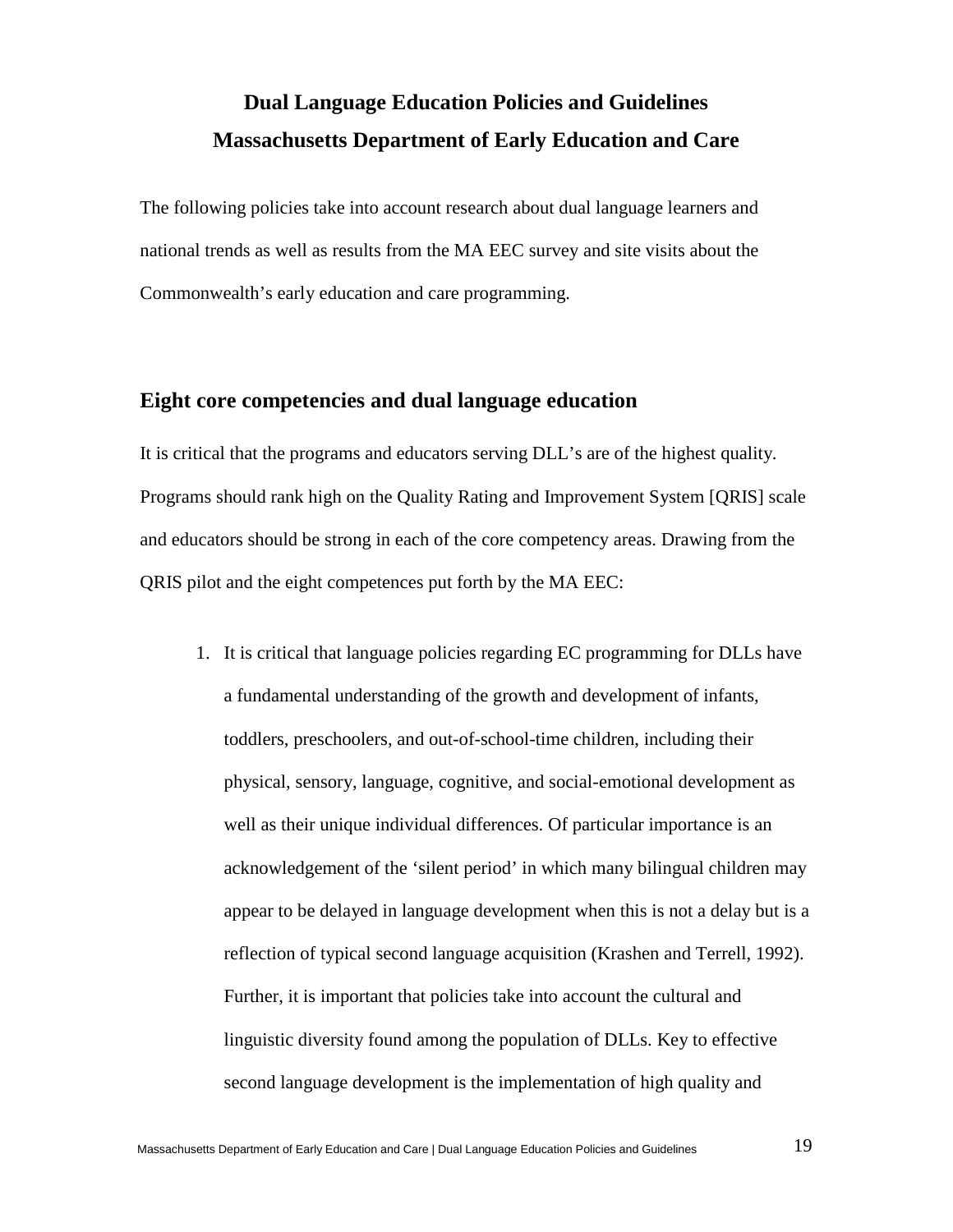# Dual Language Education Policies and Guidelines
# Massachusetts Department of Early Education and Care

The following policies take into account research about dual language learners and national trends as well as results from the MA EEC survey and site visits about the Commonwealth's early education and care programming.

## Eight core competencies and dual language education

It is critical that the programs and educators serving DLL's are of the highest quality. Programs should rank high on the Quality Rating and Improvement System [QRIS] scale and educators should be strong in each of the core competency areas. Drawing from the QRIS pilot and the eight competences put forth by the MA EEC:

1. It is critical that language policies regarding EC programming for DLLs have a fundamental understanding of the growth and development of infants, toddlers, preschoolers, and out-of-school-time children, including their physical, sensory, language, cognitive, and social-emotional development as well as their unique individual differences. Of particular importance is an acknowledgement of the 'silent period' in which many bilingual children may appear to be delayed in language development when this is not a delay but is a reflection of typical second language acquisition (Krashen and Terrell, 1992). Further, it is important that policies take into account the cultural and linguistic diversity found among the population of DLLs. Key to effective second language development is the implementation of high quality and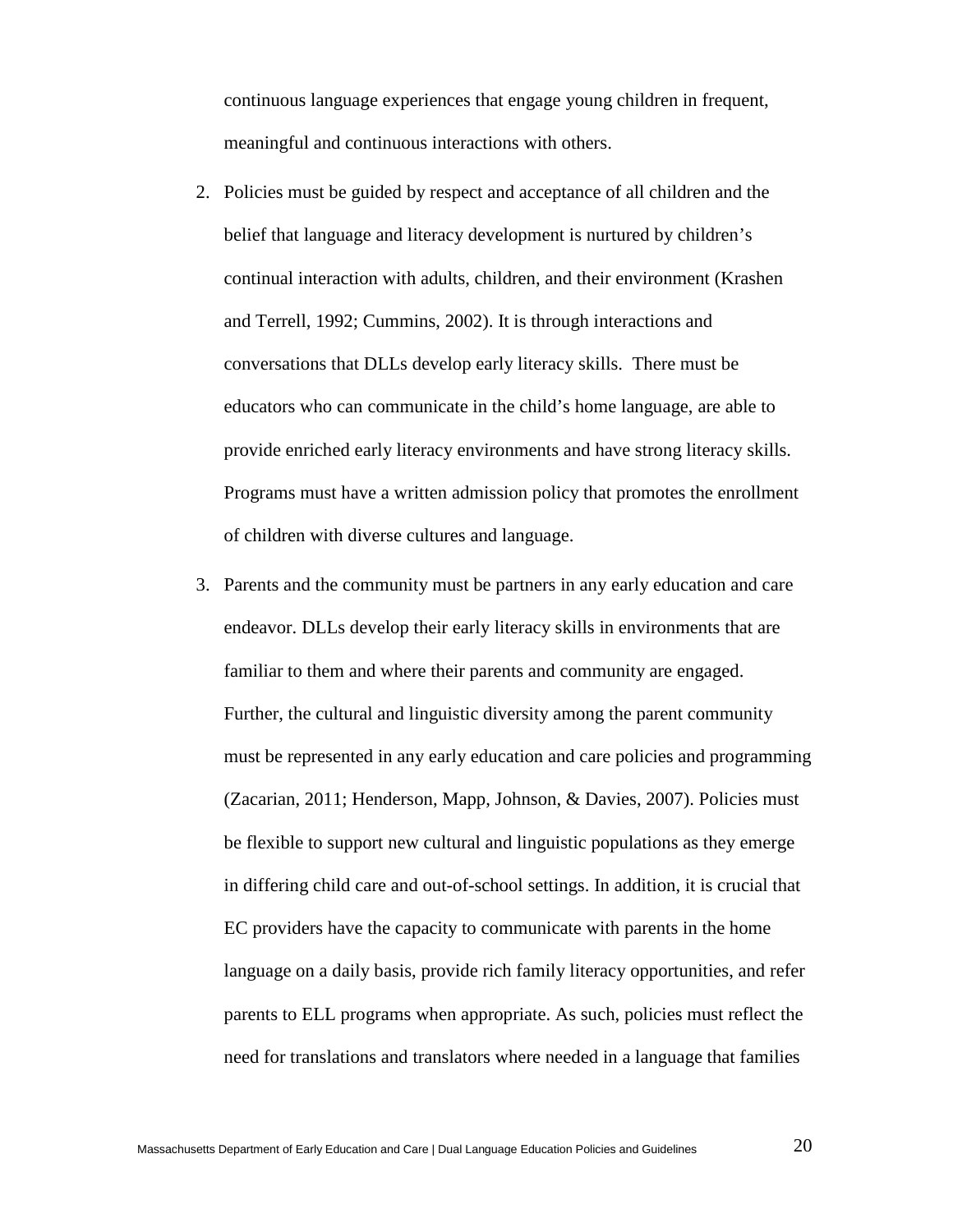continuous language experiences that engage young children in frequent, meaningful and continuous interactions with others.

2. Policies must be guided by respect and acceptance of all children and the belief that language and literacy development is nurtured by children's continual interaction with adults, children, and their environment (Krashen and Terrell, 1992; Cummins, 2002). It is through interactions and conversations that DLLs develop early literacy skills. There must be educators who can communicate in the child's home language, are able to provide enriched early literacy environments and have strong literacy skills. Programs must have a written admission policy that promotes the enrollment of children with diverse cultures and language.

3. Parents and the community must be partners in any early education and care endeavor. DLLs develop their early literacy skills in environments that are familiar to them and where their parents and community are engaged. Further, the cultural and linguistic diversity among the parent community must be represented in any early education and care policies and programming (Zacarian, 2011; Henderson, Mapp, Johnson, & Davies, 2007). Policies must be flexible to support new cultural and linguistic populations as they emerge in differing child care and out-of-school settings. In addition, it is crucial that EC providers have the capacity to communicate with parents in the home language on a daily basis, provide rich family literacy opportunities, and refer parents to ELL programs when appropriate. As such, policies must reflect the need for translations and translators where needed in a language that families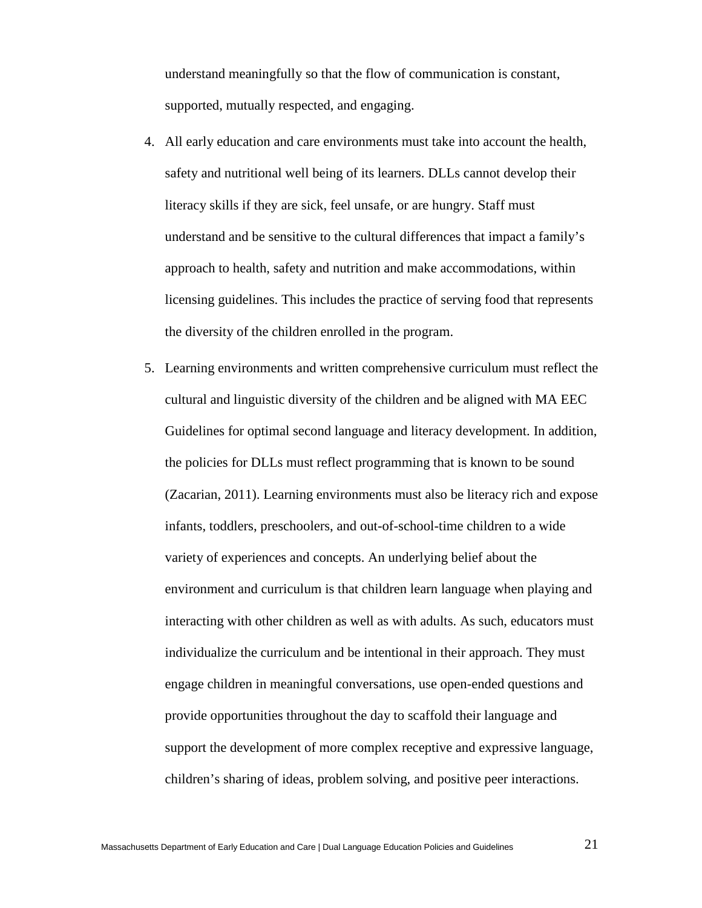understand meaningfully so that the flow of communication is constant, supported, mutually respected, and engaging.

4. All early education and care environments must take into account the health, safety and nutritional well being of its learners. DLLs cannot develop their literacy skills if they are sick, feel unsafe, or are hungry. Staff must understand and be sensitive to the cultural differences that impact a family's approach to health, safety and nutrition and make accommodations, within licensing guidelines. This includes the practice of serving food that represents the diversity of the children enrolled in the program.

5. Learning environments and written comprehensive curriculum must reflect the cultural and linguistic diversity of the children and be aligned with MA EEC Guidelines for optimal second language and literacy development. In addition, the policies for DLLs must reflect programming that is known to be sound (Zacarian, 2011). Learning environments must also be literacy rich and expose infants, toddlers, preschoolers, and out-of-school-time children to a wide variety of experiences and concepts. An underlying belief about the environment and curriculum is that children learn language when playing and interacting with other children as well as with adults. As such, educators must individualize the curriculum and be intentional in their approach. They must engage children in meaningful conversations, use open-ended questions and provide opportunities throughout the day to scaffold their language and support the development of more complex receptive and expressive language, children's sharing of ideas, problem solving, and positive peer interactions.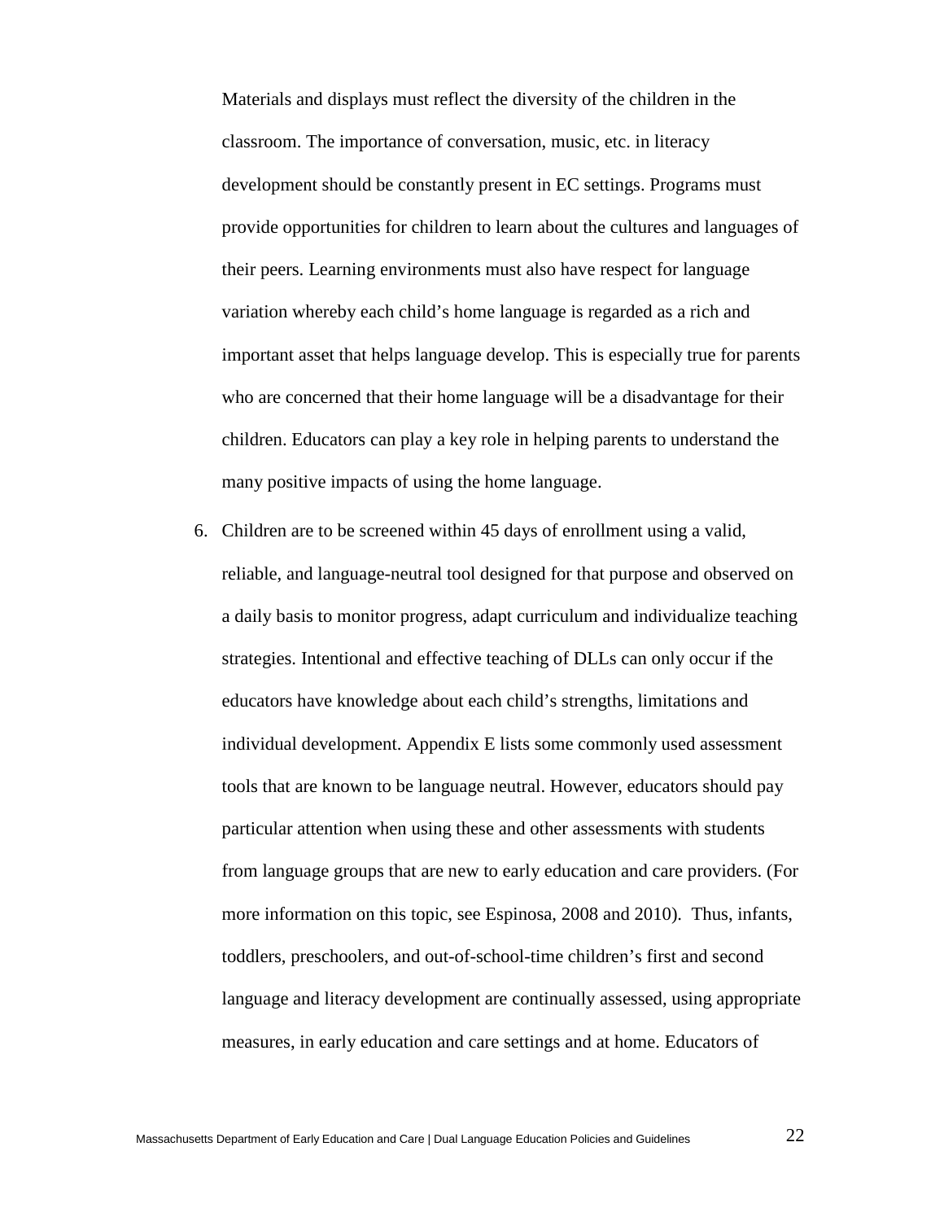Materials and displays must reflect the diversity of the children in the classroom. The importance of conversation, music, etc. in literacy development should be constantly present in EC settings. Programs must provide opportunities for children to learn about the cultures and languages of their peers. Learning environments must also have respect for language variation whereby each child's home language is regarded as a rich and important asset that helps language develop. This is especially true for parents who are concerned that their home language will be a disadvantage for their children. Educators can play a key role in helping parents to understand the many positive impacts of using the home language.

6. Children are to be screened within 45 days of enrollment using a valid, reliable, and language-neutral tool designed for that purpose and observed on a daily basis to monitor progress, adapt curriculum and individualize teaching strategies. Intentional and effective teaching of DLLs can only occur if the educators have knowledge about each child's strengths, limitations and individual development. Appendix E lists some commonly used assessment tools that are known to be language neutral. However, educators should pay particular attention when using these and other assessments with students from language groups that are new to early education and care providers. (For more information on this topic, see Espinosa, 2008 and 2010). Thus, infants, toddlers, preschoolers, and out-of-school-time children's first and second language and literacy development are continually assessed, using appropriate measures, in early education and care settings and at home. Educators of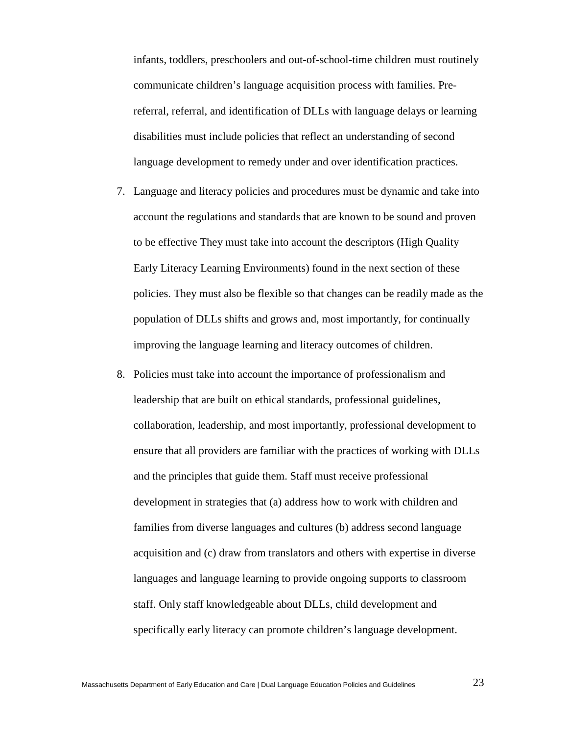infants, toddlers, preschoolers and out-of-school-time children must routinely communicate children's language acquisition process with families. Pre-referral, referral, and identification of DLLs with language delays or learning disabilities must include policies that reflect an understanding of second language development to remedy under and over identification practices.

7. Language and literacy policies and procedures must be dynamic and take into account the regulations and standards that are known to be sound and proven to be effective They must take into account the descriptors (High Quality Early Literacy Learning Environments) found in the next section of these policies. They must also be flexible so that changes can be readily made as the population of DLLs shifts and grows and, most importantly, for continually improving the language learning and literacy outcomes of children.

8. Policies must take into account the importance of professionalism and leadership that are built on ethical standards, professional guidelines, collaboration, leadership, and most importantly, professional development to ensure that all providers are familiar with the practices of working with DLLs and the principles that guide them. Staff must receive professional development in strategies that (a) address how to work with children and families from diverse languages and cultures (b) address second language acquisition and (c) draw from translators and others with expertise in diverse languages and language learning to provide ongoing supports to classroom staff. Only staff knowledgeable about DLLs, child development and specifically early literacy can promote children's language development.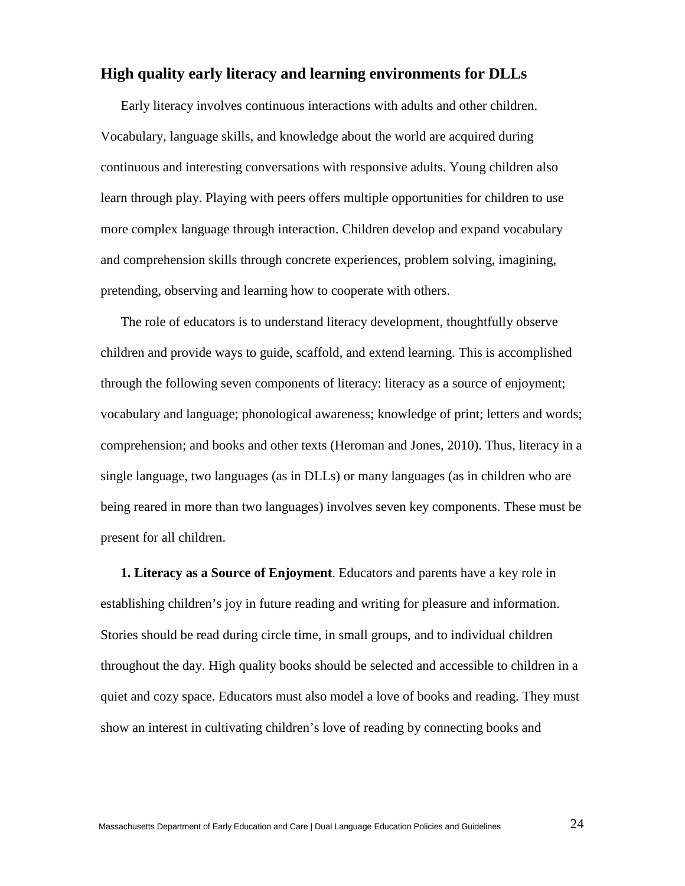## High quality early literacy and learning environments for DLLs

Early literacy involves continuous interactions with adults and other children. Vocabulary, language skills, and knowledge about the world are acquired during continuous and interesting conversations with responsive adults. Young children also learn through play. Playing with peers offers multiple opportunities for children to use more complex language through interaction. Children develop and expand vocabulary and comprehension skills through concrete experiences, problem solving, imagining, pretending, observing and learning how to cooperate with others.

The role of educators is to understand literacy development, thoughtfully observe children and provide ways to guide, scaffold, and extend learning. This is accomplished through the following seven components of literacy: literacy as a source of enjoyment; vocabulary and language; phonological awareness; knowledge of print; letters and words; comprehension; and books and other texts (Heroman and Jones, 2010). Thus, literacy in a single language, two languages (as in DLLs) or many languages (as in children who are being reared in more than two languages) involves seven key components. These must be present for all children.

**1. Literacy as a Source of Enjoyment**. Educators and parents have a key role in establishing children's joy in future reading and writing for pleasure and information. Stories should be read during circle time, in small groups, and to individual children throughout the day. High quality books should be selected and accessible to children in a quiet and cozy space. Educators must also model a love of books and reading. They must show an interest in cultivating children's love of reading by connecting books and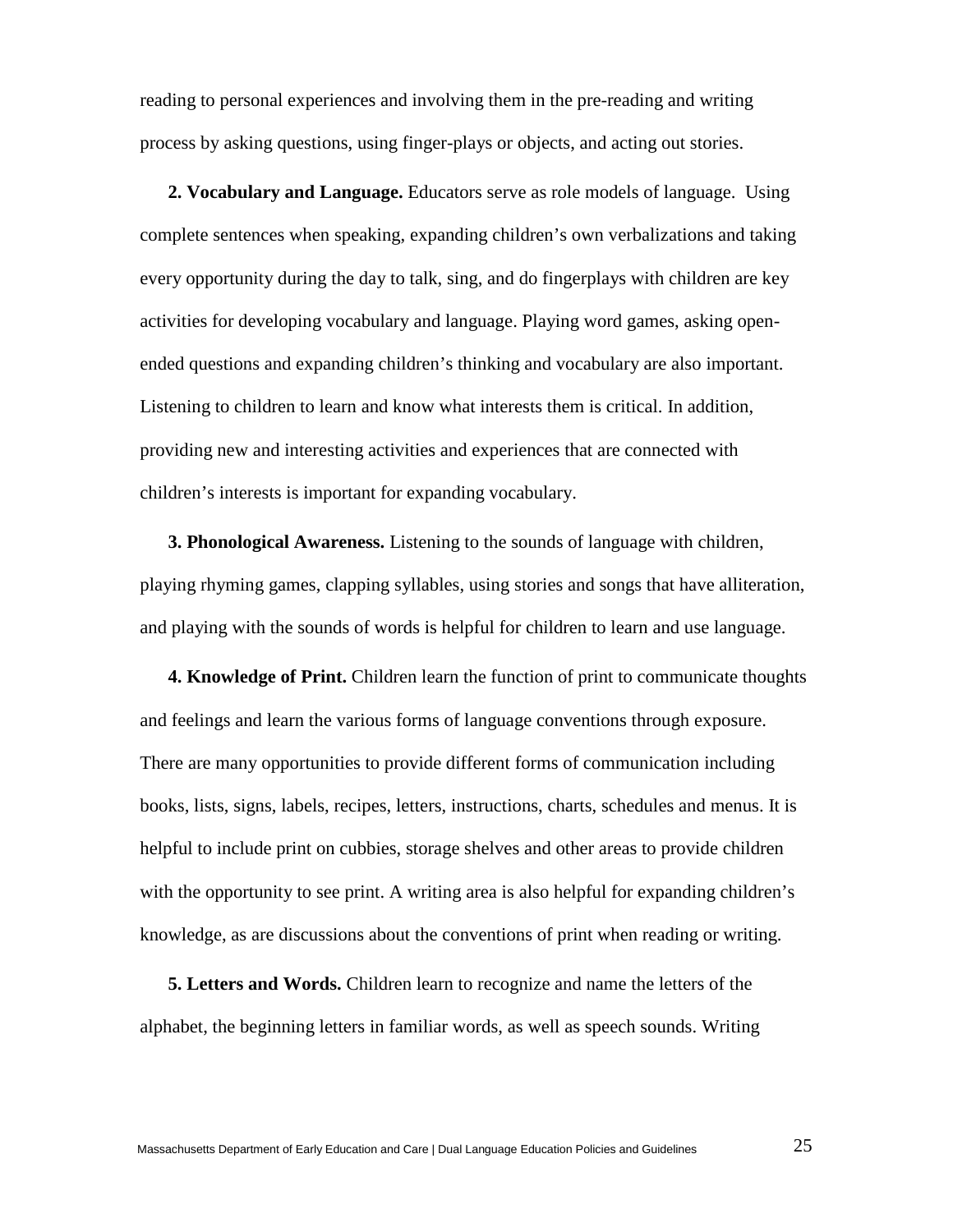reading to personal experiences and involving them in the pre-reading and writing process by asking questions, using finger-plays or objects, and acting out stories.

**2. Vocabulary and Language.** Educators serve as role models of language. Using complete sentences when speaking, expanding children's own verbalizations and taking every opportunity during the day to talk, sing, and do fingerplays with children are key activities for developing vocabulary and language. Playing word games, asking open-ended questions and expanding children's thinking and vocabulary are also important. Listening to children to learn and know what interests them is critical. In addition, providing new and interesting activities and experiences that are connected with children's interests is important for expanding vocabulary.

**3. Phonological Awareness.** Listening to the sounds of language with children, playing rhyming games, clapping syllables, using stories and songs that have alliteration, and playing with the sounds of words is helpful for children to learn and use language.

**4. Knowledge of Print.** Children learn the function of print to communicate thoughts and feelings and learn the various forms of language conventions through exposure. There are many opportunities to provide different forms of communication including books, lists, signs, labels, recipes, letters, instructions, charts, schedules and menus. It is helpful to include print on cubbies, storage shelves and other areas to provide children with the opportunity to see print. A writing area is also helpful for expanding children's knowledge, as are discussions about the conventions of print when reading or writing.

**5. Letters and Words.** Children learn to recognize and name the letters of the alphabet, the beginning letters in familiar words, as well as speech sounds. Writing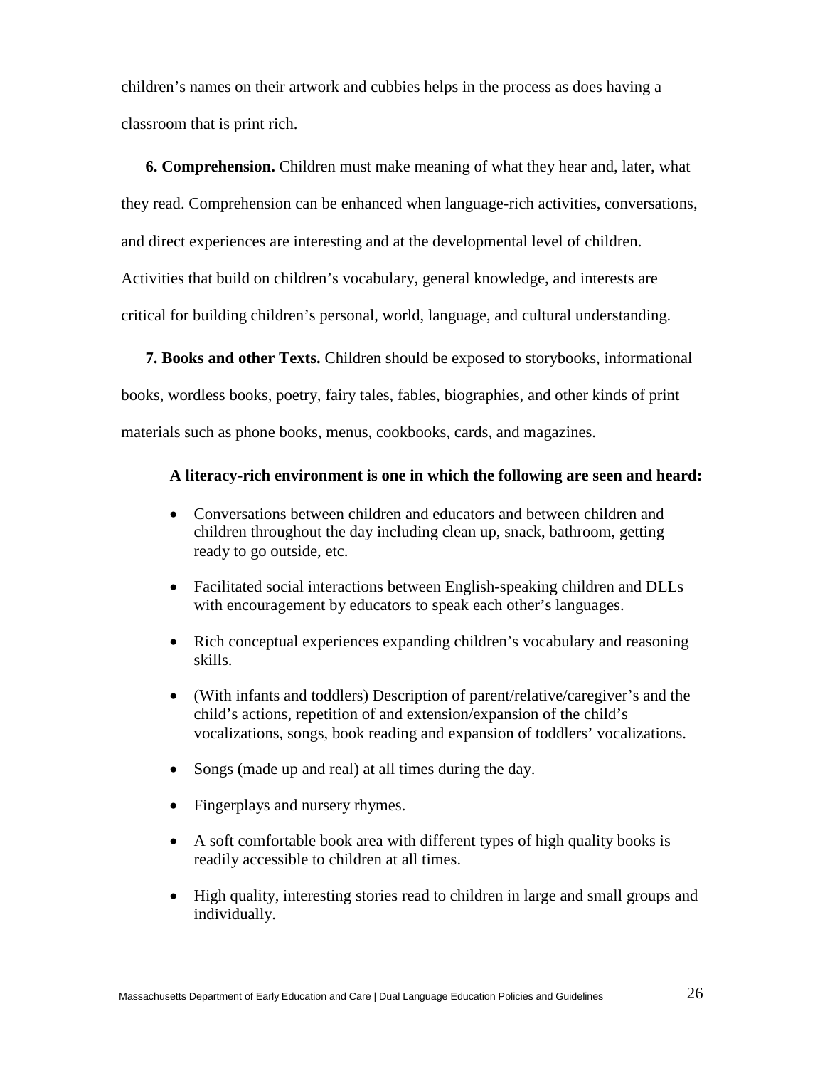children's names on their artwork and cubbies helps in the process as does having a classroom that is print rich.

**6. Comprehension.** Children must make meaning of what they hear and, later, what they read. Comprehension can be enhanced when language-rich activities, conversations, and direct experiences are interesting and at the developmental level of children. Activities that build on children's vocabulary, general knowledge, and interests are critical for building children's personal, world, language, and cultural understanding.

**7. Books and other Texts.** Children should be exposed to storybooks, informational books, wordless books, poetry, fairy tales, fables, biographies, and other kinds of print materials such as phone books, menus, cookbooks, cards, and magazines.

**A literacy-rich environment is one in which the following are seen and heard:**

- Conversations between children and educators and between children and children throughout the day including clean up, snack, bathroom, getting ready to go outside, etc.
- Facilitated social interactions between English-speaking children and DLLs with encouragement by educators to speak each other's languages.
- Rich conceptual experiences expanding children's vocabulary and reasoning skills.
- (With infants and toddlers) Description of parent/relative/caregiver's and the child's actions, repetition of and extension/expansion of the child's vocalizations, songs, book reading and expansion of toddlers' vocalizations.
- Songs (made up and real) at all times during the day.
- Fingerplays and nursery rhymes.
- A soft comfortable book area with different types of high quality books is readily accessible to children at all times.
- High quality, interesting stories read to children in large and small groups and individually.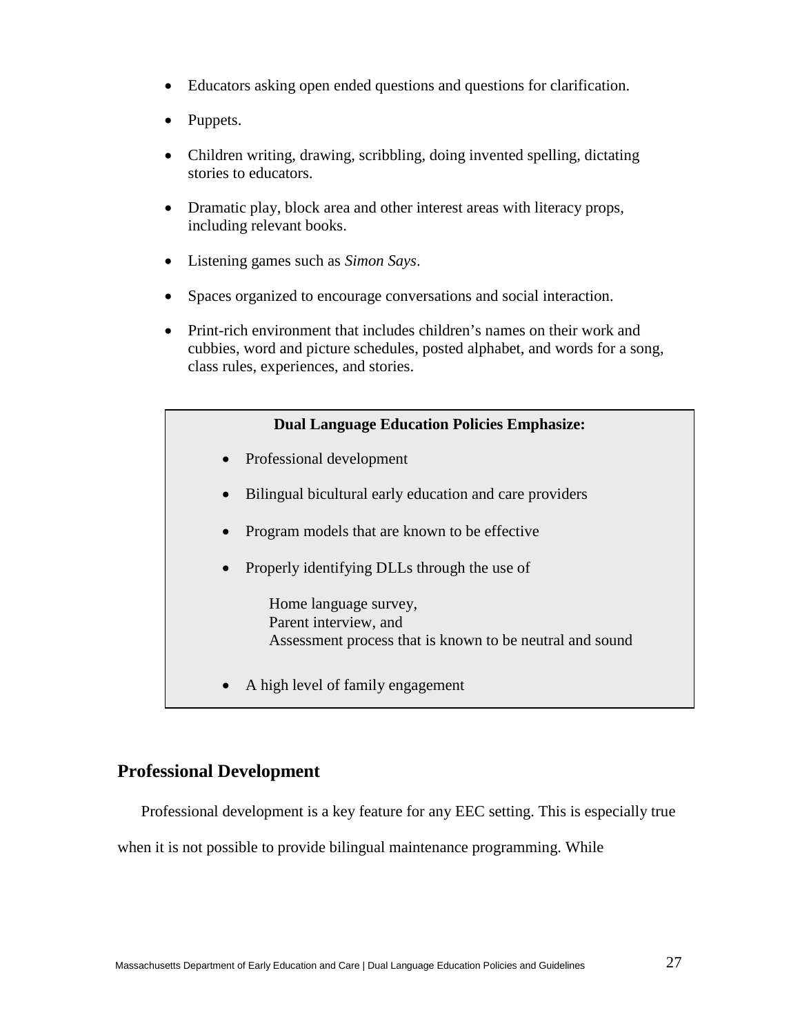- Educators asking open ended questions and questions for clarification.
- Puppets.
- Children writing, drawing, scribbling, doing invented spelling, dictating stories to educators.
- Dramatic play, block area and other interest areas with literacy props, including relevant books.
- Listening games such as *Simon Says*.
- Spaces organized to encourage conversations and social interaction.
- Print-rich environment that includes children's names on their work and cubbies, word and picture schedules, posted alphabet, and words for a song, class rules, experiences, and stories.

**Dual Language Education Policies Emphasize:**

- Professional development
- Bilingual bicultural early education and care providers
- Program models that are known to be effective
- Properly identifying DLLs through the use of

  Home language survey,
  Parent interview, and
  Assessment process that is known to be neutral and sound

- A high level of family engagement

## Professional Development

Professional development is a key feature for any EEC setting. This is especially true when it is not possible to provide bilingual maintenance programming. While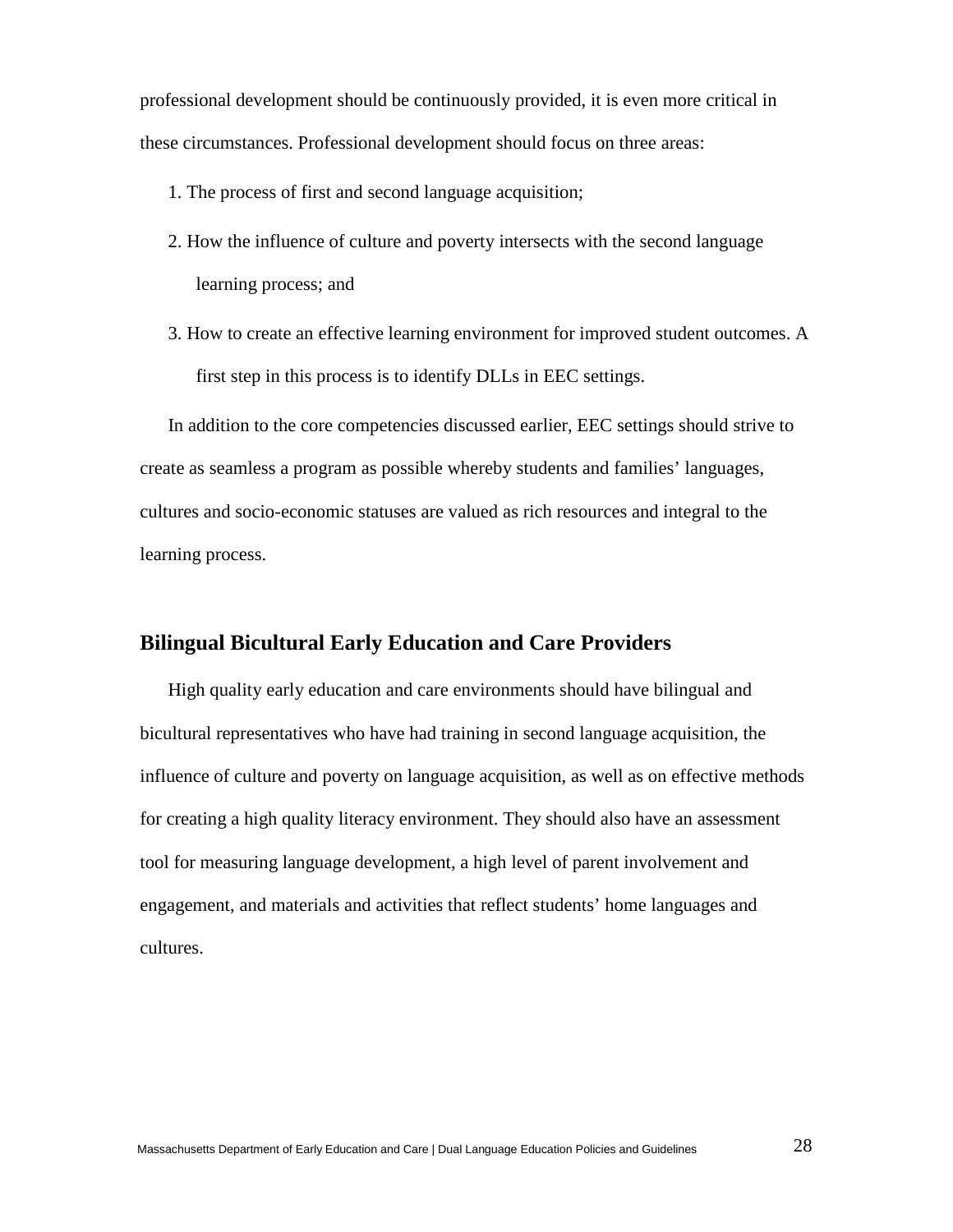professional development should be continuously provided, it is even more critical in these circumstances. Professional development should focus on three areas:

1. The process of first and second language acquisition;
2. How the influence of culture and poverty intersects with the second language learning process; and
3. How to create an effective learning environment for improved student outcomes. A first step in this process is to identify DLLs in EEC settings.

In addition to the core competencies discussed earlier, EEC settings should strive to create as seamless a program as possible whereby students and families' languages, cultures and socio-economic statuses are valued as rich resources and integral to the learning process.

## Bilingual Bicultural Early Education and Care Providers

High quality early education and care environments should have bilingual and bicultural representatives who have had training in second language acquisition, the influence of culture and poverty on language acquisition, as well as on effective methods for creating a high quality literacy environment. They should also have an assessment tool for measuring language development, a high level of parent involvement and engagement, and materials and activities that reflect students' home languages and cultures.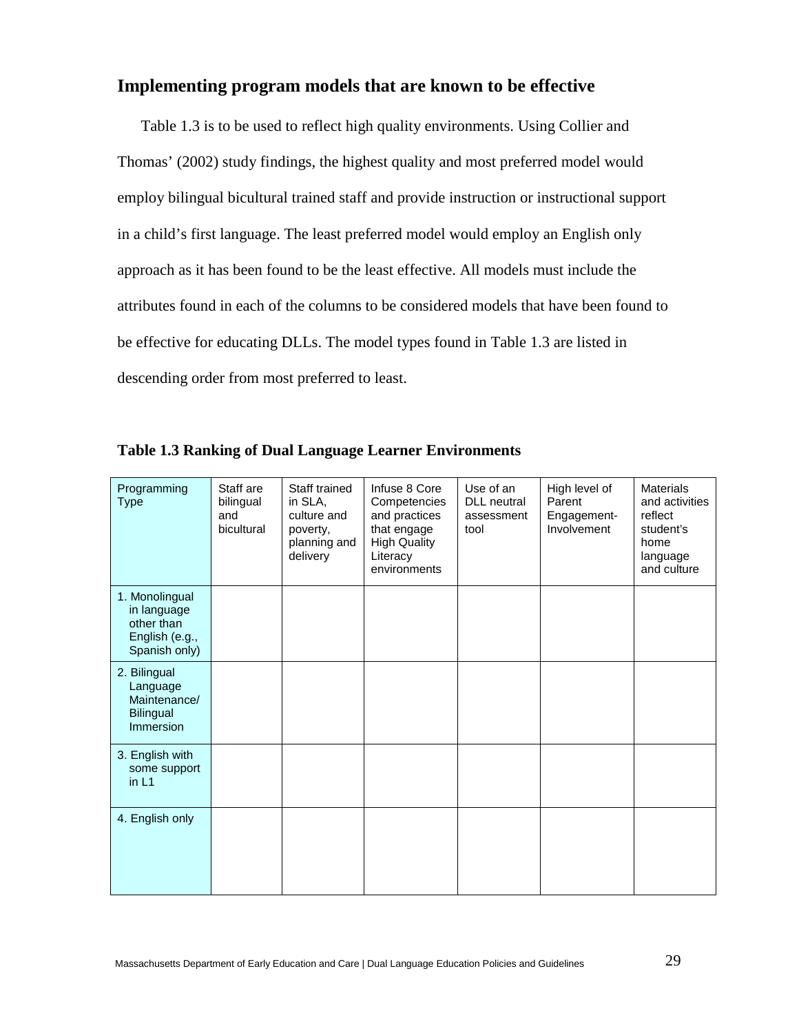## Implementing program models that are known to be effective

Table 1.3 is to be used to reflect high quality environments. Using Collier and Thomas' (2002) study findings, the highest quality and most preferred model would employ bilingual bicultural trained staff and provide instruction or instructional support in a child's first language. The least preferred model would employ an English only approach as it has been found to be the least effective. All models must include the attributes found in each of the columns to be considered models that have been found to be effective for educating DLLs. The model types found in Table 1.3 are listed in descending order from most preferred to least.

**Table 1.3 Ranking of Dual Language Learner Environments**

| Programming Type | Staff are bilingual and bicultural | Staff trained in SLA, culture and poverty, planning and delivery | Infuse 8 Core Competencies and practices that engage High Quality Literacy environments | Use of an DLL neutral assessment tool | High level of Parent Engagement-Involvement | Materials and activities reflect student's home language and culture |
|---|---|---|---|---|---|---|
| 1. Monolingual in language other than English (e.g., Spanish only) | | | | | | |
| 2. Bilingual Language Maintenance/ Bilingual Immersion | | | | | | |
| 3. English with some support in L1 | | | | | | |
| 4. English only | | | | | | |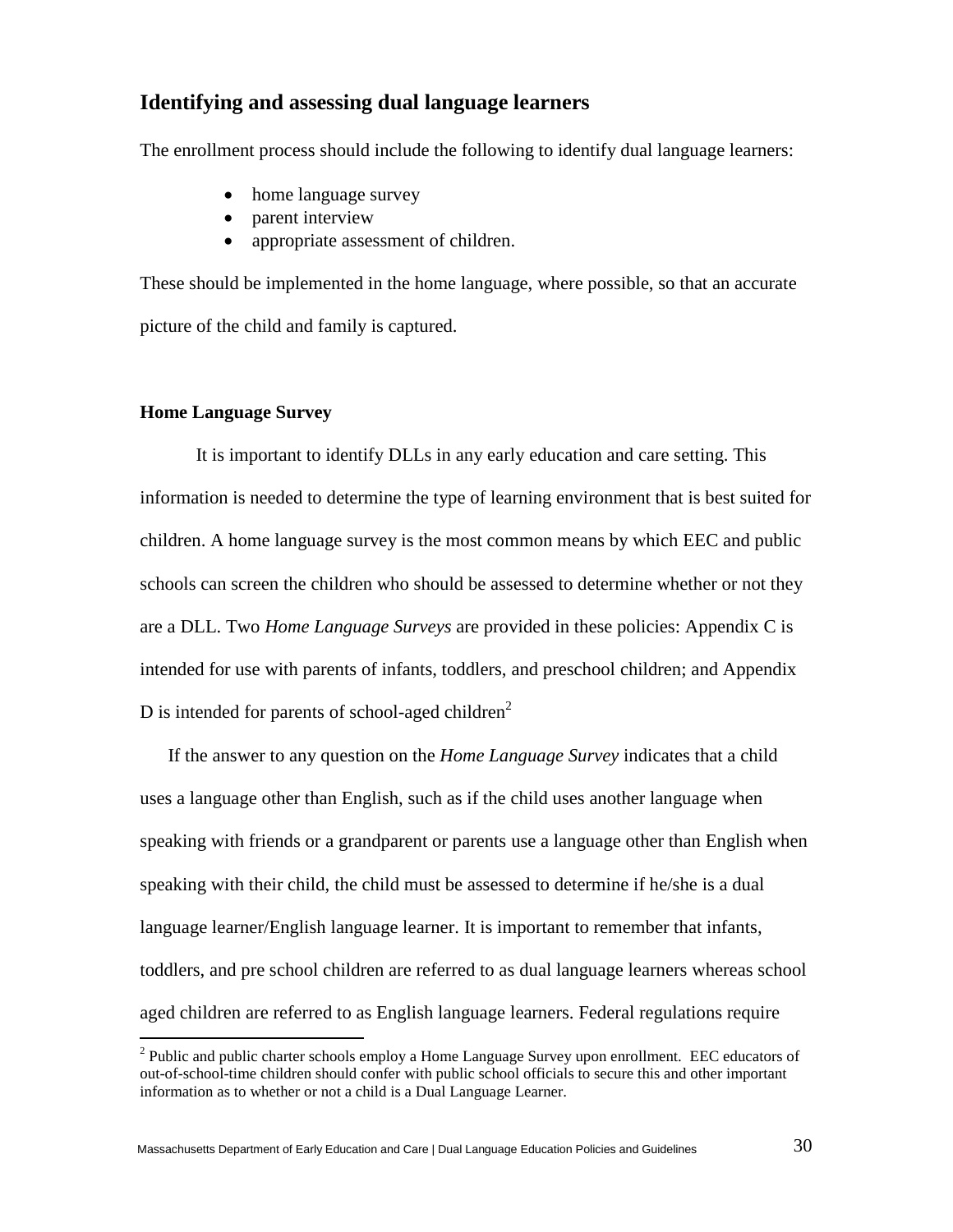## Identifying and assessing dual language learners

The enrollment process should include the following to identify dual language learners:

- home language survey
- parent interview
- appropriate assessment of children.

These should be implemented in the home language, where possible, so that an accurate picture of the child and family is captured.

### Home Language Survey

It is important to identify DLLs in any early education and care setting. This information is needed to determine the type of learning environment that is best suited for children. A home language survey is the most common means by which EEC and public schools can screen the children who should be assessed to determine whether or not they are a DLL. Two *Home Language Surveys* are provided in these policies: Appendix C is intended for use with parents of infants, toddlers, and preschool children; and Appendix D is intended for parents of school-aged children[2]

If the answer to any question on the *Home Language Survey* indicates that a child uses a language other than English, such as if the child uses another language when speaking with friends or a grandparent or parents use a language other than English when speaking with their child, the child must be assessed to determine if he/she is a dual language learner/English language learner. It is important to remember that infants, toddlers, and pre school children are referred to as dual language learners whereas school aged children are referred to as English language learners. Federal regulations require

[2] Public and public charter schools employ a Home Language Survey upon enrollment. EEC educators of out-of-school-time children should confer with public school officials to secure this and other important information as to whether or not a child is a Dual Language Learner.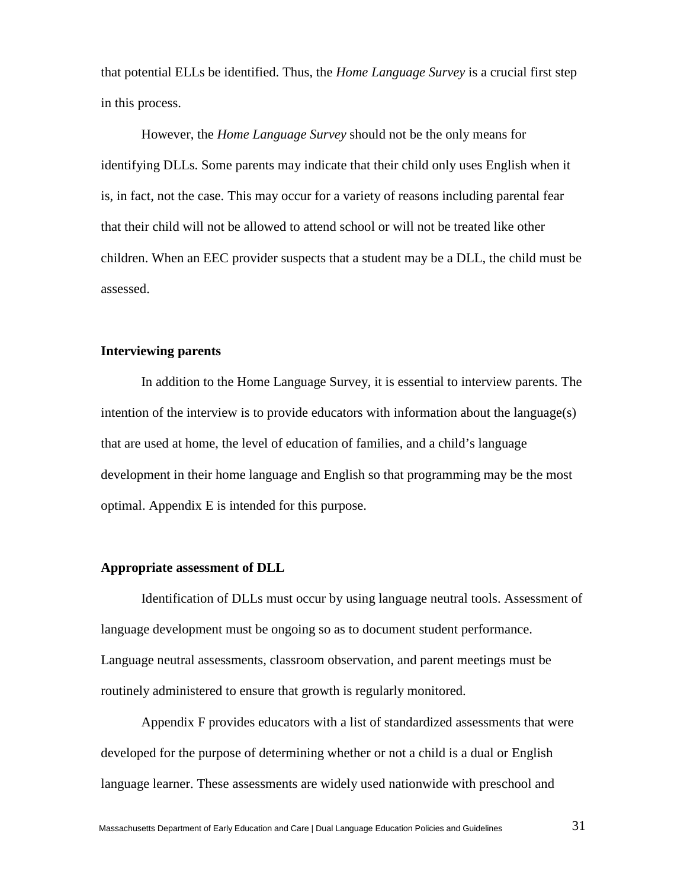that potential ELLs be identified. Thus, the *Home Language Survey* is a crucial first step in this process.

However, the *Home Language Survey* should not be the only means for identifying DLLs. Some parents may indicate that their child only uses English when it is, in fact, not the case. This may occur for a variety of reasons including parental fear that their child will not be allowed to attend school or will not be treated like other children. When an EEC provider suspects that a student may be a DLL, the child must be assessed.

**Interviewing parents**

In addition to the Home Language Survey, it is essential to interview parents. The intention of the interview is to provide educators with information about the language(s) that are used at home, the level of education of families, and a child's language development in their home language and English so that programming may be the most optimal. Appendix E is intended for this purpose.

**Appropriate assessment of DLL**

Identification of DLLs must occur by using language neutral tools. Assessment of language development must be ongoing so as to document student performance. Language neutral assessments, classroom observation, and parent meetings must be routinely administered to ensure that growth is regularly monitored.

Appendix F provides educators with a list of standardized assessments that were developed for the purpose of determining whether or not a child is a dual or English language learner. These assessments are widely used nationwide with preschool and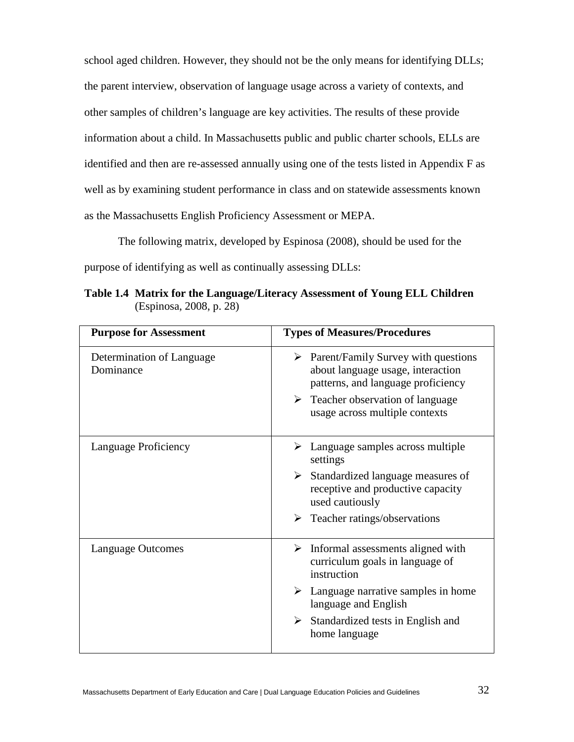school aged children. However, they should not be the only means for identifying DLLs; the parent interview, observation of language usage across a variety of contexts, and other samples of children's language are key activities. The results of these provide information about a child. In Massachusetts public and public charter schools, ELLs are identified and then are re-assessed annually using one of the tests listed in Appendix F as well as by examining student performance in class and on statewide assessments known as the Massachusetts English Proficiency Assessment or MEPA.

The following matrix, developed by Espinosa (2008), should be used for the purpose of identifying as well as continually assessing DLLs:

**Table 1.4 Matrix for the Language/Literacy Assessment of Young ELL Children** (Espinosa, 2008, p. 28)

| Purpose for Assessment | Types of Measures/Procedures |
|---|---|
| Determination of Language Dominance | ➢ Parent/Family Survey with questions about language usage, interaction patterns, and language proficiency<br>➢ Teacher observation of language usage across multiple contexts |
| Language Proficiency | ➢ Language samples across multiple settings<br>➢ Standardized language measures of receptive and productive capacity used cautiously<br>➢ Teacher ratings/observations |
| Language Outcomes | ➢ Informal assessments aligned with curriculum goals in language of instruction<br>➢ Language narrative samples in home language and English<br>➢ Standardized tests in English and home language |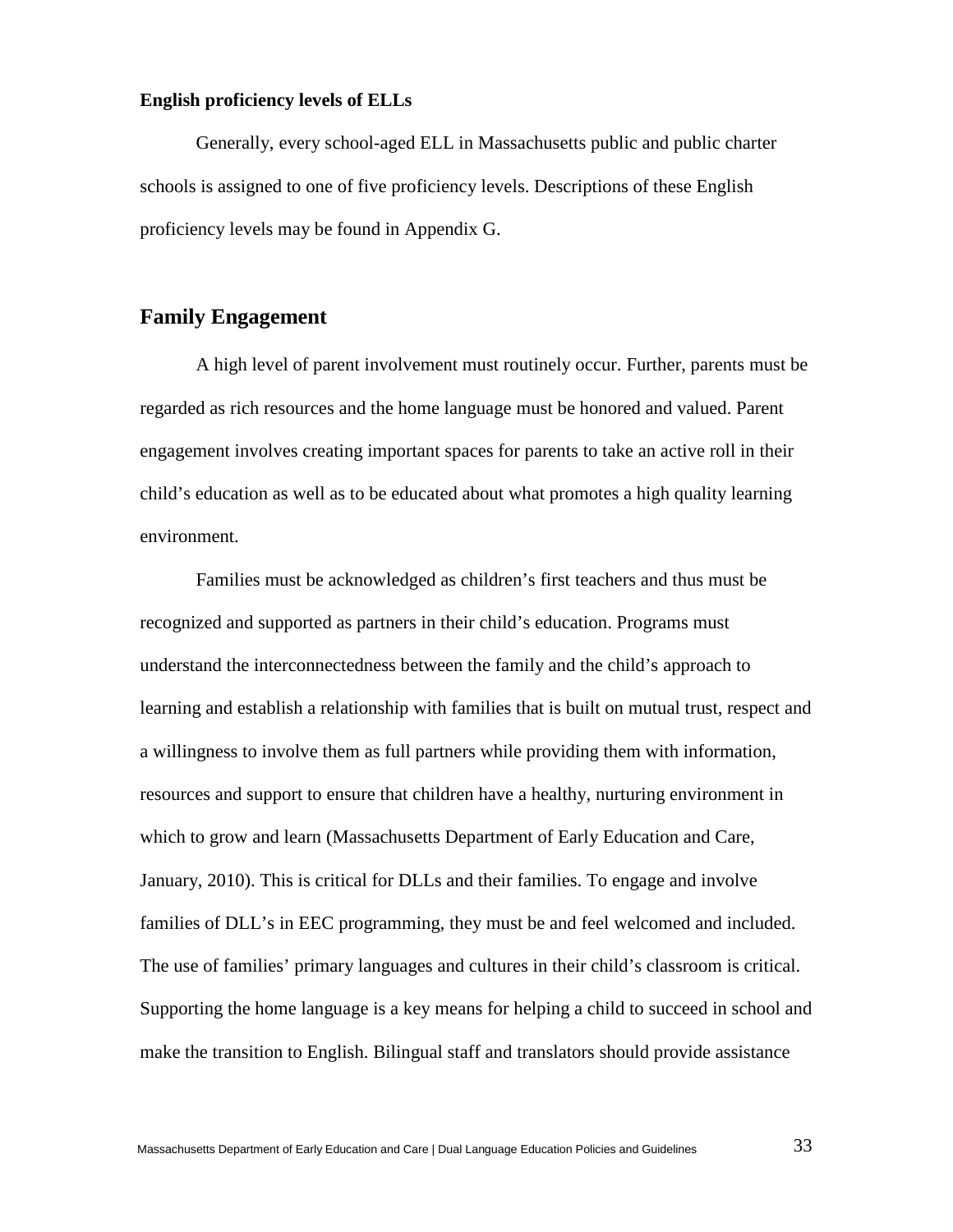**English proficiency levels of ELLs**

Generally, every school-aged ELL in Massachusetts public and public charter schools is assigned to one of five proficiency levels. Descriptions of these English proficiency levels may be found in Appendix G.

## Family Engagement

A high level of parent involvement must routinely occur. Further, parents must be regarded as rich resources and the home language must be honored and valued. Parent engagement involves creating important spaces for parents to take an active roll in their child's education as well as to be educated about what promotes a high quality learning environment.

Families must be acknowledged as children's first teachers and thus must be recognized and supported as partners in their child's education. Programs must understand the interconnectedness between the family and the child's approach to learning and establish a relationship with families that is built on mutual trust, respect and a willingness to involve them as full partners while providing them with information, resources and support to ensure that children have a healthy, nurturing environment in which to grow and learn (Massachusetts Department of Early Education and Care, January, 2010). This is critical for DLLs and their families. To engage and involve families of DLL's in EEC programming, they must be and feel welcomed and included. The use of families' primary languages and cultures in their child's classroom is critical. Supporting the home language is a key means for helping a child to succeed in school and make the transition to English. Bilingual staff and translators should provide assistance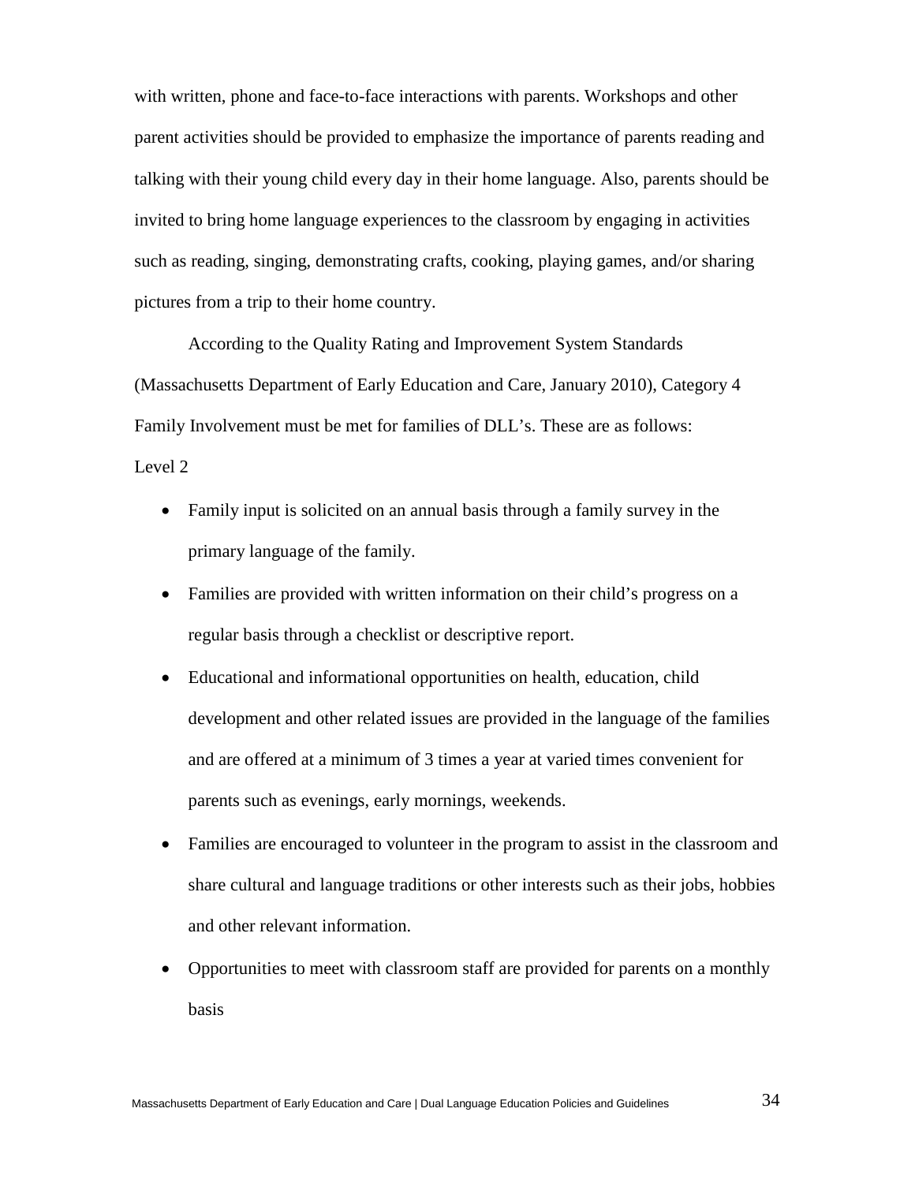with written, phone and face-to-face interactions with parents. Workshops and other parent activities should be provided to emphasize the importance of parents reading and talking with their young child every day in their home language. Also, parents should be invited to bring home language experiences to the classroom by engaging in activities such as reading, singing, demonstrating crafts, cooking, playing games, and/or sharing pictures from a trip to their home country.

According to the Quality Rating and Improvement System Standards (Massachusetts Department of Early Education and Care, January 2010), Category 4 Family Involvement must be met for families of DLL's. These are as follows:

Level 2

- Family input is solicited on an annual basis through a family survey in the primary language of the family.
- Families are provided with written information on their child's progress on a regular basis through a checklist or descriptive report.
- Educational and informational opportunities on health, education, child development and other related issues are provided in the language of the families and are offered at a minimum of 3 times a year at varied times convenient for parents such as evenings, early mornings, weekends.
- Families are encouraged to volunteer in the program to assist in the classroom and share cultural and language traditions or other interests such as their jobs, hobbies and other relevant information.
- Opportunities to meet with classroom staff are provided for parents on a monthly basis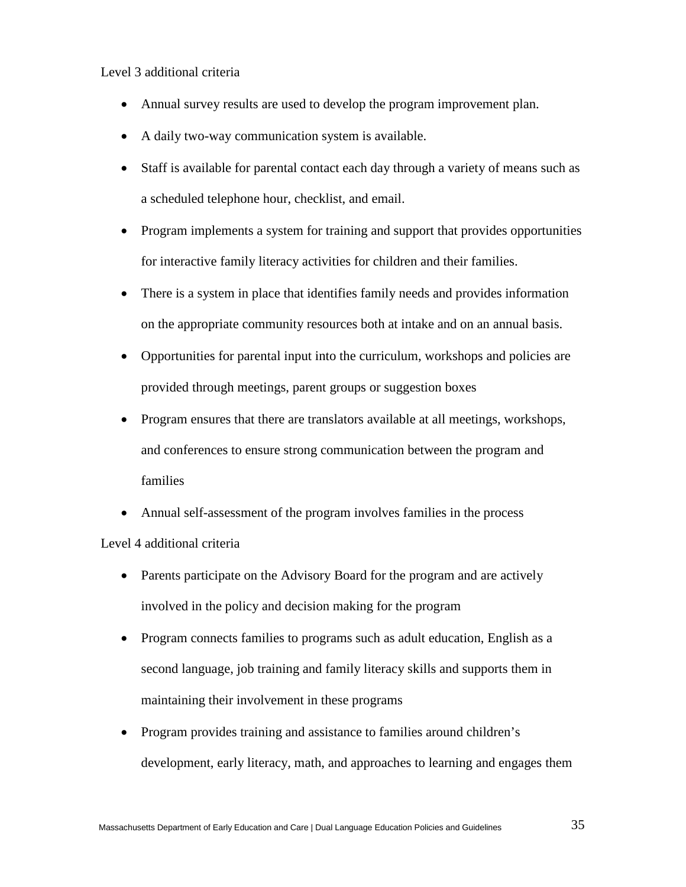Level 3 additional criteria

- Annual survey results are used to develop the program improvement plan.
- A daily two-way communication system is available.
- Staff is available for parental contact each day through a variety of means such as a scheduled telephone hour, checklist, and email.
- Program implements a system for training and support that provides opportunities for interactive family literacy activities for children and their families.
- There is a system in place that identifies family needs and provides information on the appropriate community resources both at intake and on an annual basis.
- Opportunities for parental input into the curriculum, workshops and policies are provided through meetings, parent groups or suggestion boxes
- Program ensures that there are translators available at all meetings, workshops, and conferences to ensure strong communication between the program and families
- Annual self-assessment of the program involves families in the process

Level 4 additional criteria

- Parents participate on the Advisory Board for the program and are actively involved in the policy and decision making for the program
- Program connects families to programs such as adult education, English as a second language, job training and family literacy skills and supports them in maintaining their involvement in these programs
- Program provides training and assistance to families around children's development, early literacy, math, and approaches to learning and engages them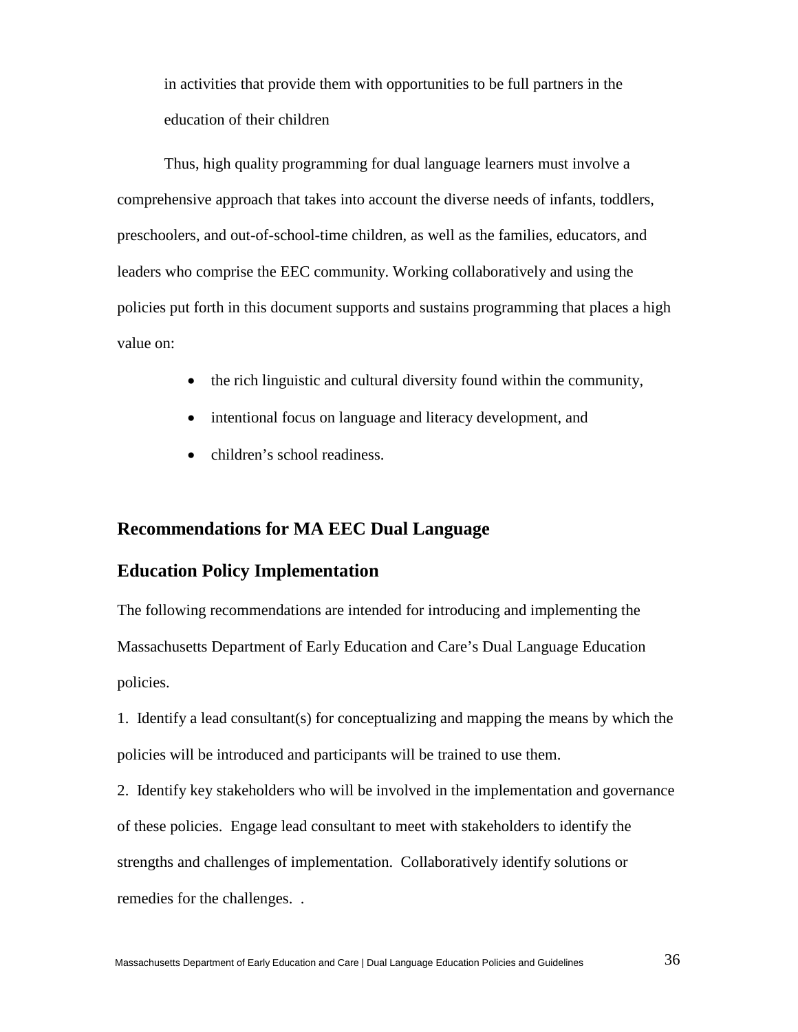in activities that provide them with opportunities to be full partners in the education of their children

Thus, high quality programming for dual language learners must involve a comprehensive approach that takes into account the diverse needs of infants, toddlers, preschoolers, and out-of-school-time children, as well as the families, educators, and leaders who comprise the EEC community. Working collaboratively and using the policies put forth in this document supports and sustains programming that places a high value on:

- the rich linguistic and cultural diversity found within the community,
- intentional focus on language and literacy development, and
- children's school readiness.

## Recommendations for MA EEC Dual Language Education Policy Implementation

The following recommendations are intended for introducing and implementing the Massachusetts Department of Early Education and Care's Dual Language Education policies.

1. Identify a lead consultant(s) for conceptualizing and mapping the means by which the policies will be introduced and participants will be trained to use them.
2. Identify key stakeholders who will be involved in the implementation and governance of these policies. Engage lead consultant to meet with stakeholders to identify the strengths and challenges of implementation. Collaboratively identify solutions or remedies for the challenges. .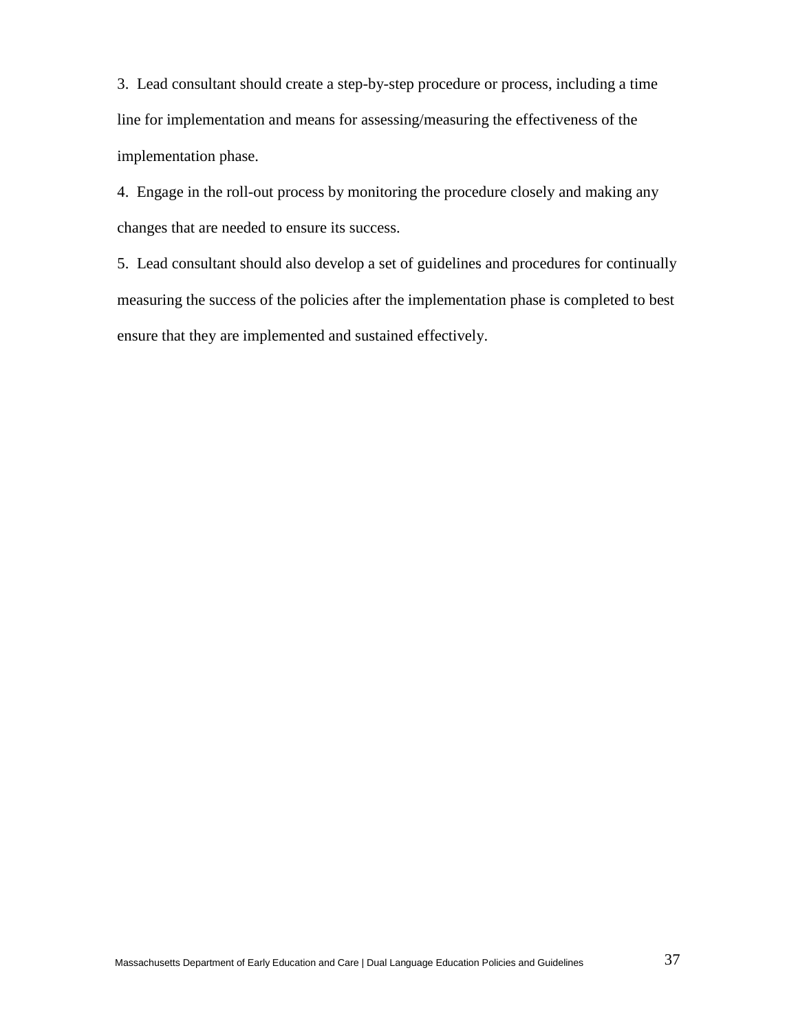3. Lead consultant should create a step-by-step procedure or process, including a time line for implementation and means for assessing/measuring the effectiveness of the implementation phase.

4. Engage in the roll-out process by monitoring the procedure closely and making any changes that are needed to ensure its success.

5. Lead consultant should also develop a set of guidelines and procedures for continually measuring the success of the policies after the implementation phase is completed to best ensure that they are implemented and sustained effectively.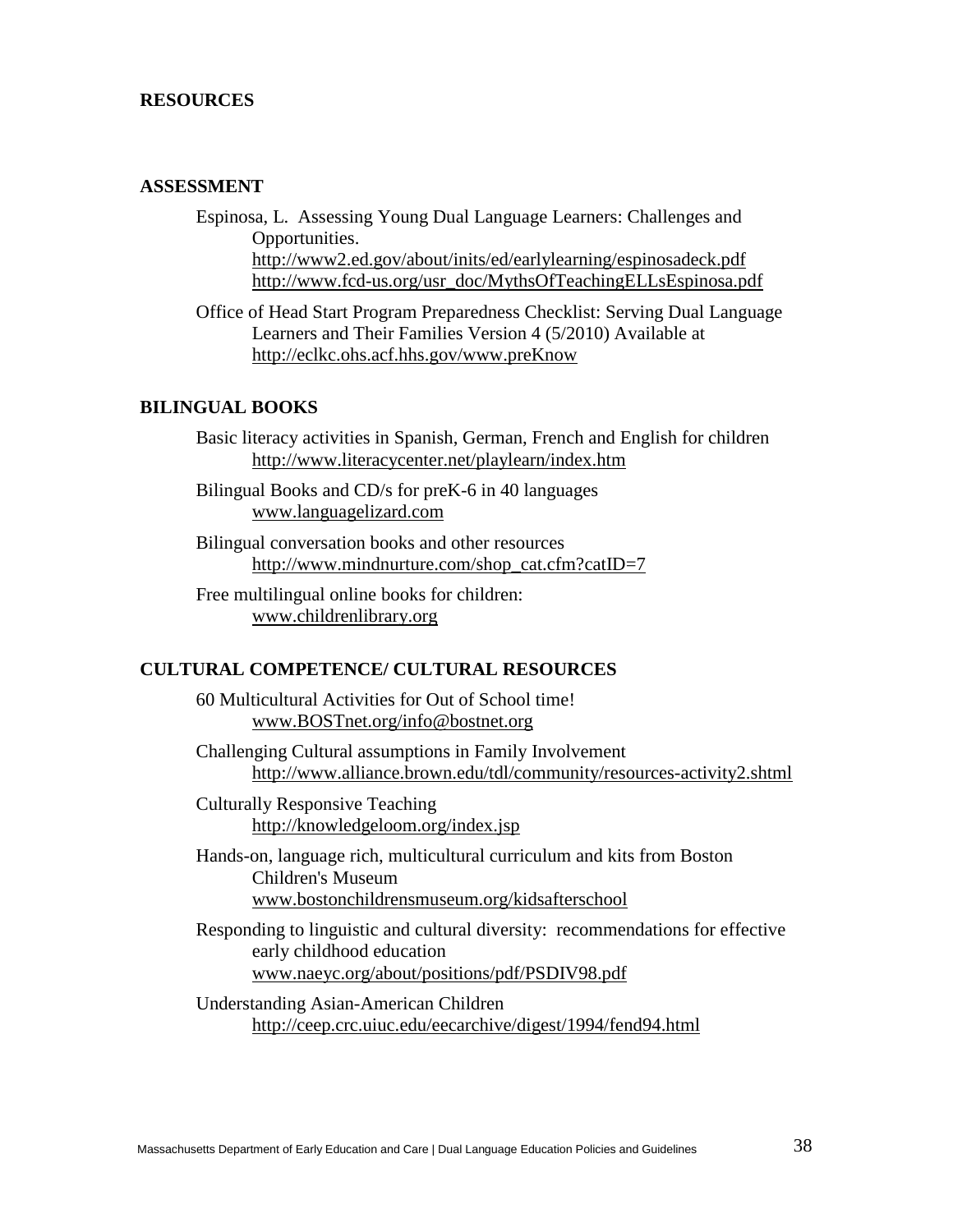# RESOURCES

## ASSESSMENT

Espinosa, L. Assessing Young Dual Language Learners: Challenges and Opportunities.
http://www2.ed.gov/about/inits/ed/earlylearning/espinosadeck.pdf
http://www.fcd-us.org/usr_doc/MythsOfTeachingELLsEspinosa.pdf

Office of Head Start Program Preparedness Checklist: Serving Dual Language Learners and Their Families Version 4 (5/2010) Available at
http://eclkc.ohs.acf.hhs.gov/www.preKnow

## BILINGUAL BOOKS

Basic literacy activities in Spanish, German, French and English for children
http://www.literacycenter.net/playlearn/index.htm

Bilingual Books and CD/s for preK-6 in 40 languages
www.languagelizard.com

Bilingual conversation books and other resources
http://www.mindnurture.com/shop_cat.cfm?catID=7

Free multilingual online books for children:
www.childrenlibrary.org

## CULTURAL COMPETENCE/ CULTURAL RESOURCES

60 Multicultural Activities for Out of School time!
www.BOSTnet.org/info@bostnet.org

Challenging Cultural assumptions in Family Involvement
http://www.alliance.brown.edu/tdl/community/resources-activity2.shtml

Culturally Responsive Teaching
http://knowledgeloom.org/index.jsp

Hands-on, language rich, multicultural curriculum and kits from Boston Children's Museum
www.bostonchildrensmuseum.org/kidsafterschool

Responding to linguistic and cultural diversity: recommendations for effective early childhood education
www.naeyc.org/about/positions/pdf/PSDIV98.pdf

Understanding Asian-American Children
http://ceep.crc.uiuc.edu/eecarchive/digest/1994/fend94.html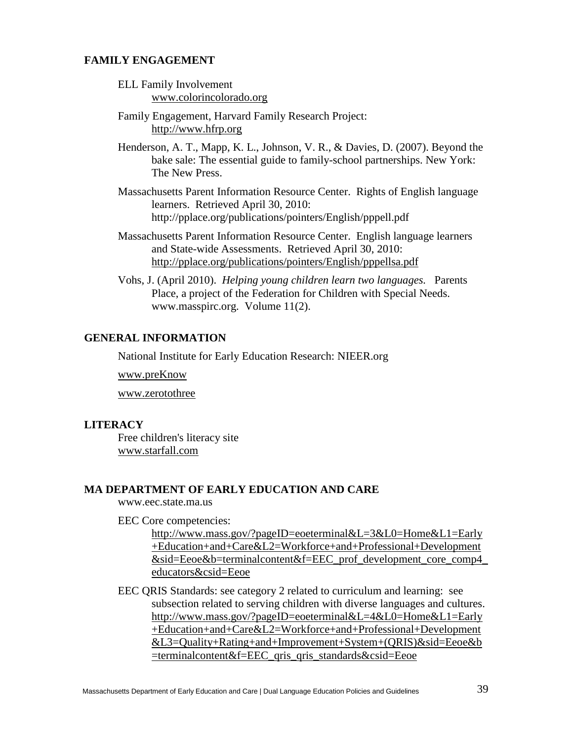## FAMILY ENGAGEMENT

ELL Family Involvement
www.colorincolorado.org

Family Engagement, Harvard Family Research Project:
http://www.hfrp.org

Henderson, A. T., Mapp, K. L., Johnson, V. R., & Davies, D. (2007). Beyond the bake sale: The essential guide to family-school partnerships. New York: The New Press.

Massachusetts Parent Information Resource Center. Rights of English language learners. Retrieved April 30, 2010: http://pplace.org/publications/pointers/English/pppell.pdf

Massachusetts Parent Information Resource Center. English language learners and State-wide Assessments. Retrieved April 30, 2010: http://pplace.org/publications/pointers/English/pppellsa.pdf

Vohs, J. (April 2010). *Helping young children learn two languages.* Parents Place, a project of the Federation for Children with Special Needs. www.masspirc.org. Volume 11(2).

## GENERAL INFORMATION

National Institute for Early Education Research: NIEER.org

www.preKnow

www.zerotothree

## LITERACY

Free children's literacy site
www.starfall.com

## MA DEPARTMENT OF EARLY EDUCATION AND CARE

www.eec.state.ma.us

EEC Core competencies:
http://www.mass.gov/?pageID=eoeterminal&L=3&L0=Home&L1=Early+Education+and+Care&L2=Workforce+and+Professional+Development&sid=Eeoe&b=terminalcontent&f=EEC_prof_development_core_comp4_educators&csid=Eeoe

EEC QRIS Standards: see category 2 related to curriculum and learning: see subsection related to serving children with diverse languages and cultures. http://www.mass.gov/?pageID=eoeterminal&L=4&L0=Home&L1=Early+Education+and+Care&L2=Workforce+and+Professional+Development&L3=Quality+Rating+and+Improvement+System+(QRIS)&sid=Eeoe&b=terminalcontent&f=EEC_qris_qris_standards&csid=Eeoe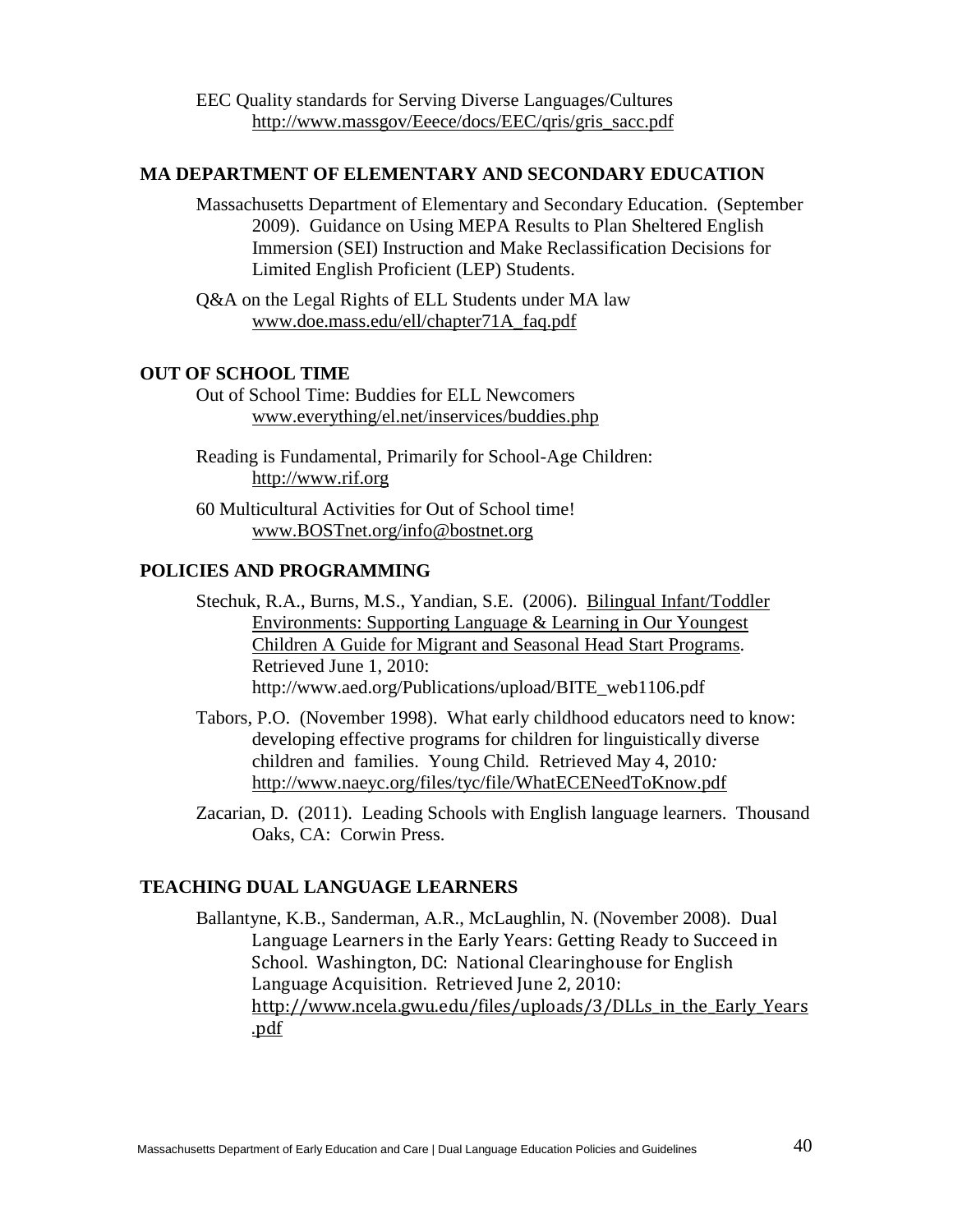EEC Quality standards for Serving Diverse Languages/Cultures
http://www.massgov/Eeece/docs/EEC/qris/gris_sacc.pdf

## MA DEPARTMENT OF ELEMENTARY AND SECONDARY EDUCATION

Massachusetts Department of Elementary and Secondary Education. (September 2009). Guidance on Using MEPA Results to Plan Sheltered English Immersion (SEI) Instruction and Make Reclassification Decisions for Limited English Proficient (LEP) Students.

Q&A on the Legal Rights of ELL Students under MA law
www.doe.mass.edu/ell/chapter71A_faq.pdf

## OUT OF SCHOOL TIME

Out of School Time: Buddies for ELL Newcomers
www.everything/el.net/inservices/buddies.php

Reading is Fundamental, Primarily for School-Age Children:
http://www.rif.org

60 Multicultural Activities for Out of School time!
www.BOSTnet.org/info@bostnet.org

## POLICIES AND PROGRAMMING

Stechuk, R.A., Burns, M.S., Yandian, S.E. (2006). Bilingual Infant/Toddler Environments: Supporting Language & Learning in Our Youngest Children A Guide for Migrant and Seasonal Head Start Programs. Retrieved June 1, 2010: http://www.aed.org/Publications/upload/BITE_web1106.pdf

Tabors, P.O. (November 1998). What early childhood educators need to know: developing effective programs for children for linguistically diverse children and families. Young Child. Retrieved May 4, 2010: http://www.naeyc.org/files/tyc/file/WhatECENeedToKnow.pdf

Zacarian, D. (2011). Leading Schools with English language learners. Thousand Oaks, CA: Corwin Press.

## TEACHING DUAL LANGUAGE LEARNERS

Ballantyne, K.B., Sanderman, A.R., McLaughlin, N. (November 2008). Dual Language Learners in the Early Years: Getting Ready to Succeed in School. Washington, DC: National Clearinghouse for English Language Acquisition. Retrieved June 2, 2010: http://www.ncela.gwu.edu/files/uploads/3/DLLs_in_the_Early_Years.pdf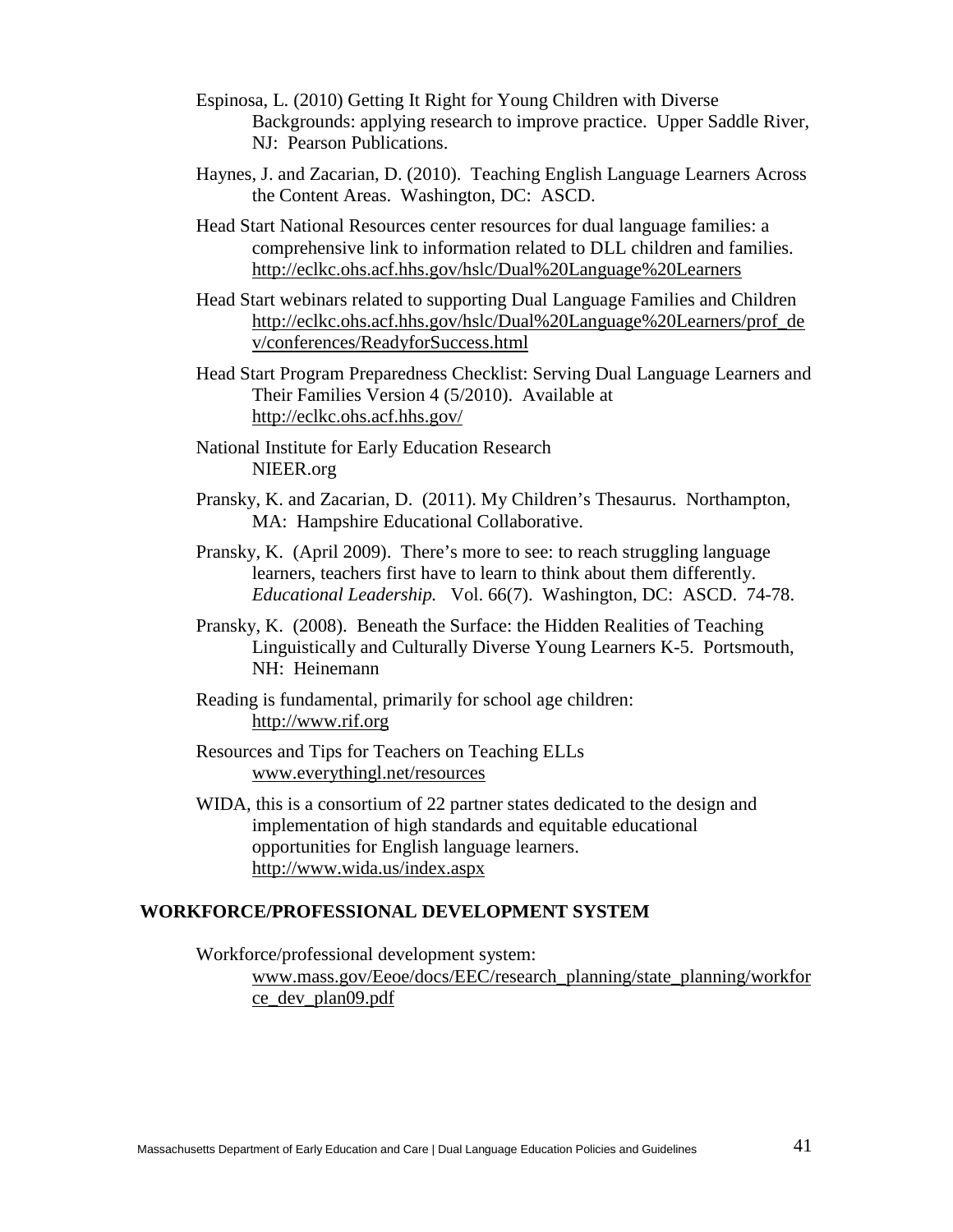Espinosa, L. (2010) Getting It Right for Young Children with Diverse Backgrounds: applying research to improve practice. Upper Saddle River, NJ: Pearson Publications.

Haynes, J. and Zacarian, D. (2010). Teaching English Language Learners Across the Content Areas. Washington, DC: ASCD.

Head Start National Resources center resources for dual language families: a comprehensive link to information related to DLL children and families. http://eclkc.ohs.acf.hhs.gov/hslc/Dual%20Language%20Learners

Head Start webinars related to supporting Dual Language Families and Children http://eclkc.ohs.acf.hhs.gov/hslc/Dual%20Language%20Learners/prof_dev/conferences/ReadyforSuccess.html

Head Start Program Preparedness Checklist: Serving Dual Language Learners and Their Families Version 4 (5/2010). Available at http://eclkc.ohs.acf.hhs.gov/

National Institute for Early Education Research NIEER.org

Pransky, K. and Zacarian, D. (2011). My Children's Thesaurus. Northampton, MA: Hampshire Educational Collaborative.

Pransky, K. (April 2009). There's more to see: to reach struggling language learners, teachers first have to learn to think about them differently. *Educational Leadership.* Vol. 66(7). Washington, DC: ASCD. 74-78.

Pransky, K. (2008). Beneath the Surface: the Hidden Realities of Teaching Linguistically and Culturally Diverse Young Learners K-5. Portsmouth, NH: Heinemann

Reading is fundamental, primarily for school age children: http://www.rif.org

Resources and Tips for Teachers on Teaching ELLs www.everythingl.net/resources

WIDA, this is a consortium of 22 partner states dedicated to the design and implementation of high standards and equitable educational opportunities for English language learners. http://www.wida.us/index.aspx

## WORKFORCE/PROFESSIONAL DEVELOPMENT SYSTEM

Workforce/professional development system: www.mass.gov/Eeoe/docs/EEC/research_planning/state_planning/workforce_dev_plan09.pdf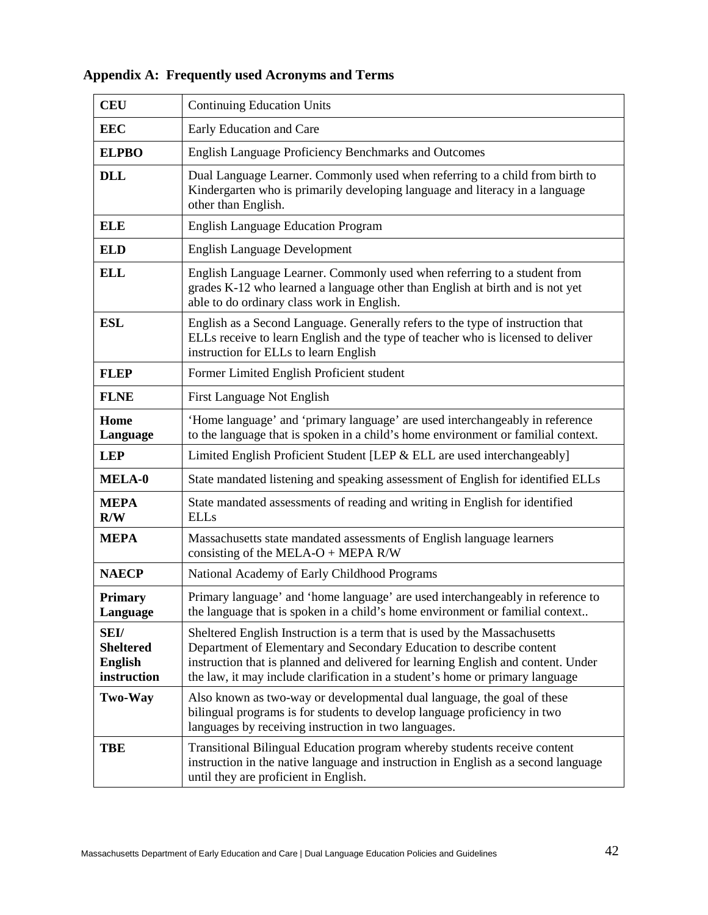## Appendix A: Frequently used Acronyms and Terms

| | |
|---|---|
| **CEU** | Continuing Education Units |
| **EEC** | Early Education and Care |
| **ELPBO** | English Language Proficiency Benchmarks and Outcomes |
| **DLL** | Dual Language Learner. Commonly used when referring to a child from birth to Kindergarten who is primarily developing language and literacy in a language other than English. |
| **ELE** | English Language Education Program |
| **ELD** | English Language Development |
| **ELL** | English Language Learner. Commonly used when referring to a student from grades K-12 who learned a language other than English at birth and is not yet able to do ordinary class work in English. |
| **ESL** | English as a Second Language. Generally refers to the type of instruction that ELLs receive to learn English and the type of teacher who is licensed to deliver instruction for ELLs to learn English |
| **FLEP** | Former Limited English Proficient student |
| **FLNE** | First Language Not English |
| **Home Language** | 'Home language' and 'primary language' are used interchangeably in reference to the language that is spoken in a child's home environment or familial context. |
| **LEP** | Limited English Proficient Student [LEP & ELL are used interchangeably] |
| **MELA-0** | State mandated listening and speaking assessment of English for identified ELLs |
| **MEPA R/W** | State mandated assessments of reading and writing in English for identified ELLs |
| **MEPA** | Massachusetts state mandated assessments of English language learners consisting of the MELA-O + MEPA R/W |
| **NAECP** | National Academy of Early Childhood Programs |
| **Primary Language** | Primary language' and 'home language' are used interchangeably in reference to the language that is spoken in a child's home environment or familial context.. |
| **SEI/ Sheltered English instruction** | Sheltered English Instruction is a term that is used by the Massachusetts Department of Elementary and Secondary Education to describe content instruction that is planned and delivered for learning English and content. Under the law, it may include clarification in a student's home or primary language |
| **Two-Way** | Also known as two-way or developmental dual language, the goal of these bilingual programs is for students to develop language proficiency in two languages by receiving instruction in two languages. |
| **TBE** | Transitional Bilingual Education program whereby students receive content instruction in the native language and instruction in English as a second language until they are proficient in English. |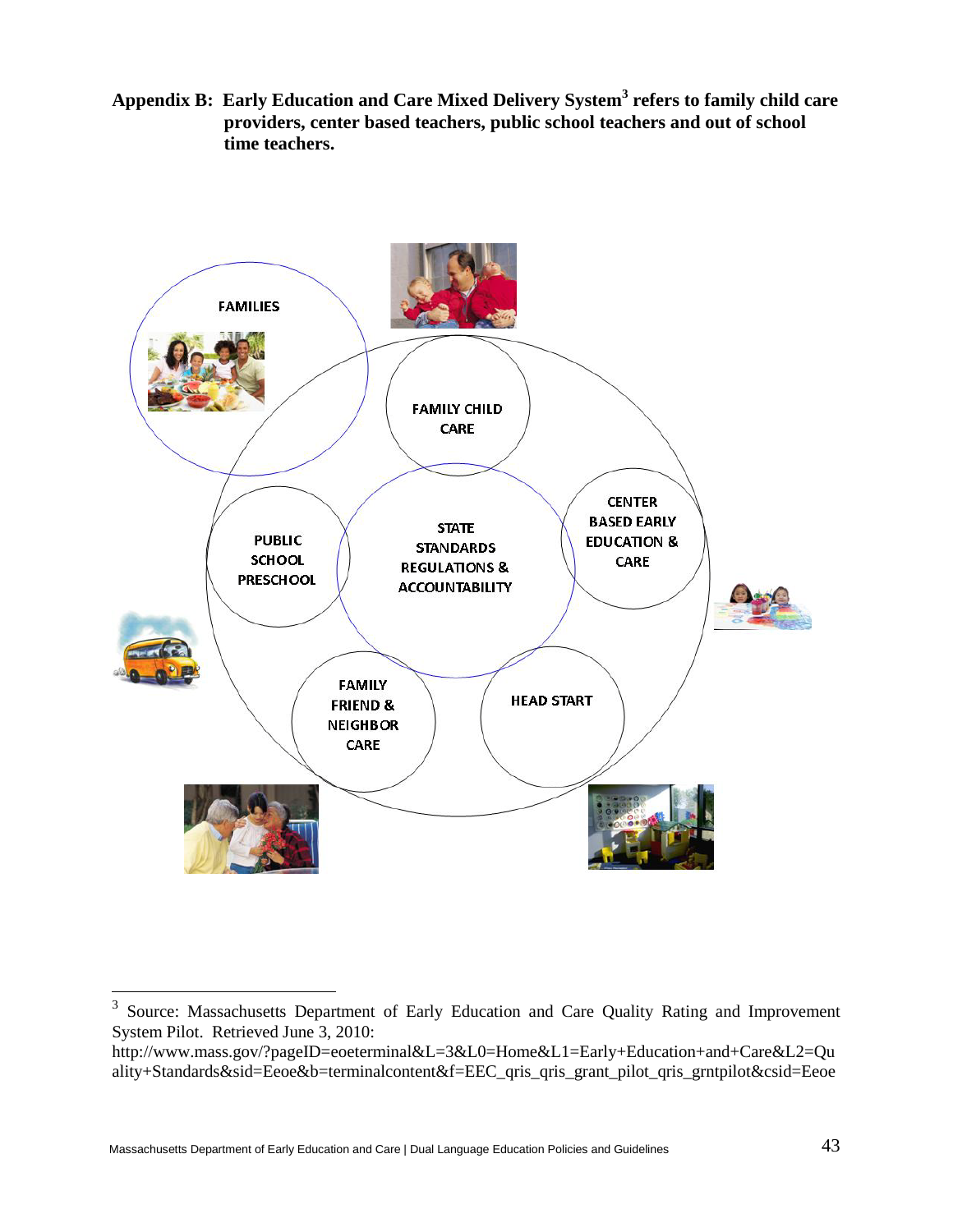**Appendix B: Early Education and Care Mixed Delivery System[3] refers to family child care providers, center based teachers, public school teachers and out of school time teachers.**

FAMILIES

FAMILY CHILD CARE

STATE STANDARDS REGULATIONS & ACCOUNTABILITY

CENTER BASED EARLY EDUCATION & CARE

PUBLIC SCHOOL PRESCHOOL

FAMILY FRIEND & NEIGHBOR CARE

HEAD START

---

[3] Source: Massachusetts Department of Early Education and Care Quality Rating and Improvement System Pilot. Retrieved June 3, 2010: http://www.mass.gov/?pageID=eoeterminal&L=3&L0=Home&L1=Early+Education+and+Care&L2=Quality+Standards&sid=Eeoe&b=terminalcontent&f=EEC_qris_qris_grant_pilot_qris_grntpilot&csid=Eeoe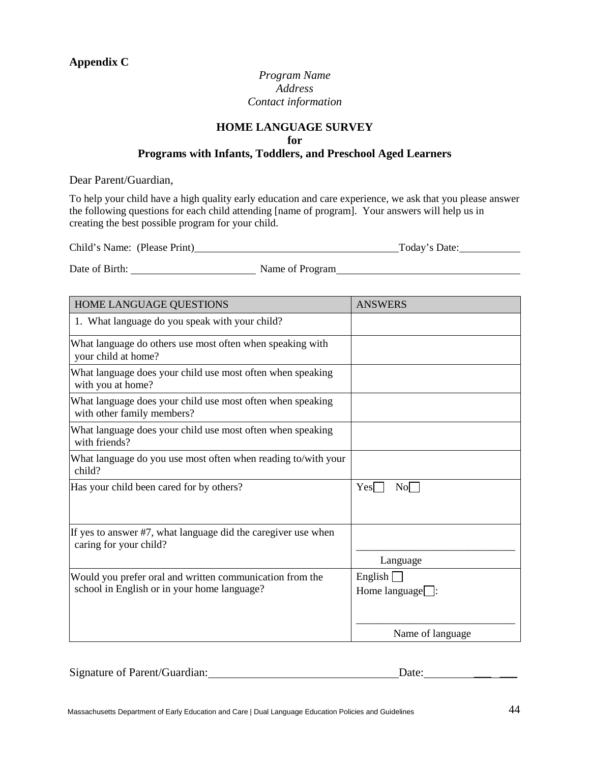**Appendix C**

*Program Name*
*Address*
*Contact information*

## HOME LANGUAGE SURVEY
## for
## Programs with Infants, Toddlers, and Preschool Aged Learners

Dear Parent/Guardian,

To help your child have a high quality early education and care experience, we ask that you please answer the following questions for each child attending [name of program]. Your answers will help us in creating the best possible program for your child.

Child's Name: (Please Print)________________________________ Today's Date:__________

Date of Birth: ____________________ Name of Program______________________________

| HOME LANGUAGE QUESTIONS | ANSWERS |
|---|---|
| 1. What language do you speak with your child? | |
| What language do others use most often when speaking with your child at home? | |
| What language does your child use most often when speaking with you at home? | |
| What language does your child use most often when speaking with other family members? | |
| What language does your child use most often when speaking with friends? | |
| What language do you use most often when reading to/with your child? | |
| Has your child been cared for by others? | Yes ☐ No ☐ |
| If yes to answer #7, what language did the caregiver use when caring for your child? | ______________________________ Language |
| Would you prefer oral and written communication from the school in English or in your home language? | English ☐ Home language ☐: ______________________________ Name of language |

Signature of Parent/Guardian:______________________________ Date:______________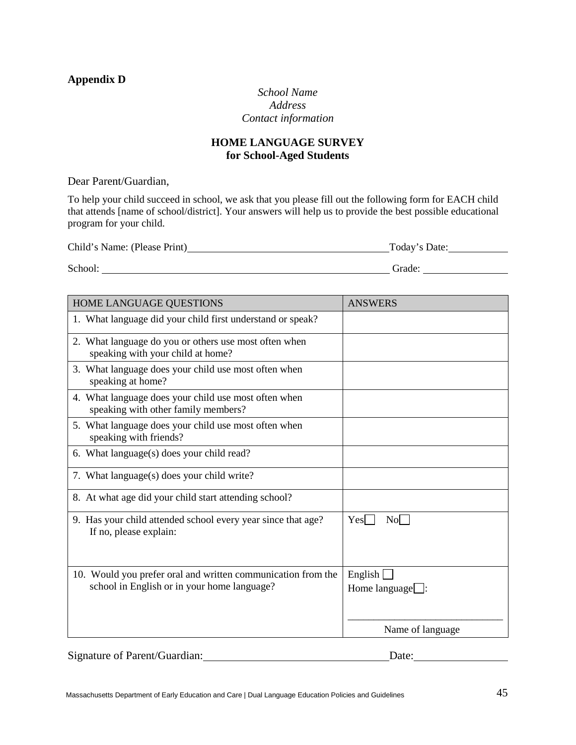**Appendix D**

*School Name*
*Address*
*Contact information*

**HOME LANGUAGE SURVEY**
**for School-Aged Students**

Dear Parent/Guardian,

To help your child succeed in school, we ask that you please fill out the following form for EACH child that attends [name of school/district]. Your answers will help us to provide the best possible educational program for your child.

Child's Name: (Please Print)\_\_\_\_\_\_\_\_\_\_\_\_\_\_\_\_\_\_\_\_\_\_\_\_\_\_\_\_\_\_\_\_\_\_\_\_\_\_\_\_ Today's Date:\_\_\_\_\_\_\_\_\_\_\_\_

School: \_\_\_\_\_\_\_\_\_\_\_\_\_\_\_\_\_\_\_\_\_\_\_\_\_\_\_\_\_\_\_\_\_\_\_\_\_\_\_\_\_\_\_\_\_\_\_\_\_\_\_\_\_\_\_\_\_\_ Grade: \_\_\_\_\_\_\_\_\_\_\_\_\_\_\_\_

| HOME LANGUAGE QUESTIONS | ANSWERS |
|---|---|
| 1. What language did your child first understand or speak? | |
| 2. What language do you or others use most often when speaking with your child at home? | |
| 3. What language does your child use most often when speaking at home? | |
| 4. What language does your child use most often when speaking with other family members? | |
| 5. What language does your child use most often when speaking with friends? | |
| 6. What language(s) does your child read? | |
| 7. What language(s) does your child write? | |
| 8. At what age did your child start attending school? | |
| 9. Has your child attended school every year since that age? If no, please explain: | Yes☐ No☐ |
| 10. Would you prefer oral and written communication from the school in English or in your home language? | English ☐<br>Home language☐:<br>\_\_\_\_\_\_\_\_\_\_\_\_\_\_\_\_\_\_\_\_\_\_\_\_\_\_\_\_\_\_<br>Name of language |

Signature of Parent/Guardian:\_\_\_\_\_\_\_\_\_\_\_\_\_\_\_\_\_\_\_\_\_\_\_\_\_\_\_\_\_\_\_\_\_\_\_\_ Date:\_\_\_\_\_\_\_\_\_\_\_\_\_\_\_\_\_\_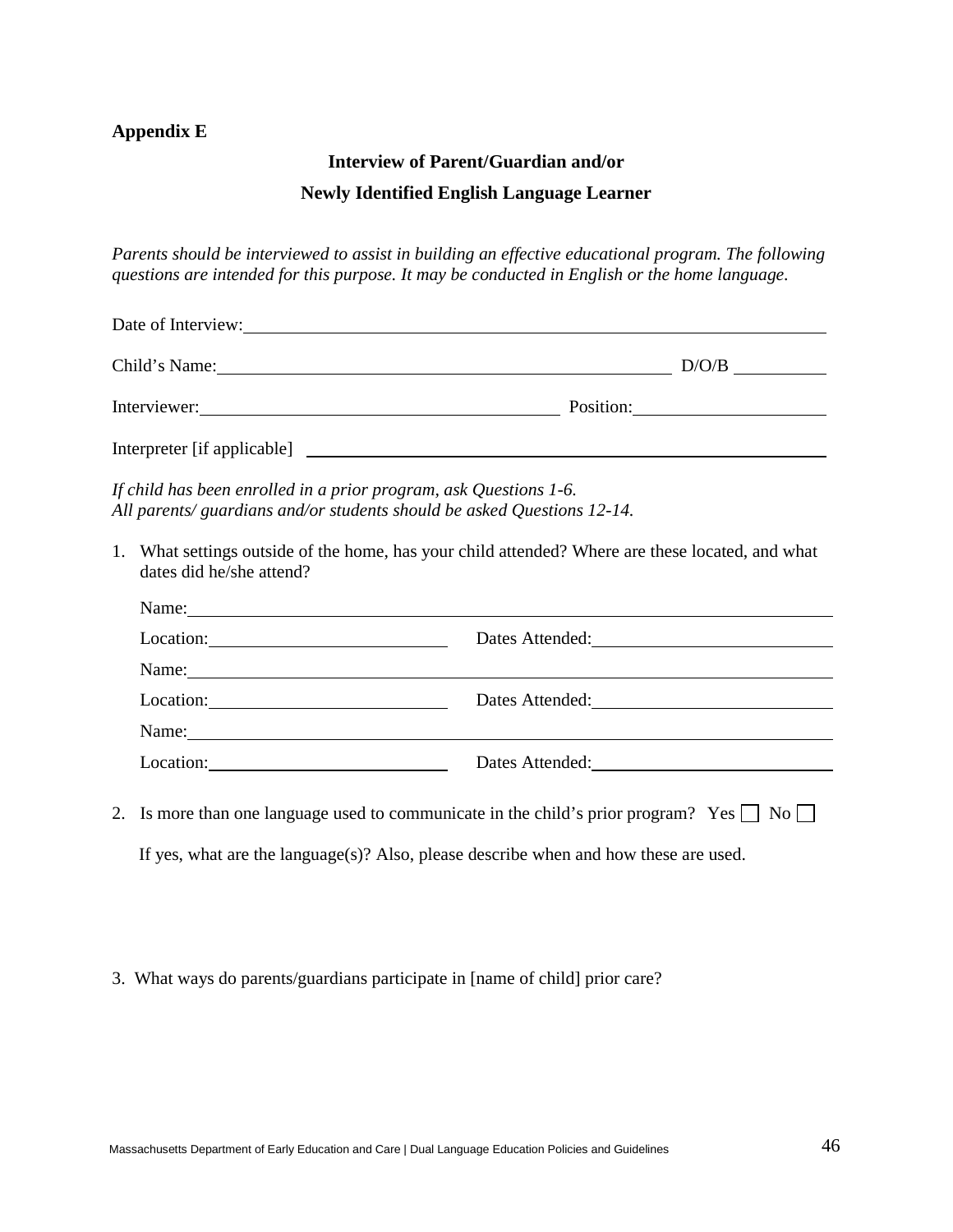**Appendix E**

## Interview of Parent/Guardian and/or Newly Identified English Language Learner

*Parents should be interviewed to assist in building an effective educational program. The following questions are intended for this purpose. It may be conducted in English or the home language.*

Date of Interview: ______________________________________________

Child's Name: ______________________________________ D/O/B __________

Interviewer: ______________________________ Position: __________________

Interpreter [if applicable] ______________________________________________

*If child has been enrolled in a prior program, ask Questions 1-6.*
*All parents/ guardians and/or students should be asked Questions 12-14.*

1. What settings outside of the home, has your child attended? Where are these located, and what dates did he/she attend?

   Name: ______________________________________________

   Location: ____________________ Dates Attended: ____________________

   Name: ______________________________________________

   Location: ____________________ Dates Attended: ____________________

   Name: ______________________________________________

   Location: ____________________ Dates Attended: ____________________

2. Is more than one language used to communicate in the child's prior program? Yes ☐ No ☐

   If yes, what are the language(s)? Also, please describe when and how these are used.

3. What ways do parents/guardians participate in [name of child] prior care?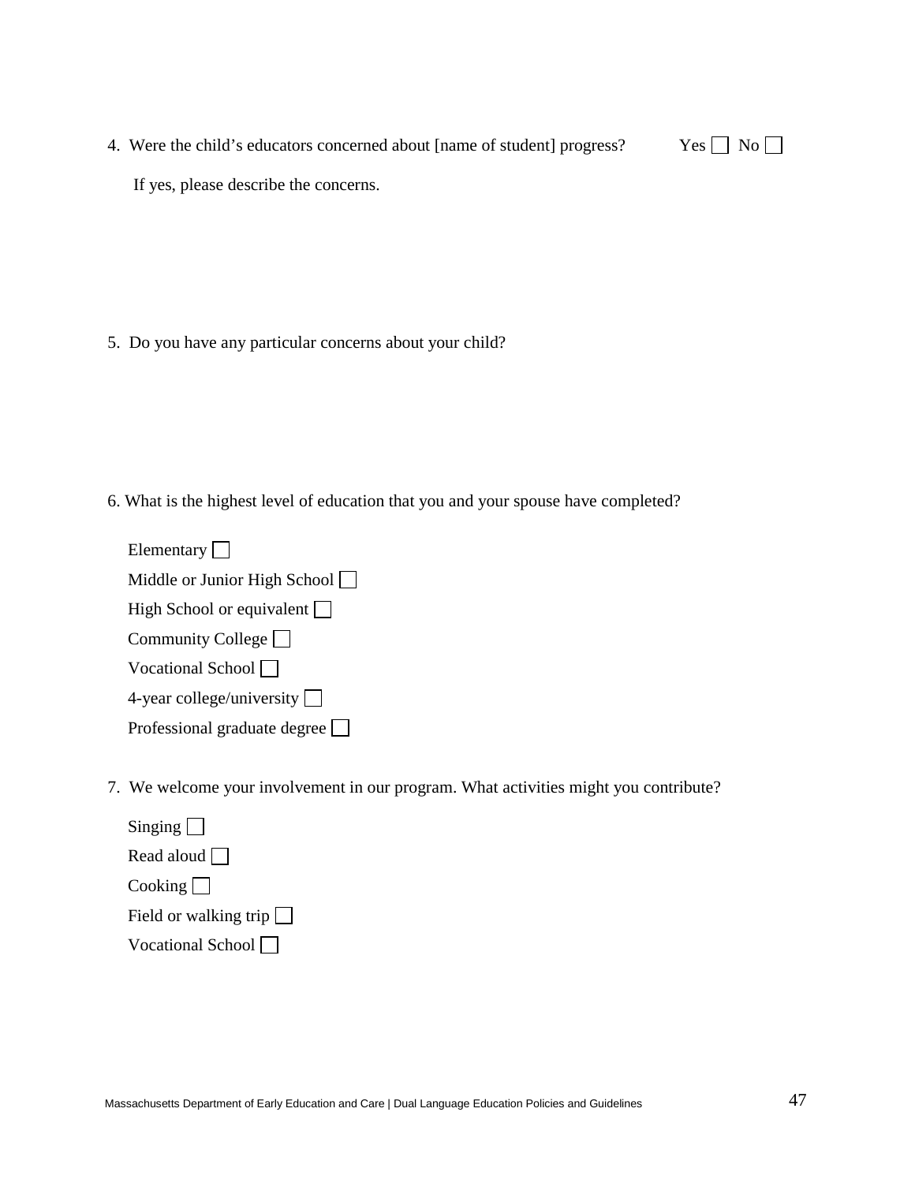4. Were the child's educators concerned about [name of student] progress? Yes ☐ No ☐

   If yes, please describe the concerns.

5. Do you have any particular concerns about your child?

6. What is the highest level of education that you and your spouse have completed?

   Elementary ☐
   Middle or Junior High School ☐
   High School or equivalent ☐
   Community College ☐
   Vocational School ☐
   4-year college/university ☐
   Professional graduate degree ☐

7. We welcome your involvement in our program. What activities might you contribute?

   Singing ☐
   Read aloud ☐
   Cooking ☐
   Field or walking trip ☐
   Vocational School ☐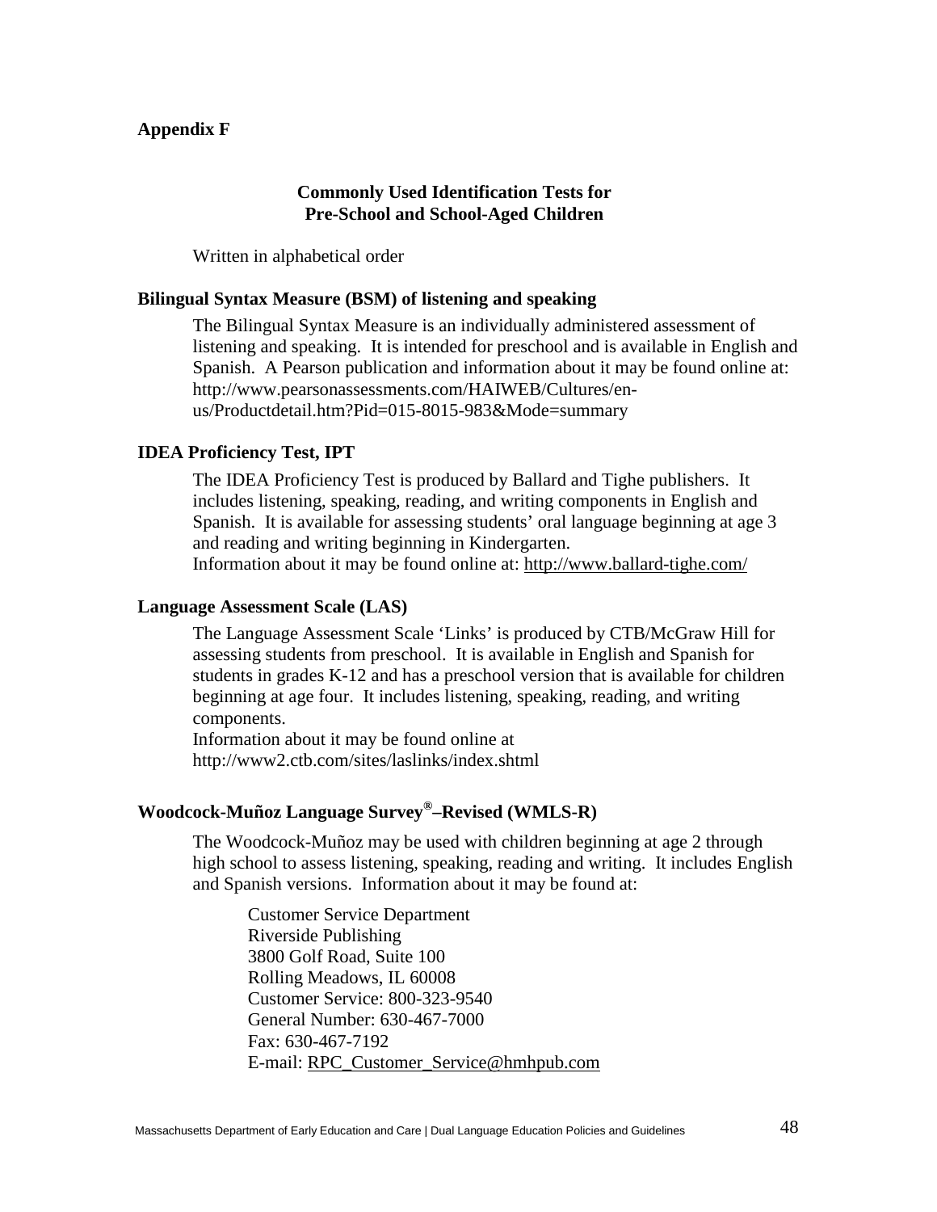**Appendix F**

## Commonly Used Identification Tests for Pre-School and School-Aged Children

Written in alphabetical order

### Bilingual Syntax Measure (BSM) of listening and speaking

The Bilingual Syntax Measure is an individually administered assessment of listening and speaking. It is intended for preschool and is available in English and Spanish. A Pearson publication and information about it may be found online at: http://www.pearsonassessments.com/HAIWEB/Cultures/en-us/Productdetail.htm?Pid=015-8015-983&Mode=summary

### IDEA Proficiency Test, IPT

The IDEA Proficiency Test is produced by Ballard and Tighe publishers. It includes listening, speaking, reading, and writing components in English and Spanish. It is available for assessing students' oral language beginning at age 3 and reading and writing beginning in Kindergarten.
Information about it may be found online at: http://www.ballard-tighe.com/

### Language Assessment Scale (LAS)

The Language Assessment Scale 'Links' is produced by CTB/McGraw Hill for assessing students from preschool. It is available in English and Spanish for students in grades K-12 and has a preschool version that is available for children beginning at age four. It includes listening, speaking, reading, and writing components.
Information about it may be found online at
http://www2.ctb.com/sites/laslinks/index.shtml

### Woodcock-Muñoz Language Survey®–Revised (WMLS-R)

The Woodcock-Muñoz may be used with children beginning at age 2 through high school to assess listening, speaking, reading and writing. It includes English and Spanish versions. Information about it may be found at:

Customer Service Department
Riverside Publishing
3800 Golf Road, Suite 100
Rolling Meadows, IL 60008
Customer Service: 800-323-9540
General Number: 630-467-7000
Fax: 630-467-7192
E-mail: RPC_Customer_Service@hmhpub.com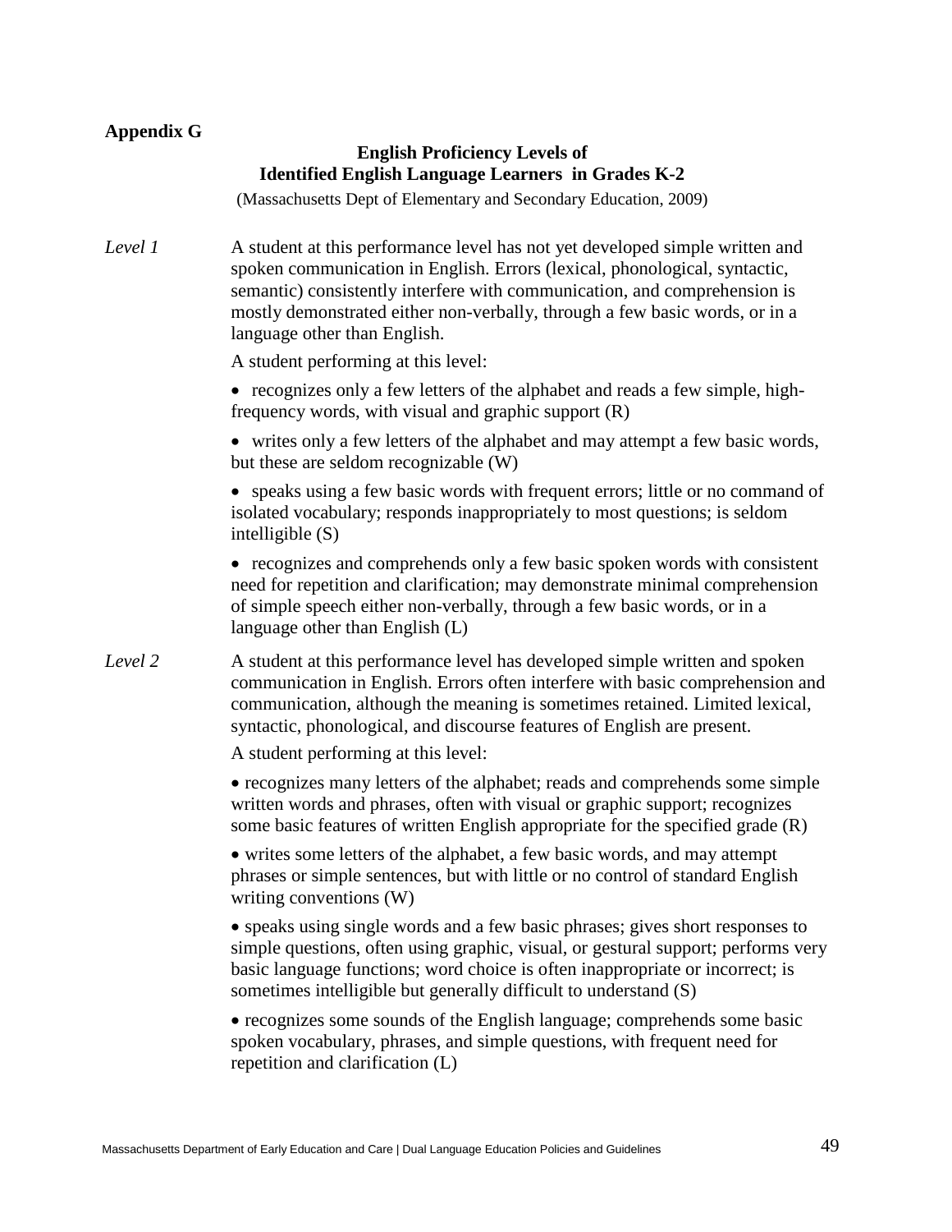**Appendix G**

## English Proficiency Levels of Identified English Language Learners in Grades K-2

(Massachusetts Dept of Elementary and Secondary Education, 2009)

*Level 1*

A student at this performance level has not yet developed simple written and spoken communication in English. Errors (lexical, phonological, syntactic, semantic) consistently interfere with communication, and comprehension is mostly demonstrated either non-verbally, through a few basic words, or in a language other than English.

A student performing at this level:

- recognizes only a few letters of the alphabet and reads a few simple, high-frequency words, with visual and graphic support (R)
- writes only a few letters of the alphabet and may attempt a few basic words, but these are seldom recognizable (W)
- speaks using a few basic words with frequent errors; little or no command of isolated vocabulary; responds inappropriately to most questions; is seldom intelligible (S)
- recognizes and comprehends only a few basic spoken words with consistent need for repetition and clarification; may demonstrate minimal comprehension of simple speech either non-verbally, through a few basic words, or in a language other than English (L)

*Level 2*

A student at this performance level has developed simple written and spoken communication in English. Errors often interfere with basic comprehension and communication, although the meaning is sometimes retained. Limited lexical, syntactic, phonological, and discourse features of English are present.

A student performing at this level:

- recognizes many letters of the alphabet; reads and comprehends some simple written words and phrases, often with visual or graphic support; recognizes some basic features of written English appropriate for the specified grade (R)
- writes some letters of the alphabet, a few basic words, and may attempt phrases or simple sentences, but with little or no control of standard English writing conventions (W)
- speaks using single words and a few basic phrases; gives short responses to simple questions, often using graphic, visual, or gestural support; performs very basic language functions; word choice is often inappropriate or incorrect; is sometimes intelligible but generally difficult to understand (S)
- recognizes some sounds of the English language; comprehends some basic spoken vocabulary, phrases, and simple questions, with frequent need for repetition and clarification (L)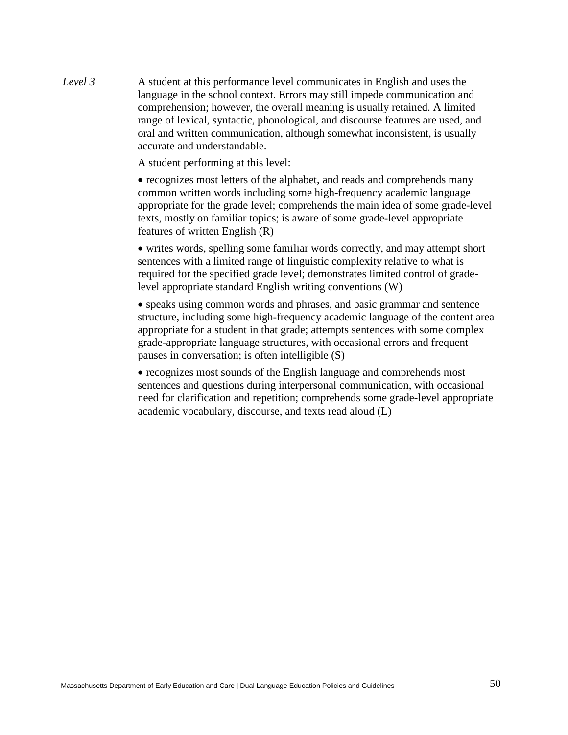*Level 3*

A student at this performance level communicates in English and uses the language in the school context. Errors may still impede communication and comprehension; however, the overall meaning is usually retained. A limited range of lexical, syntactic, phonological, and discourse features are used, and oral and written communication, although somewhat inconsistent, is usually accurate and understandable.

A student performing at this level:

- recognizes most letters of the alphabet, and reads and comprehends many common written words including some high-frequency academic language appropriate for the grade level; comprehends the main idea of some grade-level texts, mostly on familiar topics; is aware of some grade-level appropriate features of written English (R)
- writes words, spelling some familiar words correctly, and may attempt short sentences with a limited range of linguistic complexity relative to what is required for the specified grade level; demonstrates limited control of grade-level appropriate standard English writing conventions (W)
- speaks using common words and phrases, and basic grammar and sentence structure, including some high-frequency academic language of the content area appropriate for a student in that grade; attempts sentences with some complex grade-appropriate language structures, with occasional errors and frequent pauses in conversation; is often intelligible (S)
- recognizes most sounds of the English language and comprehends most sentences and questions during interpersonal communication, with occasional need for clarification and repetition; comprehends some grade-level appropriate academic vocabulary, discourse, and texts read aloud (L)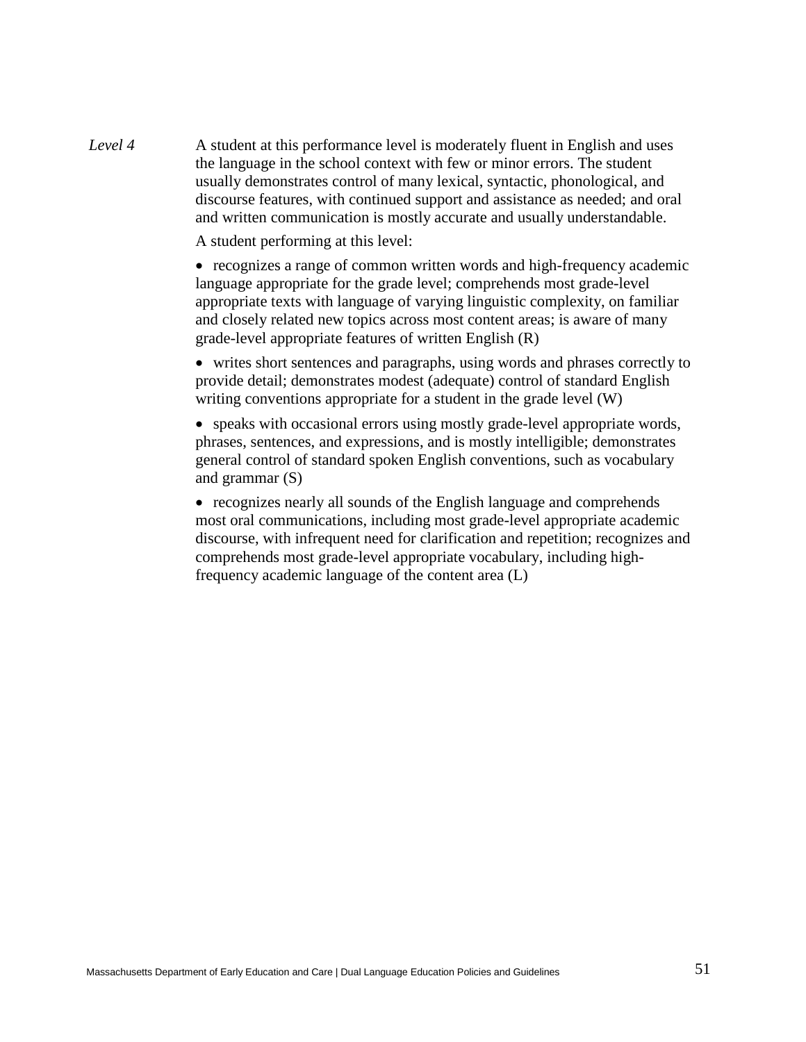*Level 4* A student at this performance level is moderately fluent in English and uses the language in the school context with few or minor errors. The student usually demonstrates control of many lexical, syntactic, phonological, and discourse features, with continued support and assistance as needed; and oral and written communication is mostly accurate and usually understandable.

A student performing at this level:

- recognizes a range of common written words and high-frequency academic language appropriate for the grade level; comprehends most grade-level appropriate texts with language of varying linguistic complexity, on familiar and closely related new topics across most content areas; is aware of many grade-level appropriate features of written English (R)
- writes short sentences and paragraphs, using words and phrases correctly to provide detail; demonstrates modest (adequate) control of standard English writing conventions appropriate for a student in the grade level (W)
- speaks with occasional errors using mostly grade-level appropriate words, phrases, sentences, and expressions, and is mostly intelligible; demonstrates general control of standard spoken English conventions, such as vocabulary and grammar (S)
- recognizes nearly all sounds of the English language and comprehends most oral communications, including most grade-level appropriate academic discourse, with infrequent need for clarification and repetition; recognizes and comprehends most grade-level appropriate vocabulary, including high-frequency academic language of the content area (L)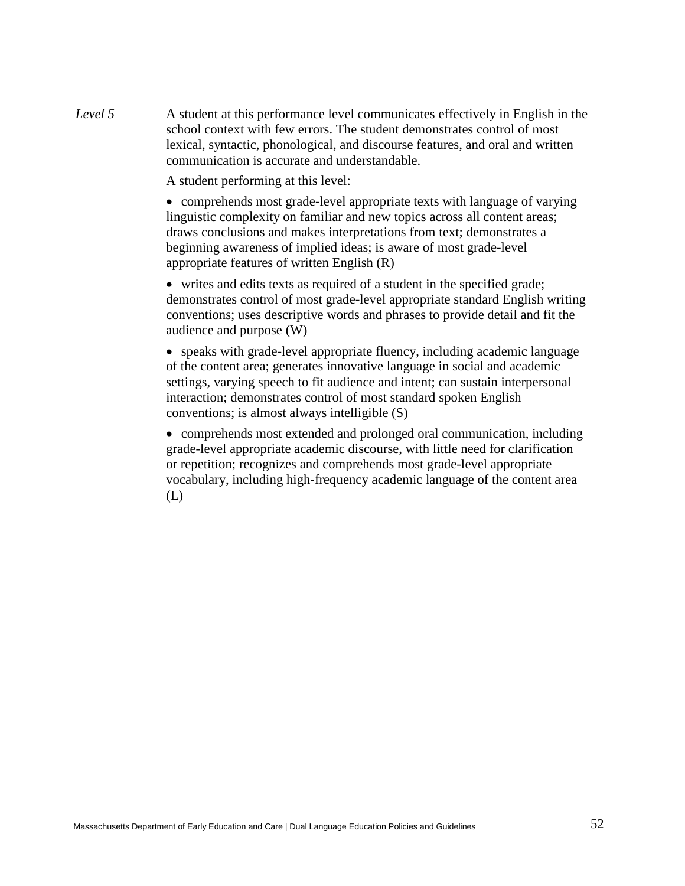*Level 5*

A student at this performance level communicates effectively in English in the school context with few errors. The student demonstrates control of most lexical, syntactic, phonological, and discourse features, and oral and written communication is accurate and understandable.

A student performing at this level:

- comprehends most grade-level appropriate texts with language of varying linguistic complexity on familiar and new topics across all content areas; draws conclusions and makes interpretations from text; demonstrates a beginning awareness of implied ideas; is aware of most grade-level appropriate features of written English (R)
- writes and edits texts as required of a student in the specified grade; demonstrates control of most grade-level appropriate standard English writing conventions; uses descriptive words and phrases to provide detail and fit the audience and purpose (W)
- speaks with grade-level appropriate fluency, including academic language of the content area; generates innovative language in social and academic settings, varying speech to fit audience and intent; can sustain interpersonal interaction; demonstrates control of most standard spoken English conventions; is almost always intelligible (S)
- comprehends most extended and prolonged oral communication, including grade-level appropriate academic discourse, with little need for clarification or repetition; recognizes and comprehends most grade-level appropriate vocabulary, including high-frequency academic language of the content area (L)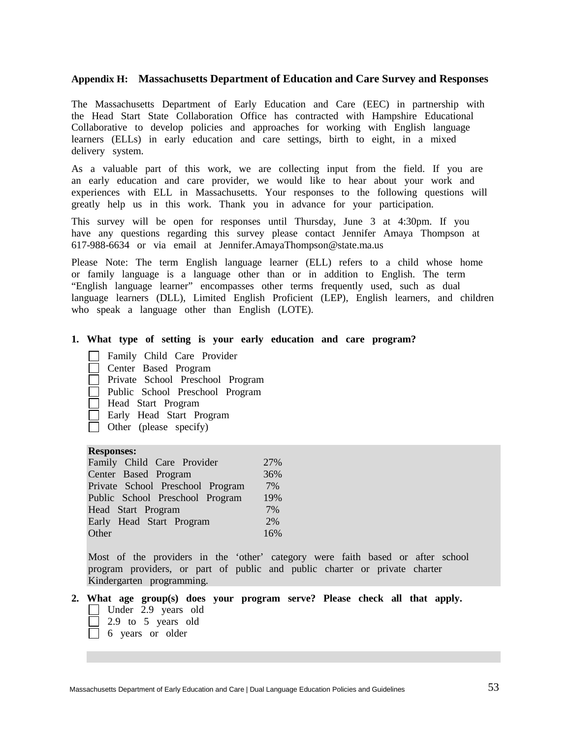## Appendix H: Massachusetts Department of Education and Care Survey and Responses

The Massachusetts Department of Early Education and Care (EEC) in partnership with the Head Start State Collaboration Office has contracted with Hampshire Educational Collaborative to develop policies and approaches for working with English language learners (ELLs) in early education and care settings, birth to eight, in a mixed delivery system.

As a valuable part of this work, we are collecting input from the field. If you are an early education and care provider, we would like to hear about your work and experiences with ELL in Massachusetts. Your responses to the following questions will greatly help us in this work. Thank you in advance for your participation.

This survey will be open for responses until Thursday, June 3 at 4:30pm. If you have any questions regarding this survey please contact Jennifer Amaya Thompson at 617-988-6634 or via email at Jennifer.AmayaThompson@state.ma.us

Please Note: The term English language learner (ELL) refers to a child whose home or family language is a language other than or in addition to English. The term "English language learner" encompasses other terms frequently used, such as dual language learners (DLL), Limited English Proficient (LEP), English learners, and children who speak a language other than English (LOTE).

**1. What type of setting is your early education and care program?**

- ☐ Family Child Care Provider
- ☐ Center Based Program
- ☐ Private School Preschool Program
- ☐ Public School Preschool Program
- ☐ Head Start Program
- ☐ Early Head Start Program
- ☐ Other (please specify)

**Responses:**

| Setting | Percent |
|---|---|
| Family Child Care Provider | 27% |
| Center Based Program | 36% |
| Private School Preschool Program | 7% |
| Public School Preschool Program | 19% |
| Head Start Program | 7% |
| Early Head Start Program | 2% |
| Other | 16% |

Most of the providers in the 'other' category were faith based or after school program providers, or part of public and public charter or private charter Kindergarten programming.

**2. What age group(s) does your program serve? Please check all that apply.**

- ☐ Under 2.9 years old
- ☐ 2.9 to 5 years old
- ☐ 6 years or older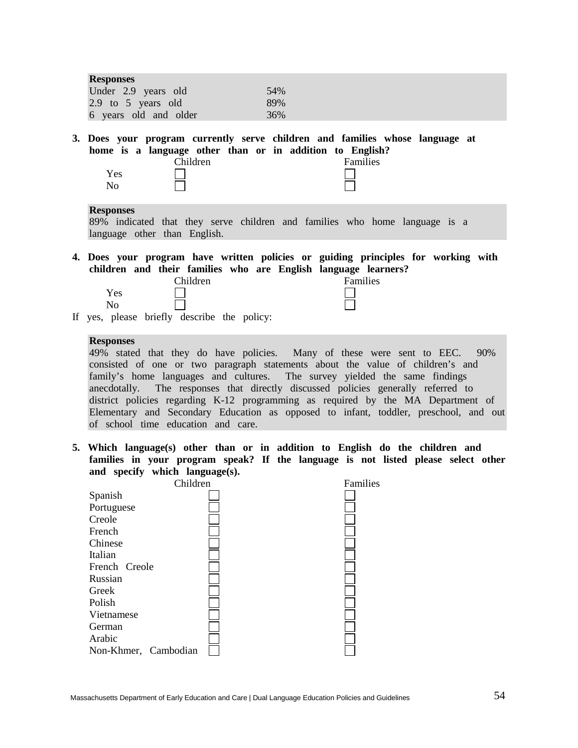**Responses**

| | |
|---|---|
| Under 2.9 years old | 54% |
| 2.9 to 5 years old | 89% |
| 6 years old and older | 36% |

**3. Does your program currently serve children and families whose language at home is a language other than or in addition to English?**

| | Children | Families |
|---|---|---|
| Yes | ☐ | ☐ |
| No | ☐ | ☐ |

**Responses**

89% indicated that they serve children and families who home language is a language other than English.

**4. Does your program have written policies or guiding principles for working with children and their families who are English language learners?**

| | Children | Families |
|---|---|---|
| Yes | ☐ | ☐ |
| No | ☐ | ☐ |

If yes, please briefly describe the policy:

**Responses**

49% stated that they do have policies. Many of these were sent to EEC. 90% consisted of one or two paragraph statements about the value of children's and family's home languages and cultures. The survey yielded the same findings anecdotally. The responses that directly discussed policies generally referred to district policies regarding K-12 programming as required by the MA Department of Elementary and Secondary Education as opposed to infant, toddler, preschool, and out of school time education and care.

**5. Which language(s) other than or in addition to English do the children and families in your program speak? If the language is not listed please select other and specify which language(s).**

| | Children | Families |
|---|---|---|
| Spanish | ☐ | ☐ |
| Portuguese | ☐ | ☐ |
| Creole | ☐ | ☐ |
| French | ☐ | ☐ |
| Chinese | ☐ | ☐ |
| Italian | ☐ | ☐ |
| French Creole | ☐ | ☐ |
| Russian | ☐ | ☐ |
| Greek | ☐ | ☐ |
| Polish | ☐ | ☐ |
| Vietnamese | ☐ | ☐ |
| German | ☐ | ☐ |
| Arabic | ☐ | ☐ |
| Non-Khmer, Cambodian | ☐ | ☐ |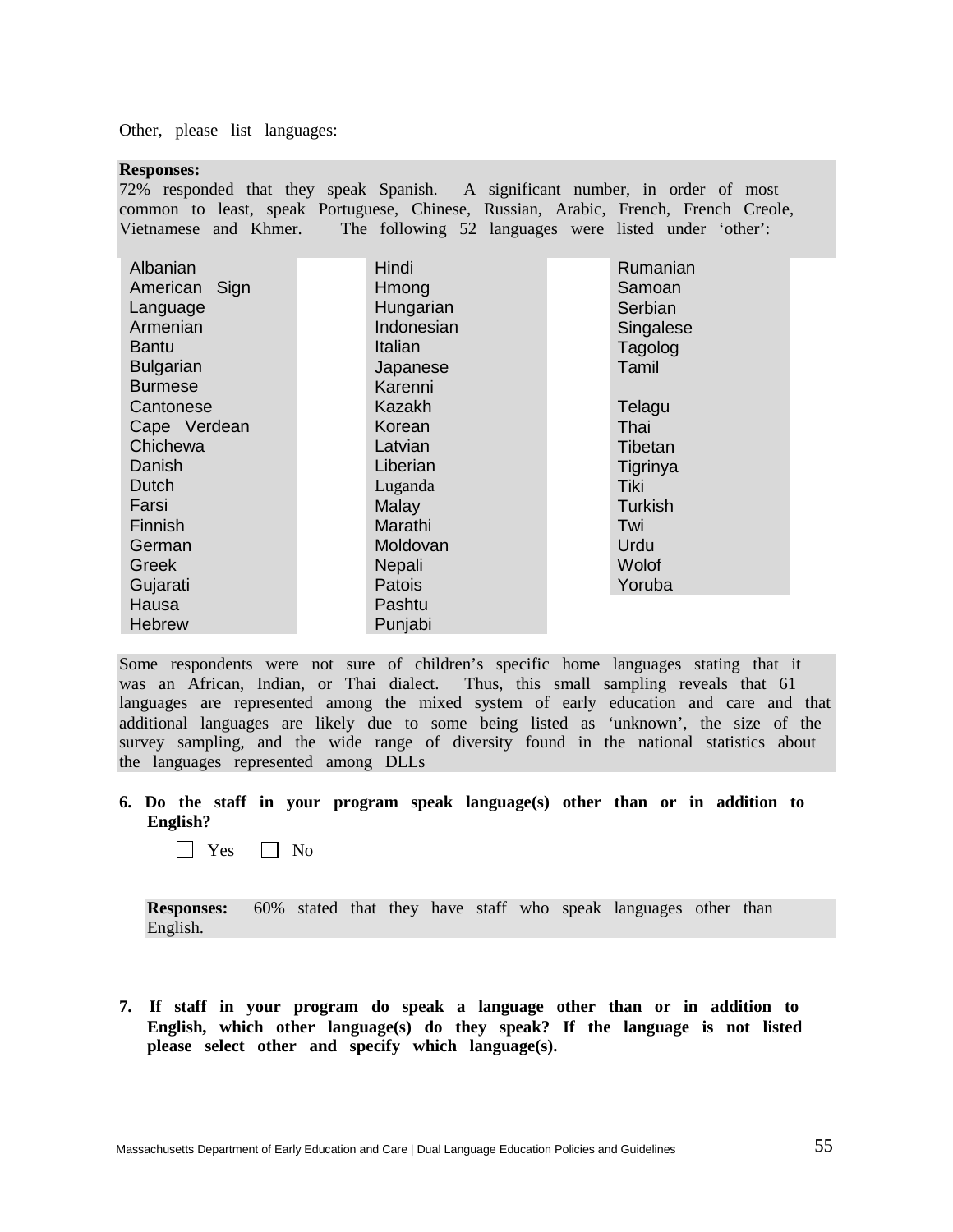Other, please list languages:

**Responses:**
72% responded that they speak Spanish. A significant number, in order of most common to least, speak Portuguese, Chinese, Russian, Arabic, French, French Creole, Vietnamese and Khmer. The following 52 languages were listed under 'other':

| | | |
|---|---|---|
| Albanian | Hindi | Rumanian |
| American Sign Language | Hmong | Samoan |
| Armenian | Hungarian | Serbian |
| Bantu | Indonesian | Singalese |
| Bulgarian | Italian | Tagolog |
| Burmese | Japanese | Tamil |
| Cantonese | Karenni | |
| Cape Verdean | Kazakh | Telagu |
| Chichewa | Korean | Thai |
| Danish | Latvian | Tibetan |
| Dutch | Liberian | Tigrinya |
| Farsi | Luganda | Tiki |
| Finnish | Malay | Turkish |
| German | Marathi | Twi |
| Greek | Moldovan | Urdu |
| Gujarati | Nepali | Wolof |
| Hausa | Patois | Yoruba |
| Hebrew | Pashtu | |
| | Punjabi | |

Some respondents were not sure of children's specific home languages stating that it was an African, Indian, or Thai dialect. Thus, this small sampling reveals that 61 languages are represented among the mixed system of early education and care and that additional languages are likely due to some being listed as 'unknown', the size of the survey sampling, and the wide range of diversity found in the national statistics about the languages represented among DLLs

**6. Do the staff in your program speak language(s) other than or in addition to English?**

☐ Yes ☐ No

**Responses:** 60% stated that they have staff who speak languages other than English.

**7. If staff in your program do speak a language other than or in addition to English, which other language(s) do they speak? If the language is not listed please select other and specify which language(s).**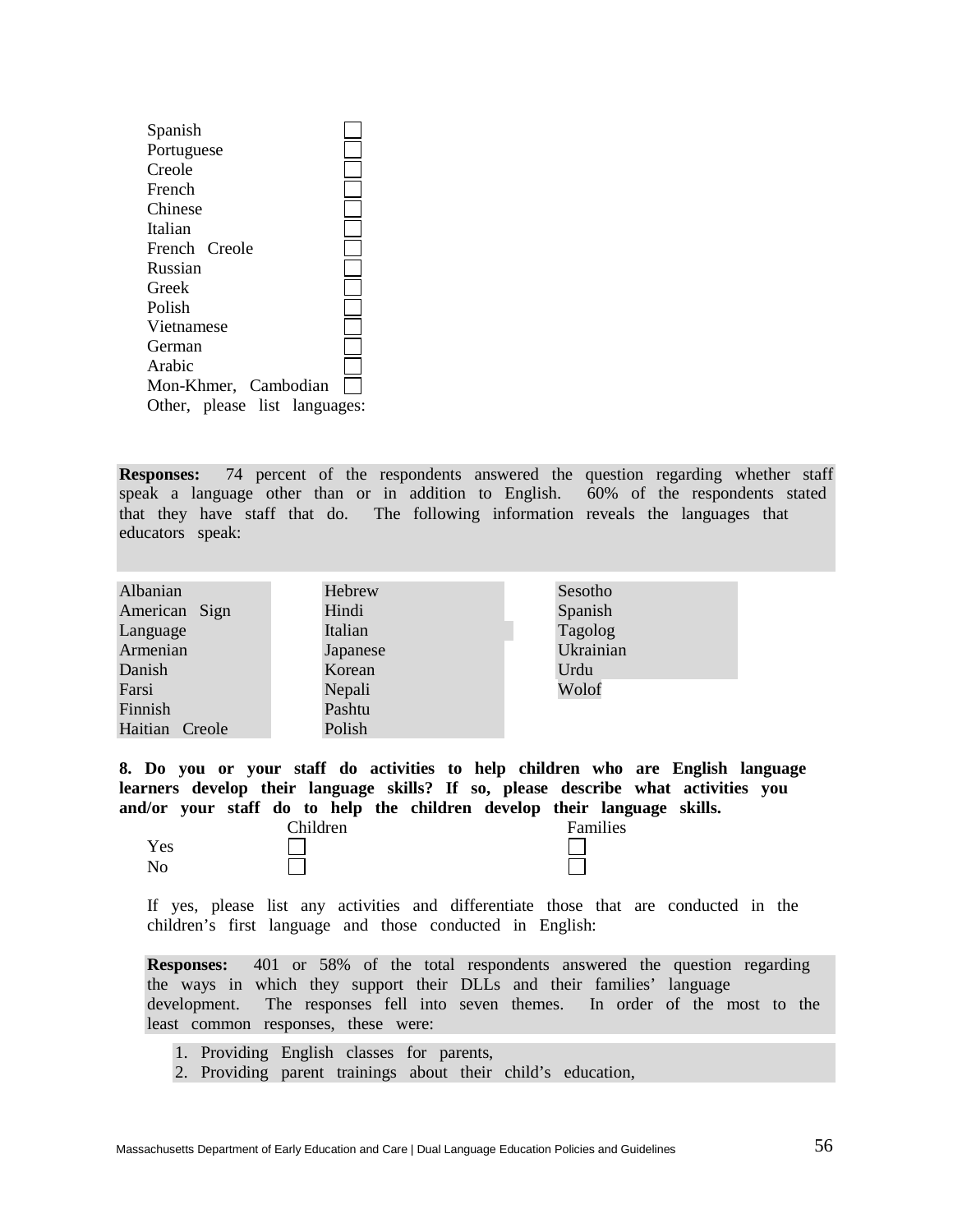Spanish ☐
Portuguese ☐
Creole ☐
French ☐
Chinese ☐
Italian ☐
French Creole ☐
Russian ☐
Greek ☐
Polish ☐
Vietnamese ☐
German ☐
Arabic ☐
Mon-Khmer, Cambodian ☐
Other, please list languages:

**Responses:** 74 percent of the respondents answered the question regarding whether staff speak a language other than or in addition to English. 60% of the respondents stated that they have staff that do. The following information reveals the languages that educators speak:

| | | |
|---|---|---|
| Albanian | Hebrew | Sesotho |
| American Sign Language | Hindi | Spanish |
| Armenian | Italian | Tagolog |
| Danish | Japanese | Ukrainian |
| Farsi | Korean | Urdu |
| Finnish | Nepali | Wolof |
| Haitian Creole | Pashtu | |
| | Polish | |

**8. Do you or your staff do activities to help children who are English language learners develop their language skills? If so, please describe what activities you and/or your staff do to help the children develop their language skills.**

| | Children | Families |
|---|---|---|
| Yes | ☐ | ☐ |
| No | ☐ | ☐ |

If yes, please list any activities and differentiate those that are conducted in the children's first language and those conducted in English:

**Responses:** 401 or 58% of the total respondents answered the question regarding the ways in which they support their DLLs and their families' language development. The responses fell into seven themes. In order of the most to the least common responses, these were:

1. Providing English classes for parents,
2. Providing parent trainings about their child's education,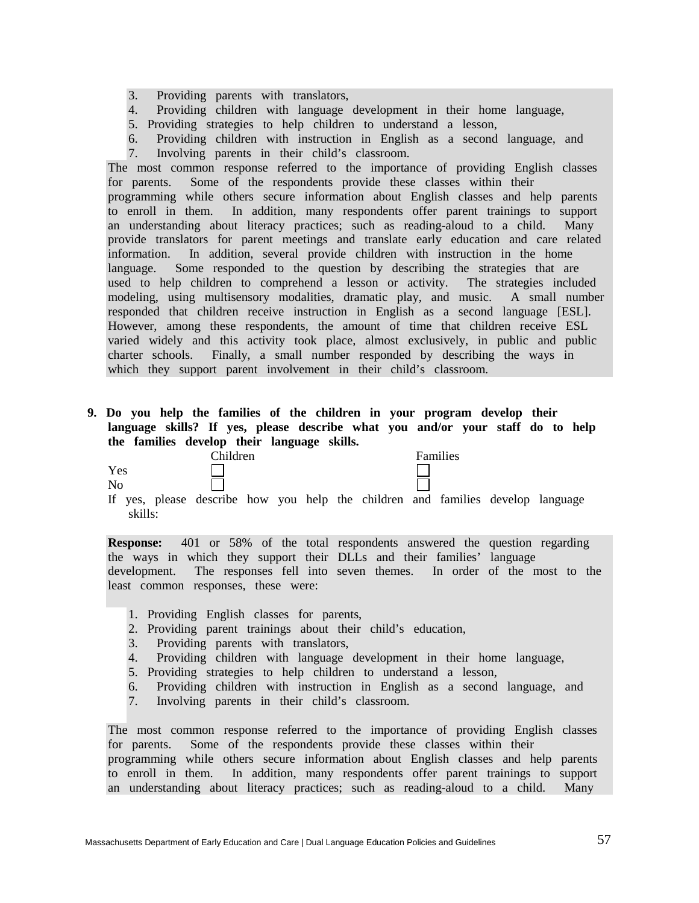3. Providing parents with translators,
4. Providing children with language development in their home language,
5. Providing strategies to help children to understand a lesson,
6. Providing children with instruction in English as a second language, and
7. Involving parents in their child's classroom.

The most common response referred to the importance of providing English classes for parents. Some of the respondents provide these classes within their programming while others secure information about English classes and help parents to enroll in them. In addition, many respondents offer parent trainings to support an understanding about literacy practices; such as reading-aloud to a child. Many provide translators for parent meetings and translate early education and care related information. In addition, several provide children with instruction in the home language. Some responded to the question by describing the strategies that are used to help children to comprehend a lesson or activity. The strategies included modeling, using multisensory modalities, dramatic play, and music. A small number responded that children receive instruction in English as a second language [ESL]. However, among these respondents, the amount of time that children receive ESL varied widely and this activity took place, almost exclusively, in public and public charter schools. Finally, a small number responded by describing the ways in which they support parent involvement in their child's classroom.

**9. Do you help the families of the children in your program develop their language skills? If yes, please describe what you and/or your staff do to help the families develop their language skills.**

| | Children | Families |
|---|---|---|
| Yes | ☐ | ☐ |
| No | ☐ | ☐ |

If yes, please describe how you help the children and families develop language skills:

**Response:** 401 or 58% of the total respondents answered the question regarding the ways in which they support their DLLs and their families' language development. The responses fell into seven themes. In order of the most to the least common responses, these were:

1. Providing English classes for parents,
2. Providing parent trainings about their child's education,
3. Providing parents with translators,
4. Providing children with language development in their home language,
5. Providing strategies to help children to understand a lesson,
6. Providing children with instruction in English as a second language, and
7. Involving parents in their child's classroom.

The most common response referred to the importance of providing English classes for parents. Some of the respondents provide these classes within their programming while others secure information about English classes and help parents to enroll in them. In addition, many respondents offer parent trainings to support an understanding about literacy practices; such as reading-aloud to a child. Many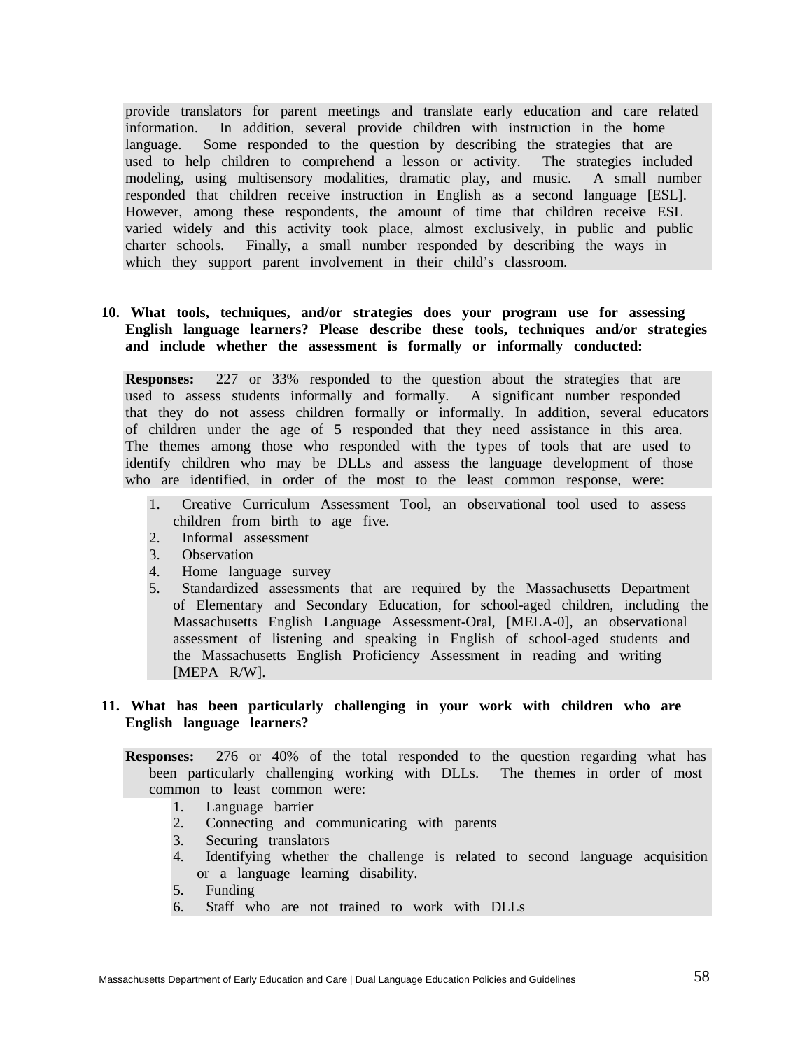provide translators for parent meetings and translate early education and care related information. In addition, several provide children with instruction in the home language. Some responded to the question by describing the strategies that are used to help children to comprehend a lesson or activity. The strategies included modeling, using multisensory modalities, dramatic play, and music. A small number responded that children receive instruction in English as a second language [ESL]. However, among these respondents, the amount of time that children receive ESL varied widely and this activity took place, almost exclusively, in public and public charter schools. Finally, a small number responded by describing the ways in which they support parent involvement in their child's classroom.

**10. What tools, techniques, and/or strategies does your program use for assessing English language learners? Please describe these tools, techniques and/or strategies and include whether the assessment is formally or informally conducted:**

**Responses:** 227 or 33% responded to the question about the strategies that are used to assess students informally and formally. A significant number responded that they do not assess children formally or informally. In addition, several educators of children under the age of 5 responded that they need assistance in this area. The themes among those who responded with the types of tools that are used to identify children who may be DLLs and assess the language development of those who are identified, in order of the most to the least common response, were:

1. Creative Curriculum Assessment Tool, an observational tool used to assess children from birth to age five.
2. Informal assessment
3. Observation
4. Home language survey
5. Standardized assessments that are required by the Massachusetts Department of Elementary and Secondary Education, for school-aged children, including the Massachusetts English Language Assessment-Oral, [MELA-0], an observational assessment of listening and speaking in English of school-aged students and the Massachusetts English Proficiency Assessment in reading and writing [MEPA R/W].

**11. What has been particularly challenging in your work with children who are English language learners?**

**Responses:** 276 or 40% of the total responded to the question regarding what has been particularly challenging working with DLLs. The themes in order of most common to least common were:

1. Language barrier
2. Connecting and communicating with parents
3. Securing translators
4. Identifying whether the challenge is related to second language acquisition or a language learning disability.
5. Funding
6. Staff who are not trained to work with DLLs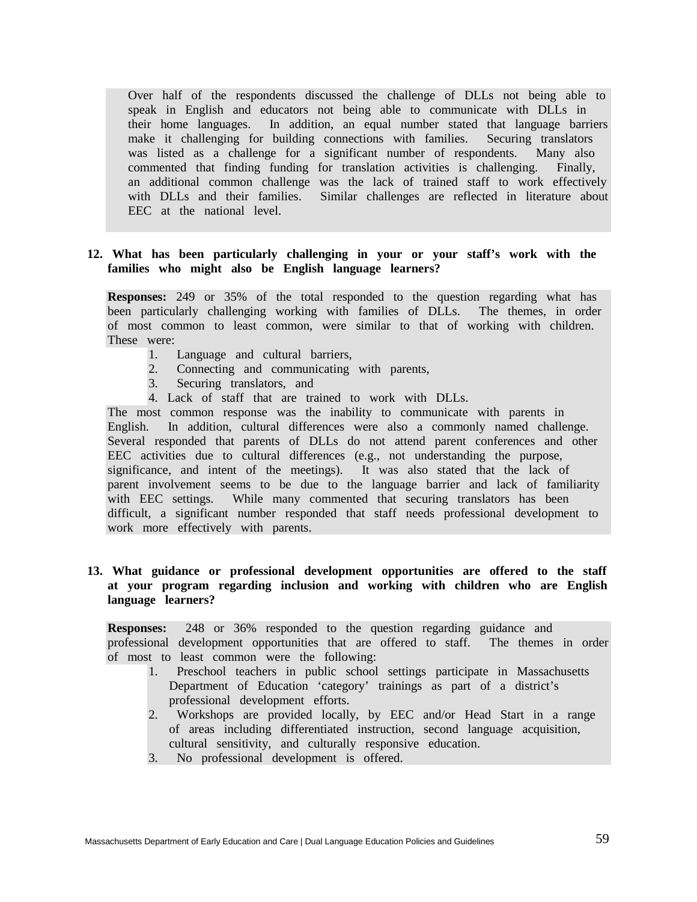Over half of the respondents discussed the challenge of DLLs not being able to speak in English and educators not being able to communicate with DLLs in their home languages. In addition, an equal number stated that language barriers make it challenging for building connections with families. Securing translators was listed as a challenge for a significant number of respondents. Many also commented that finding funding for translation activities is challenging. Finally, an additional common challenge was the lack of trained staff to work effectively with DLLs and their families. Similar challenges are reflected in literature about EEC at the national level.

**12. What has been particularly challenging in your or your staff's work with the families who might also be English language learners?**

**Responses:** 249 or 35% of the total responded to the question regarding what has been particularly challenging working with families of DLLs. The themes, in order of most common to least common, were similar to that of working with children. These were:

1. Language and cultural barriers,
2. Connecting and communicating with parents,
3. Securing translators, and
4. Lack of staff that are trained to work with DLLs.

The most common response was the inability to communicate with parents in English. In addition, cultural differences were also a commonly named challenge. Several responded that parents of DLLs do not attend parent conferences and other EEC activities due to cultural differences (e.g., not understanding the purpose, significance, and intent of the meetings). It was also stated that the lack of parent involvement seems to be due to the language barrier and lack of familiarity with EEC settings. While many commented that securing translators has been difficult, a significant number responded that staff needs professional development to work more effectively with parents.

**13. What guidance or professional development opportunities are offered to the staff at your program regarding inclusion and working with children who are English language learners?**

**Responses:** 248 or 36% responded to the question regarding guidance and professional development opportunities that are offered to staff. The themes in order of most to least common were the following:

1. Preschool teachers in public school settings participate in Massachusetts Department of Education 'category' trainings as part of a district's professional development efforts.
2. Workshops are provided locally, by EEC and/or Head Start in a range of areas including differentiated instruction, second language acquisition, cultural sensitivity, and culturally responsive education.
3. No professional development is offered.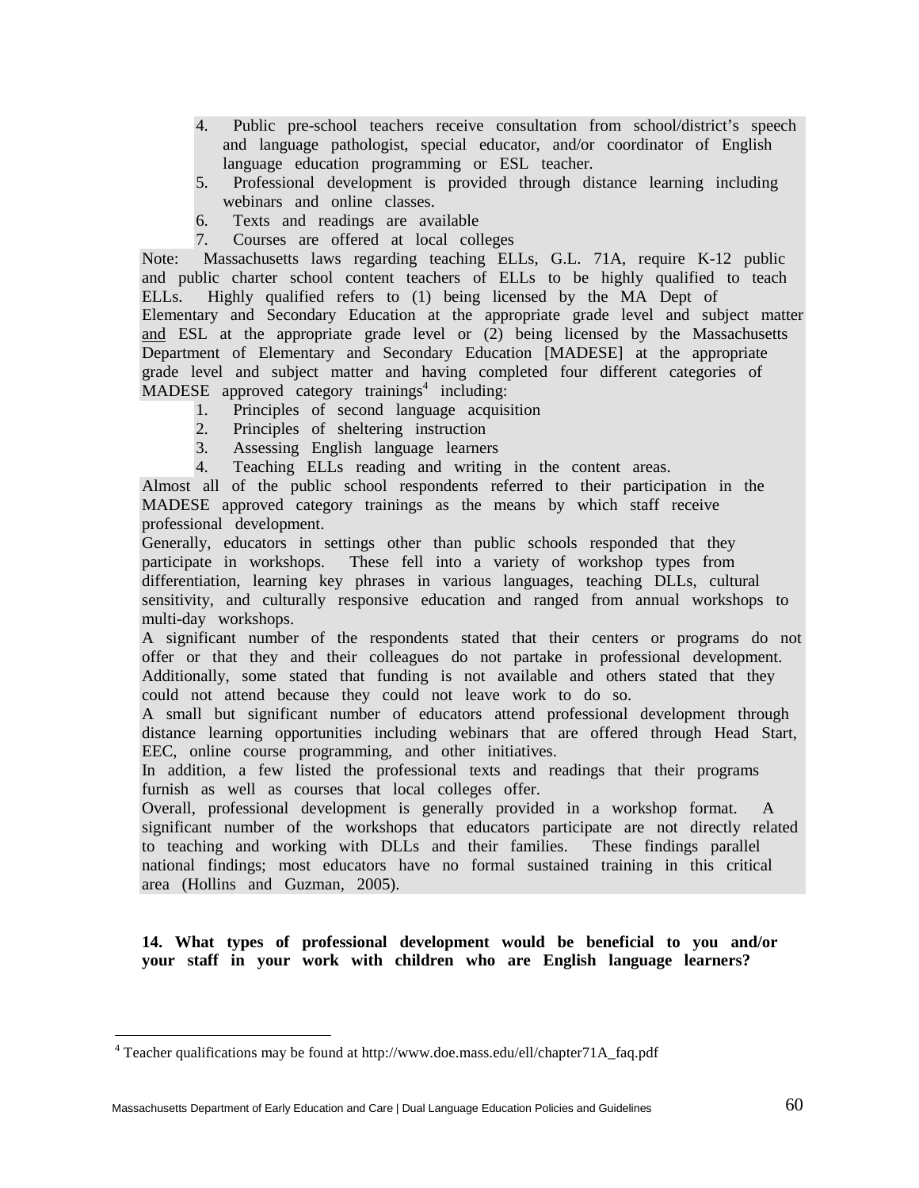4. Public pre-school teachers receive consultation from school/district's speech and language pathologist, special educator, and/or coordinator of English language education programming or ESL teacher.
5. Professional development is provided through distance learning including webinars and online classes.
6. Texts and readings are available
7. Courses are offered at local colleges

Note: Massachusetts laws regarding teaching ELLs, G.L. 71A, require K-12 public and public charter school content teachers of ELLs to be highly qualified to teach ELLs. Highly qualified refers to (1) being licensed by the MA Dept of Elementary and Secondary Education at the appropriate grade level and subject matter <u>and</u> ESL at the appropriate grade level or (2) being licensed by the Massachusetts Department of Elementary and Secondary Education [MADESE] at the appropriate grade level and subject matter and having completed four different categories of MADESE approved category trainings[4] including:

1. Principles of second language acquisition
2. Principles of sheltering instruction
3. Assessing English language learners
4. Teaching ELLs reading and writing in the content areas.

Almost all of the public school respondents referred to their participation in the MADESE approved category trainings as the means by which staff receive professional development.

Generally, educators in settings other than public schools responded that they participate in workshops. These fell into a variety of workshop types from differentiation, learning key phrases in various languages, teaching DLLs, cultural sensitivity, and culturally responsive education and ranged from annual workshops to multi-day workshops.

A significant number of the respondents stated that their centers or programs do not offer or that they and their colleagues do not partake in professional development. Additionally, some stated that funding is not available and others stated that they could not attend because they could not leave work to do so.

A small but significant number of educators attend professional development through distance learning opportunities including webinars that are offered through Head Start, EEC, online course programming, and other initiatives.

In addition, a few listed the professional texts and readings that their programs furnish as well as courses that local colleges offer.

Overall, professional development is generally provided in a workshop format. A significant number of the workshops that educators participate are not directly related to teaching and working with DLLs and their families. These findings parallel national findings; most educators have no formal sustained training in this critical area (Hollins and Guzman, 2005).

**14. What types of professional development would be beneficial to you and/or your staff in your work with children who are English language learners?**

[4] Teacher qualifications may be found at http://www.doe.mass.edu/ell/chapter71A_faq.pdf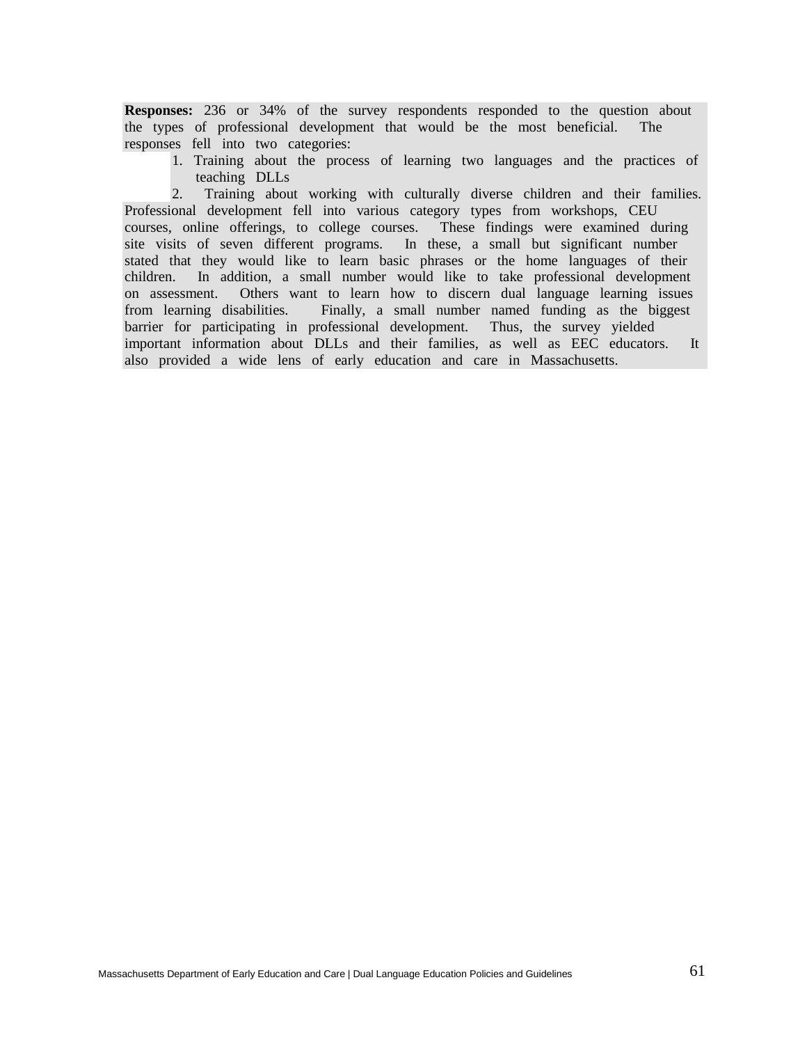**Responses:** 236 or 34% of the survey respondents responded to the question about the types of professional development that would be the most beneficial. The responses fell into two categories:

1. Training about the process of learning two languages and the practices of teaching DLLs
2. Training about working with culturally diverse children and their families.

Professional development fell into various category types from workshops, CEU courses, online offerings, to college courses. These findings were examined during site visits of seven different programs. In these, a small but significant number stated that they would like to learn basic phrases or the home languages of their children. In addition, a small number would like to take professional development on assessment. Others want to learn how to discern dual language learning issues from learning disabilities. Finally, a small number named funding as the biggest barrier for participating in professional development. Thus, the survey yielded important information about DLLs and their families, as well as EEC educators. It also provided a wide lens of early education and care in Massachusetts.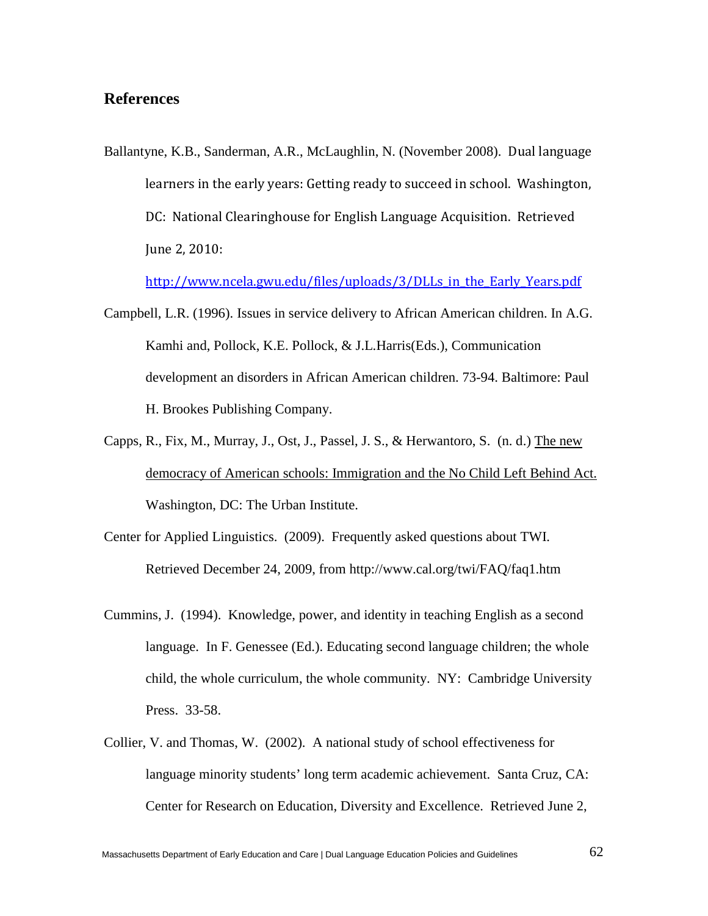## References

Ballantyne, K.B., Sanderman, A.R., McLaughlin, N. (November 2008). Dual language learners in the early years: Getting ready to succeed in school. Washington, DC: National Clearinghouse for English Language Acquisition. Retrieved June 2, 2010: [http://www.ncela.gwu.edu/files/uploads/3/DLLs_in_the_Early_Years.pdf](http://www.ncela.gwu.edu/files/uploads/3/DLLs_in_the_Early_Years.pdf)

Campbell, L.R. (1996). Issues in service delivery to African American children. In A.G. Kamhi and, Pollock, K.E. Pollock, & J.L.Harris(Eds.), Communication development an disorders in African American children. 73-94. Baltimore: Paul H. Brookes Publishing Company.

Capps, R., Fix, M., Murray, J., Ost, J., Passel, J. S., & Herwantoro, S. (n. d.) The new democracy of American schools: Immigration and the No Child Left Behind Act. Washington, DC: The Urban Institute.

Center for Applied Linguistics. (2009). Frequently asked questions about TWI. Retrieved December 24, 2009, from http://www.cal.org/twi/FAQ/faq1.htm

Cummins, J. (1994). Knowledge, power, and identity in teaching English as a second language. In F. Genessee (Ed.). Educating second language children; the whole child, the whole curriculum, the whole community. NY: Cambridge University Press. 33-58.

Collier, V. and Thomas, W. (2002). A national study of school effectiveness for language minority students' long term academic achievement. Santa Cruz, CA: Center for Research on Education, Diversity and Excellence. Retrieved June 2,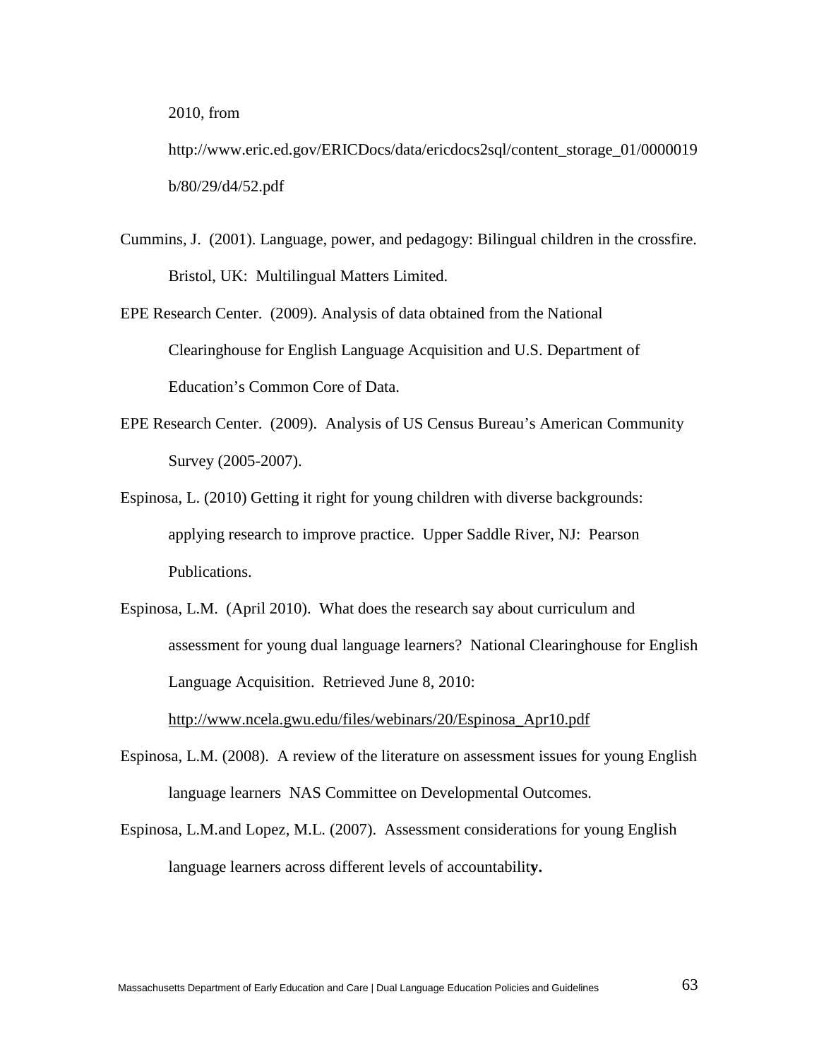2010, from

http://www.eric.ed.gov/ERICDocs/data/ericdocs2sql/content_storage_01/0000019b/80/29/d4/52.pdf

Cummins, J. (2001). Language, power, and pedagogy: Bilingual children in the crossfire. Bristol, UK: Multilingual Matters Limited.

EPE Research Center. (2009). Analysis of data obtained from the National Clearinghouse for English Language Acquisition and U.S. Department of Education's Common Core of Data.

EPE Research Center. (2009). Analysis of US Census Bureau's American Community Survey (2005-2007).

Espinosa, L. (2010) Getting it right for young children with diverse backgrounds: applying research to improve practice. Upper Saddle River, NJ: Pearson Publications.

Espinosa, L.M. (April 2010). What does the research say about curriculum and assessment for young dual language learners? National Clearinghouse for English Language Acquisition. Retrieved June 8, 2010: http://www.ncela.gwu.edu/files/webinars/20/Espinosa_Apr10.pdf

Espinosa, L.M. (2008). A review of the literature on assessment issues for young English language learners NAS Committee on Developmental Outcomes.

Espinosa, L.M.and Lopez, M.L. (2007). Assessment considerations for young English language learners across different levels of accountabilit**y.**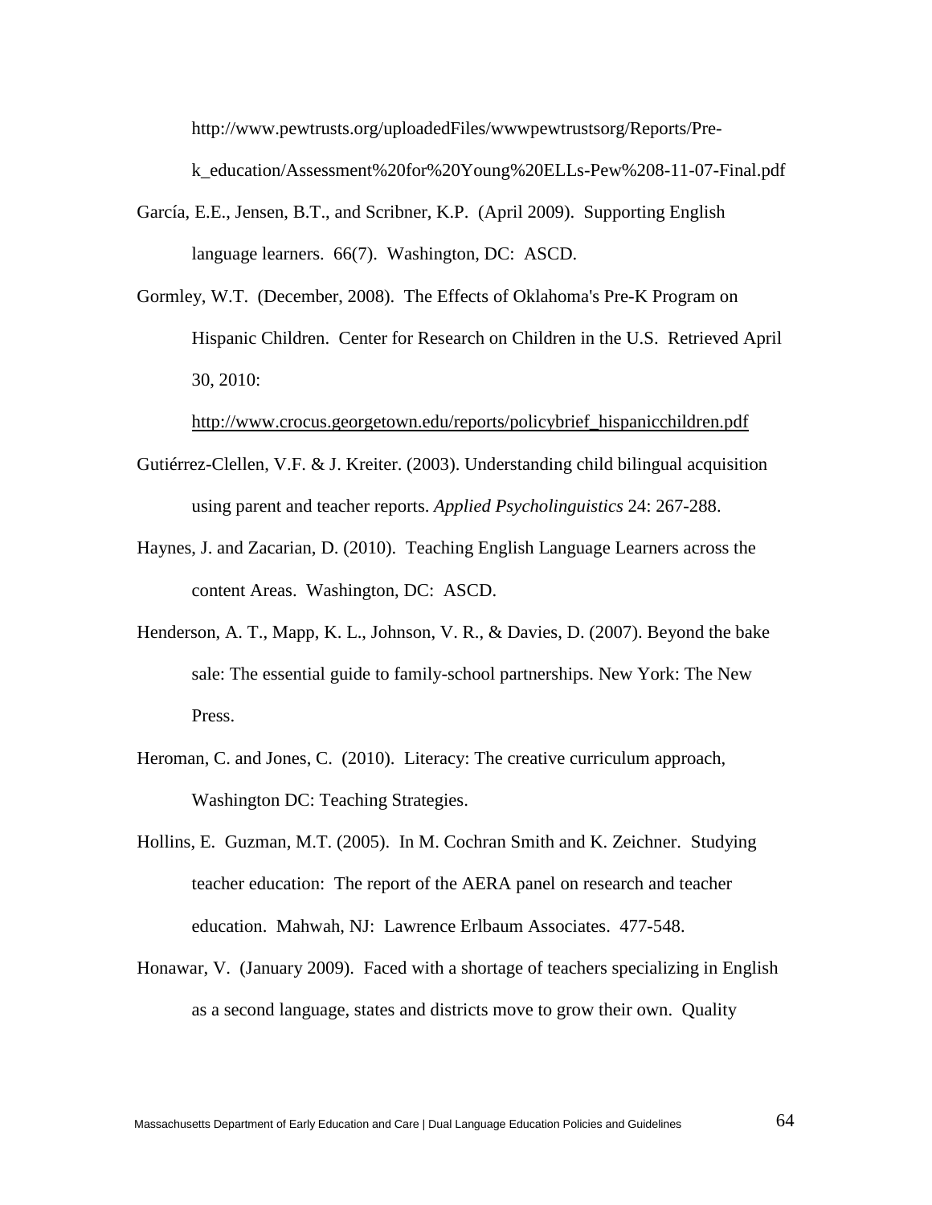http://www.pewtrusts.org/uploadedFiles/wwwpewtrustsorg/Reports/Pre-k_education/Assessment%20for%20Young%20ELLs-Pew%208-11-07-Final.pdf

García, E.E., Jensen, B.T., and Scribner, K.P. (April 2009). Supporting English language learners. 66(7). Washington, DC: ASCD.

Gormley, W.T. (December, 2008). The Effects of Oklahoma's Pre-K Program on Hispanic Children. Center for Research on Children in the U.S. Retrieved April 30, 2010: http://www.crocus.georgetown.edu/reports/policybrief_hispanicchildren.pdf

Gutiérrez-Clellen, V.F. & J. Kreiter. (2003). Understanding child bilingual acquisition using parent and teacher reports. *Applied Psycholinguistics* 24: 267-288.

Haynes, J. and Zacarian, D. (2010). Teaching English Language Learners across the content Areas. Washington, DC: ASCD.

Henderson, A. T., Mapp, K. L., Johnson, V. R., & Davies, D. (2007). Beyond the bake sale: The essential guide to family-school partnerships. New York: The New Press.

Heroman, C. and Jones, C. (2010). Literacy: The creative curriculum approach, Washington DC: Teaching Strategies.

Hollins, E. Guzman, M.T. (2005). In M. Cochran Smith and K. Zeichner. Studying teacher education: The report of the AERA panel on research and teacher education. Mahwah, NJ: Lawrence Erlbaum Associates. 477-548.

Honawar, V. (January 2009). Faced with a shortage of teachers specializing in English as a second language, states and districts move to grow their own. Quality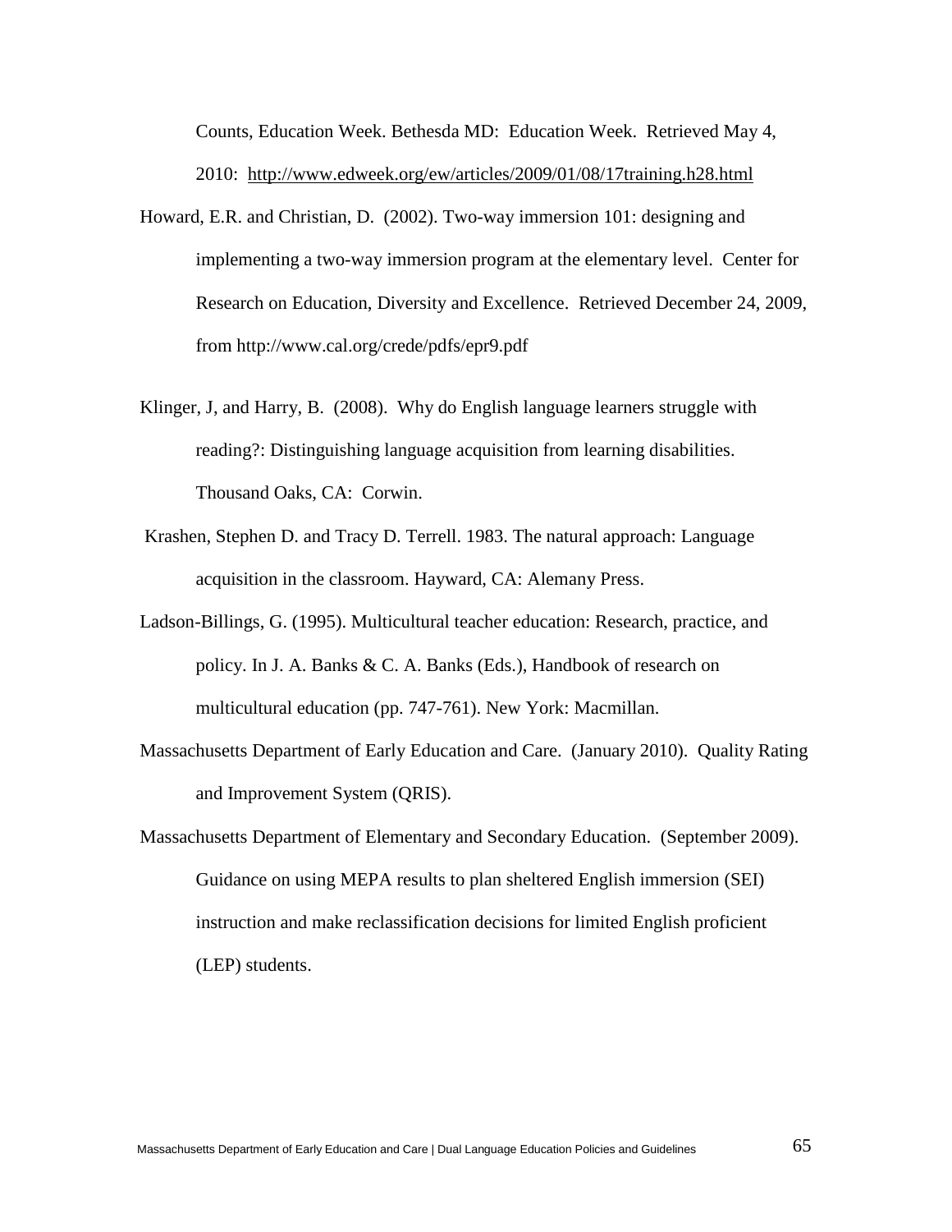Counts, Education Week. Bethesda MD: Education Week. Retrieved May 4, 2010: http://www.edweek.org/ew/articles/2009/01/08/17training.h28.html

Howard, E.R. and Christian, D. (2002). Two-way immersion 101: designing and implementing a two-way immersion program at the elementary level. Center for Research on Education, Diversity and Excellence. Retrieved December 24, 2009, from http://www.cal.org/crede/pdfs/epr9.pdf

Klinger, J, and Harry, B. (2008). Why do English language learners struggle with reading?: Distinguishing language acquisition from learning disabilities. Thousand Oaks, CA: Corwin.

Krashen, Stephen D. and Tracy D. Terrell. 1983. The natural approach: Language acquisition in the classroom. Hayward, CA: Alemany Press.

Ladson-Billings, G. (1995). Multicultural teacher education: Research, practice, and policy. In J. A. Banks & C. A. Banks (Eds.), Handbook of research on multicultural education (pp. 747-761). New York: Macmillan.

Massachusetts Department of Early Education and Care. (January 2010). Quality Rating and Improvement System (QRIS).

Massachusetts Department of Elementary and Secondary Education. (September 2009). Guidance on using MEPA results to plan sheltered English immersion (SEI) instruction and make reclassification decisions for limited English proficient (LEP) students.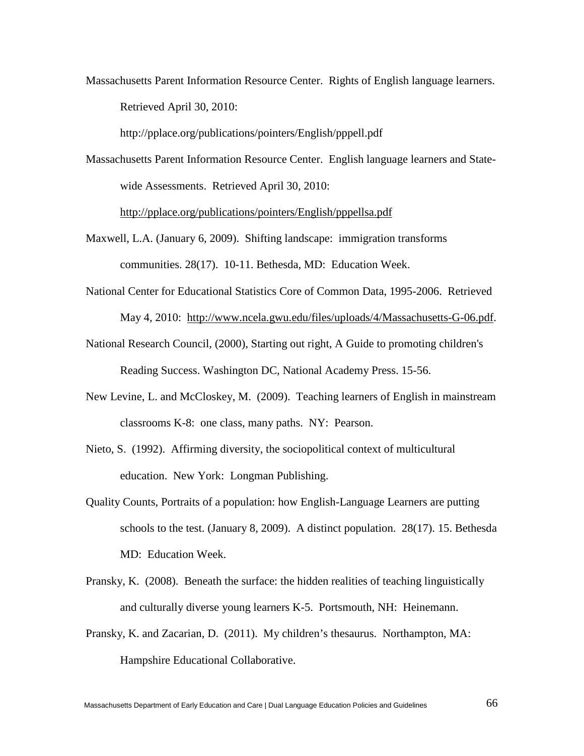Massachusetts Parent Information Resource Center. Rights of English language learners. Retrieved April 30, 2010: http://pplace.org/publications/pointers/English/pppell.pdf

Massachusetts Parent Information Resource Center. English language learners and State-wide Assessments. Retrieved April 30, 2010: http://pplace.org/publications/pointers/English/pppellsa.pdf

Maxwell, L.A. (January 6, 2009). Shifting landscape: immigration transforms communities. 28(17). 10-11. Bethesda, MD: Education Week.

National Center for Educational Statistics Core of Common Data, 1995-2006. Retrieved May 4, 2010: http://www.ncela.gwu.edu/files/uploads/4/Massachusetts-G-06.pdf.

National Research Council, (2000), Starting out right, A Guide to promoting children's Reading Success. Washington DC, National Academy Press. 15-56.

New Levine, L. and McCloskey, M. (2009). Teaching learners of English in mainstream classrooms K-8: one class, many paths. NY: Pearson.

Nieto, S. (1992). Affirming diversity, the sociopolitical context of multicultural education. New York: Longman Publishing.

Quality Counts, Portraits of a population: how English-Language Learners are putting schools to the test. (January 8, 2009). A distinct population. 28(17). 15. Bethesda MD: Education Week.

Pransky, K. (2008). Beneath the surface: the hidden realities of teaching linguistically and culturally diverse young learners K-5. Portsmouth, NH: Heinemann.

Pransky, K. and Zacarian, D. (2011). My children's thesaurus. Northampton, MA: Hampshire Educational Collaborative.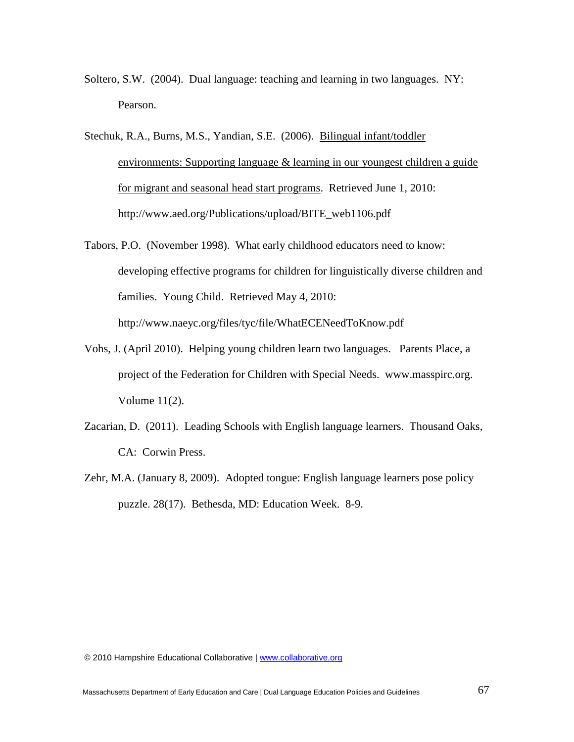Soltero, S.W. (2004). Dual language: teaching and learning in two languages. NY: Pearson.

Stechuk, R.A., Burns, M.S., Yandian, S.E. (2006). Bilingual infant/toddler environments: Supporting language & learning in our youngest children a guide for migrant and seasonal head start programs. Retrieved June 1, 2010: http://www.aed.org/Publications/upload/BITE_web1106.pdf

Tabors, P.O. (November 1998). What early childhood educators need to know: developing effective programs for children for linguistically diverse children and families. Young Child. Retrieved May 4, 2010: http://www.naeyc.org/files/tyc/file/WhatECENeedToKnow.pdf

Vohs, J. (April 2010). Helping young children learn two languages. Parents Place, a project of the Federation for Children with Special Needs. www.masspirc.org. Volume 11(2).

Zacarian, D. (2011). Leading Schools with English language learners. Thousand Oaks, CA: Corwin Press.

Zehr, M.A. (January 8, 2009). Adopted tongue: English language learners pose policy puzzle. 28(17). Bethesda, MD: Education Week. 8-9.